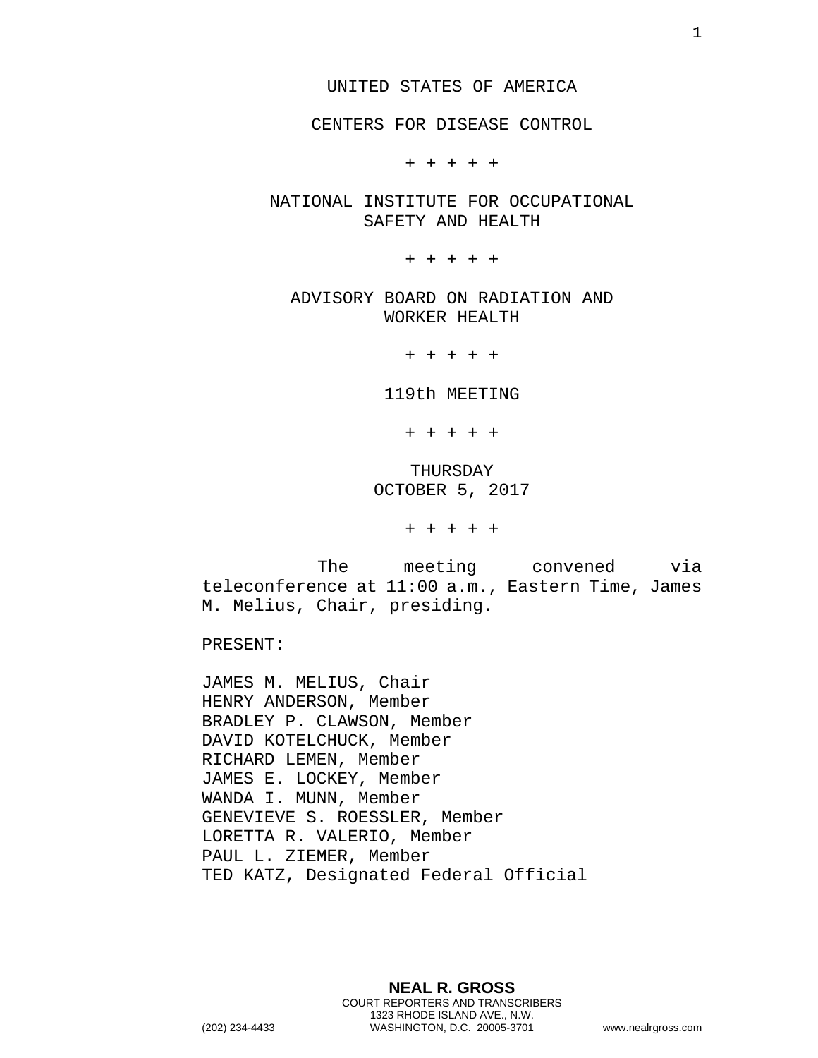UNITED STATES OF AMERICA

CENTERS FOR DISEASE CONTROL

+ + + + +

NATIONAL INSTITUTE FOR OCCUPATIONAL SAFETY AND HEALTH

+ + + + +

ADVISORY BOARD ON RADIATION AND WORKER HEALTH

+ + + + +

119th MEETING

+ + + + +

THURSDAY
OCTOBER 5, 2017

+ + + + +

The meeting convened via teleconference at 11:00 a.m., Eastern Time, James M. Melius, Chair, presiding.

PRESENT:

JAMES M. MELIUS, Chair
HENRY ANDERSON, Member
BRADLEY P. CLAWSON, Member
DAVID KOTELCHUCK, Member
RICHARD LEMEN, Member
JAMES E. LOCKEY, Member
WANDA I. MUNN, Member
GENEVIEVE S. ROESSLER, Member
LORETTA R. VALERIO, Member
PAUL L. ZIEMER, Member
TED KATZ, Designated Federal Official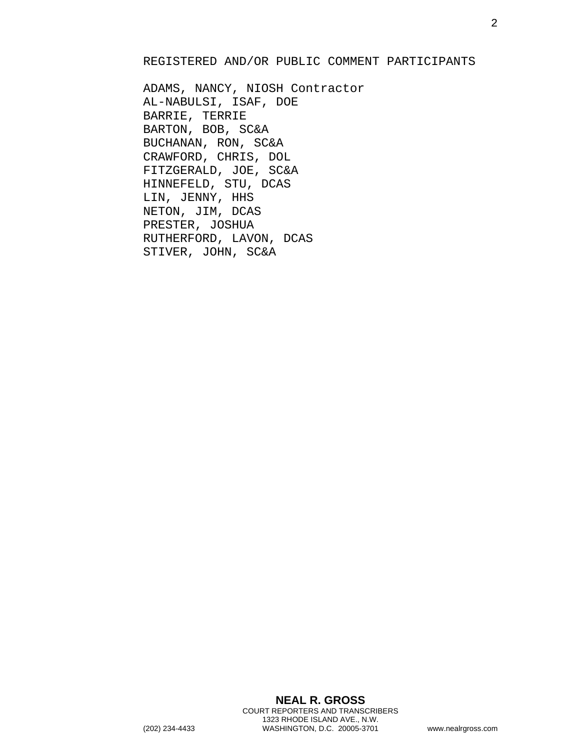REGISTERED AND/OR PUBLIC COMMENT PARTICIPANTS

ADAMS, NANCY, NIOSH Contractor
AL-NABULSI, ISAF, DOE
BARRIE, TERRIE
BARTON, BOB, SC&A
BUCHANAN, RON, SC&A
CRAWFORD, CHRIS, DOL
FITZGERALD, JOE, SC&A
HINNEFELD, STU, DCAS
LIN, JENNY, HHS
NETON, JIM, DCAS
PRESTER, JOSHUA
RUTHERFORD, LAVON, DCAS
STIVER, JOHN, SC&A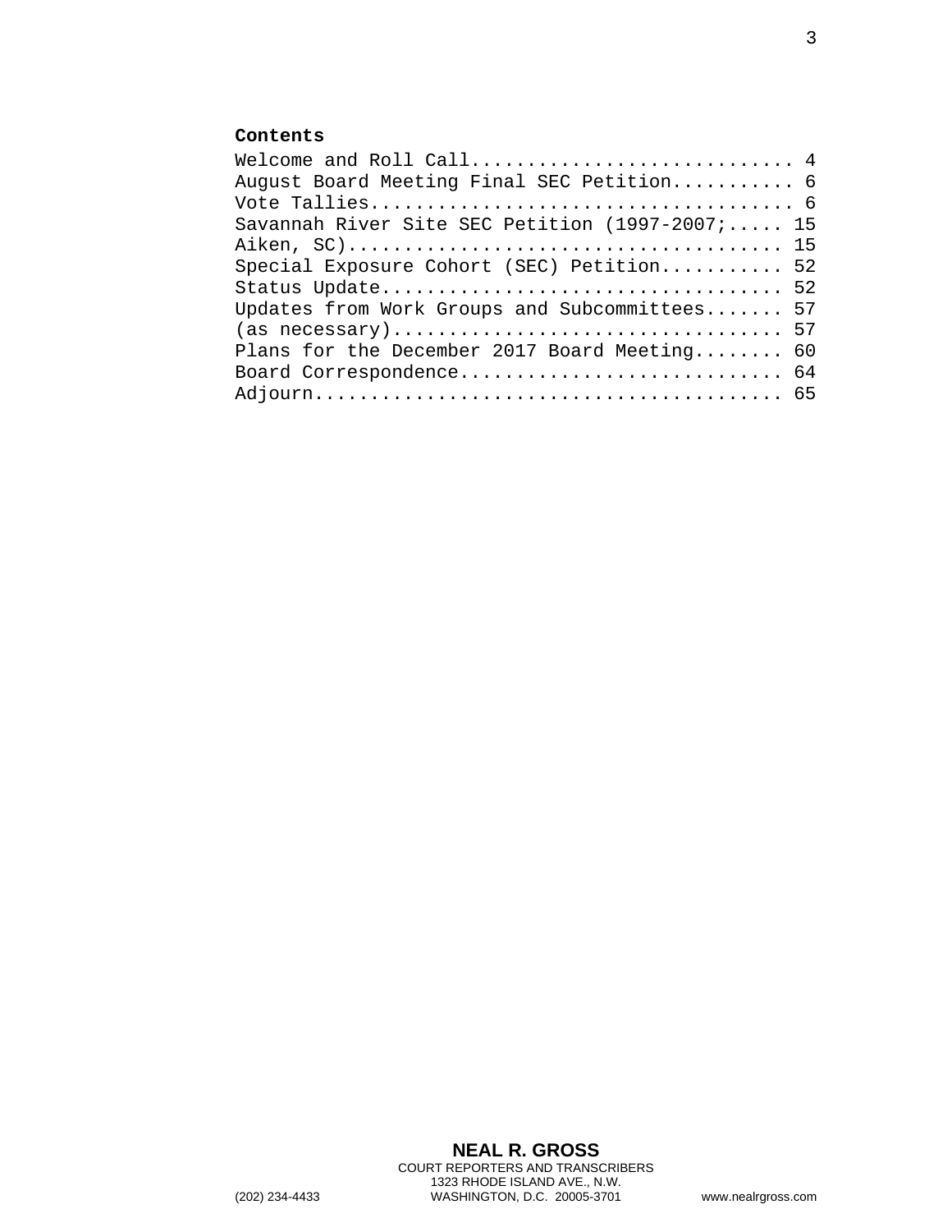**Contents**

Welcome and Roll Call............................ 4
August Board Meeting Final SEC Petition........... 6
Vote Tallies..................................... 6
Savannah River Site SEC Petition (1997-2007;..... 15
Aiken, SC)....................................... 15
Special Exposure Cohort (SEC) Petition........... 52
Status Update.................................... 52
Updates from Work Groups and Subcommittees....... 57
(as necessary)................................... 57
Plans for the December 2017 Board Meeting........ 60
Board Correspondence............................. 64
Adjourn.......................................... 65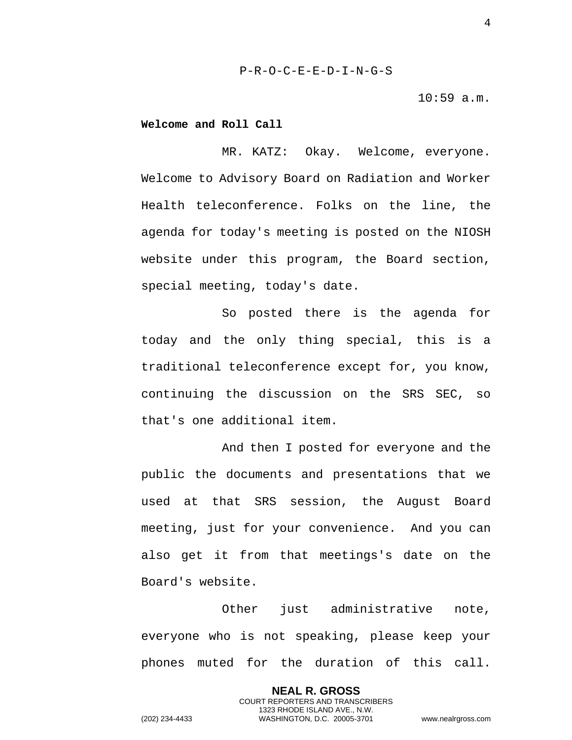P-R-O-C-E-E-D-I-N-G-S

10:59 a.m.

**Welcome and Roll Call**

MR. KATZ: Okay. Welcome, everyone. Welcome to Advisory Board on Radiation and Worker Health teleconference. Folks on the line, the agenda for today's meeting is posted on the NIOSH website under this program, the Board section, special meeting, today's date.

So posted there is the agenda for today and the only thing special, this is a traditional teleconference except for, you know, continuing the discussion on the SRS SEC, so that's one additional item.

And then I posted for everyone and the public the documents and presentations that we used at that SRS session, the August Board meeting, just for your convenience. And you can also get it from that meetings's date on the Board's website.

Other just administrative note, everyone who is not speaking, please keep your phones muted for the duration of this call.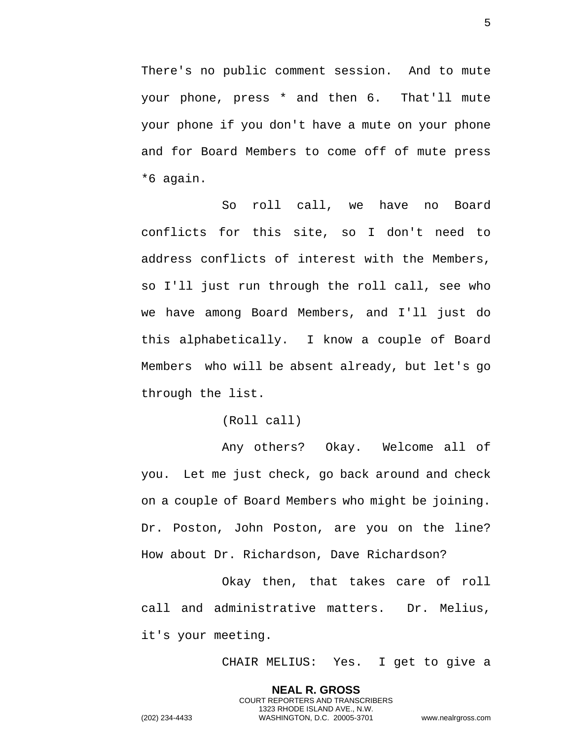There's no public comment session. And to mute your phone, press * and then 6. That'll mute your phone if you don't have a mute on your phone and for Board Members to come off of mute press *6 again.

So roll call, we have no Board conflicts for this site, so I don't need to address conflicts of interest with the Members, so I'll just run through the roll call, see who we have among Board Members, and I'll just do this alphabetically. I know a couple of Board Members who will be absent already, but let's go through the list.

(Roll call)

Any others? Okay. Welcome all of you. Let me just check, go back around and check on a couple of Board Members who might be joining. Dr. Poston, John Poston, are you on the line? How about Dr. Richardson, Dave Richardson?

Okay then, that takes care of roll call and administrative matters. Dr. Melius, it's your meeting.

CHAIR MELIUS: Yes. I get to give a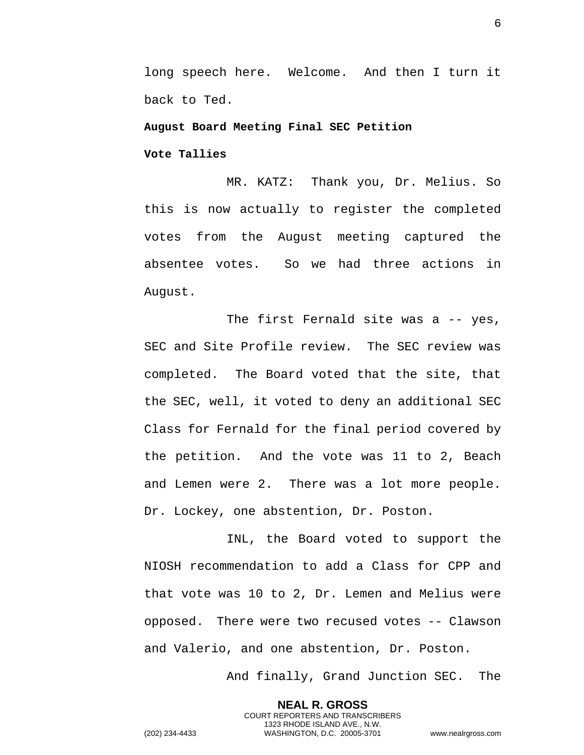long speech here. Welcome. And then I turn it back to Ted.

**August Board Meeting Final SEC Petition Vote Tallies**

MR. KATZ: Thank you, Dr. Melius. So this is now actually to register the completed votes from the August meeting captured the absentee votes. So we had three actions in August.

The first Fernald site was a -- yes, SEC and Site Profile review. The SEC review was completed. The Board voted that the site, that the SEC, well, it voted to deny an additional SEC Class for Fernald for the final period covered by the petition. And the vote was 11 to 2, Beach and Lemen were 2. There was a lot more people. Dr. Lockey, one abstention, Dr. Poston.

INL, the Board voted to support the NIOSH recommendation to add a Class for CPP and that vote was 10 to 2, Dr. Lemen and Melius were opposed. There were two recused votes -- Clawson and Valerio, and one abstention, Dr. Poston.

And finally, Grand Junction SEC. The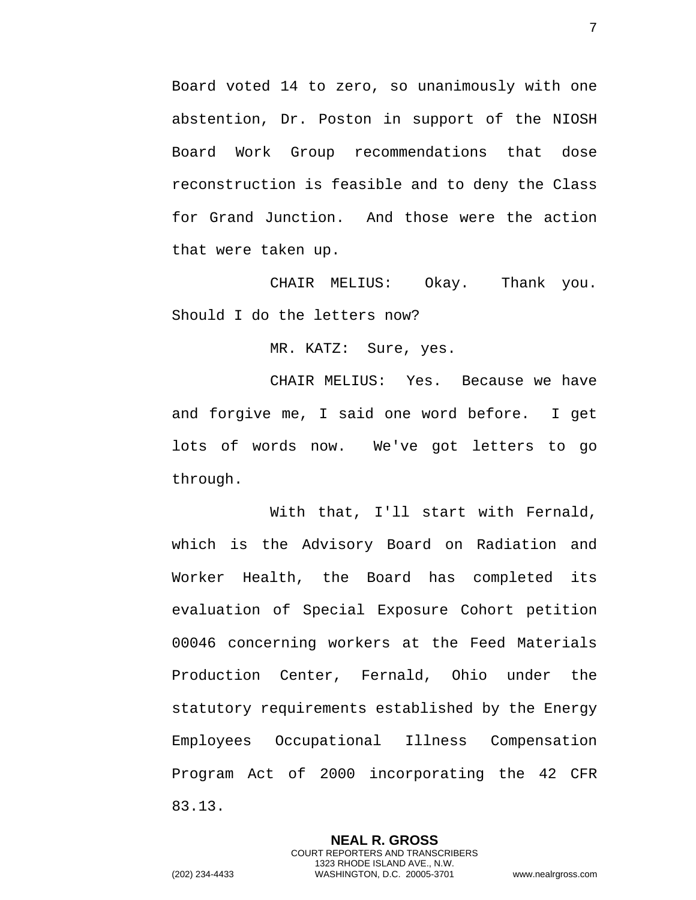Board voted 14 to zero, so unanimously with one abstention, Dr. Poston in support of the NIOSH Board Work Group recommendations that dose reconstruction is feasible and to deny the Class for Grand Junction. And those were the action that were taken up.

CHAIR MELIUS: Okay. Thank you. Should I do the letters now?

MR. KATZ: Sure, yes.

CHAIR MELIUS: Yes. Because we have and forgive me, I said one word before. I get lots of words now. We've got letters to go through.

With that, I'll start with Fernald, which is the Advisory Board on Radiation and Worker Health, the Board has completed its evaluation of Special Exposure Cohort petition 00046 concerning workers at the Feed Materials Production Center, Fernald, Ohio under the statutory requirements established by the Energy Employees Occupational Illness Compensation Program Act of 2000 incorporating the 42 CFR 83.13.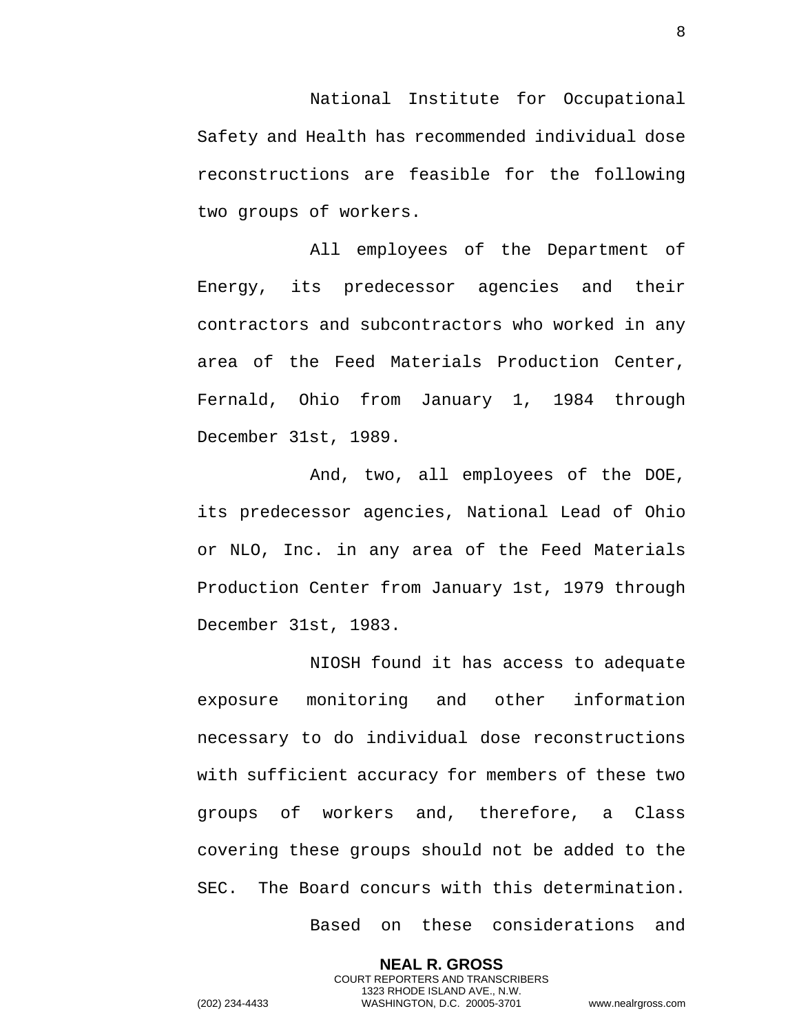National Institute for Occupational Safety and Health has recommended individual dose reconstructions are feasible for the following two groups of workers.

All employees of the Department of Energy, its predecessor agencies and their contractors and subcontractors who worked in any area of the Feed Materials Production Center, Fernald, Ohio from January 1, 1984 through December 31st, 1989.

And, two, all employees of the DOE, its predecessor agencies, National Lead of Ohio or NLO, Inc. in any area of the Feed Materials Production Center from January 1st, 1979 through December 31st, 1983.

NIOSH found it has access to adequate exposure monitoring and other information necessary to do individual dose reconstructions with sufficient accuracy for members of these two groups of workers and, therefore, a Class covering these groups should not be added to the SEC. The Board concurs with this determination.

Based on these considerations and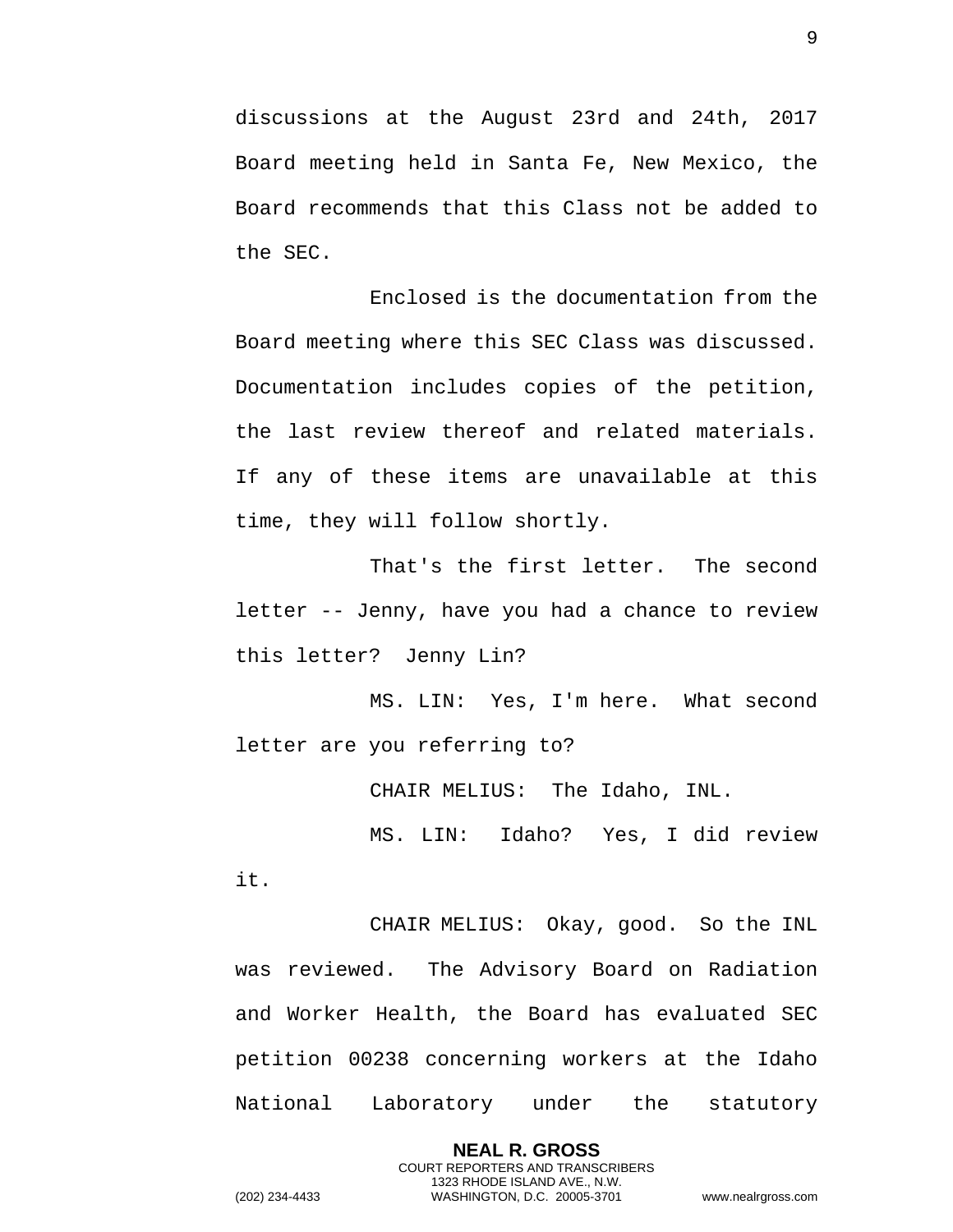discussions at the August 23rd and 24th, 2017 Board meeting held in Santa Fe, New Mexico, the Board recommends that this Class not be added to the SEC.

Enclosed is the documentation from the Board meeting where this SEC Class was discussed. Documentation includes copies of the petition, the last review thereof and related materials. If any of these items are unavailable at this time, they will follow shortly.

That's the first letter. The second letter -- Jenny, have you had a chance to review this letter? Jenny Lin?

MS. LIN: Yes, I'm here. What second letter are you referring to?

CHAIR MELIUS: The Idaho, INL.

MS. LIN: Idaho? Yes, I did review it.

CHAIR MELIUS: Okay, good. So the INL was reviewed. The Advisory Board on Radiation and Worker Health, the Board has evaluated SEC petition 00238 concerning workers at the Idaho National Laboratory under the statutory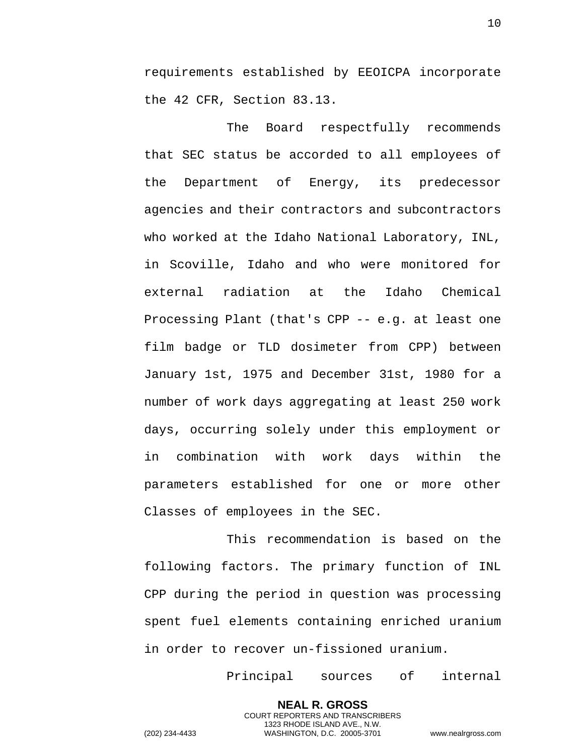requirements established by EEOICPA incorporate the 42 CFR, Section 83.13.

The Board respectfully recommends that SEC status be accorded to all employees of the Department of Energy, its predecessor agencies and their contractors and subcontractors who worked at the Idaho National Laboratory, INL, in Scoville, Idaho and who were monitored for external radiation at the Idaho Chemical Processing Plant (that's CPP -- e.g. at least one film badge or TLD dosimeter from CPP) between January 1st, 1975 and December 31st, 1980 for a number of work days aggregating at least 250 work days, occurring solely under this employment or in combination with work days within the parameters established for one or more other Classes of employees in the SEC.

This recommendation is based on the following factors. The primary function of INL CPP during the period in question was processing spent fuel elements containing enriched uranium in order to recover un-fissioned uranium.

Principal sources of internal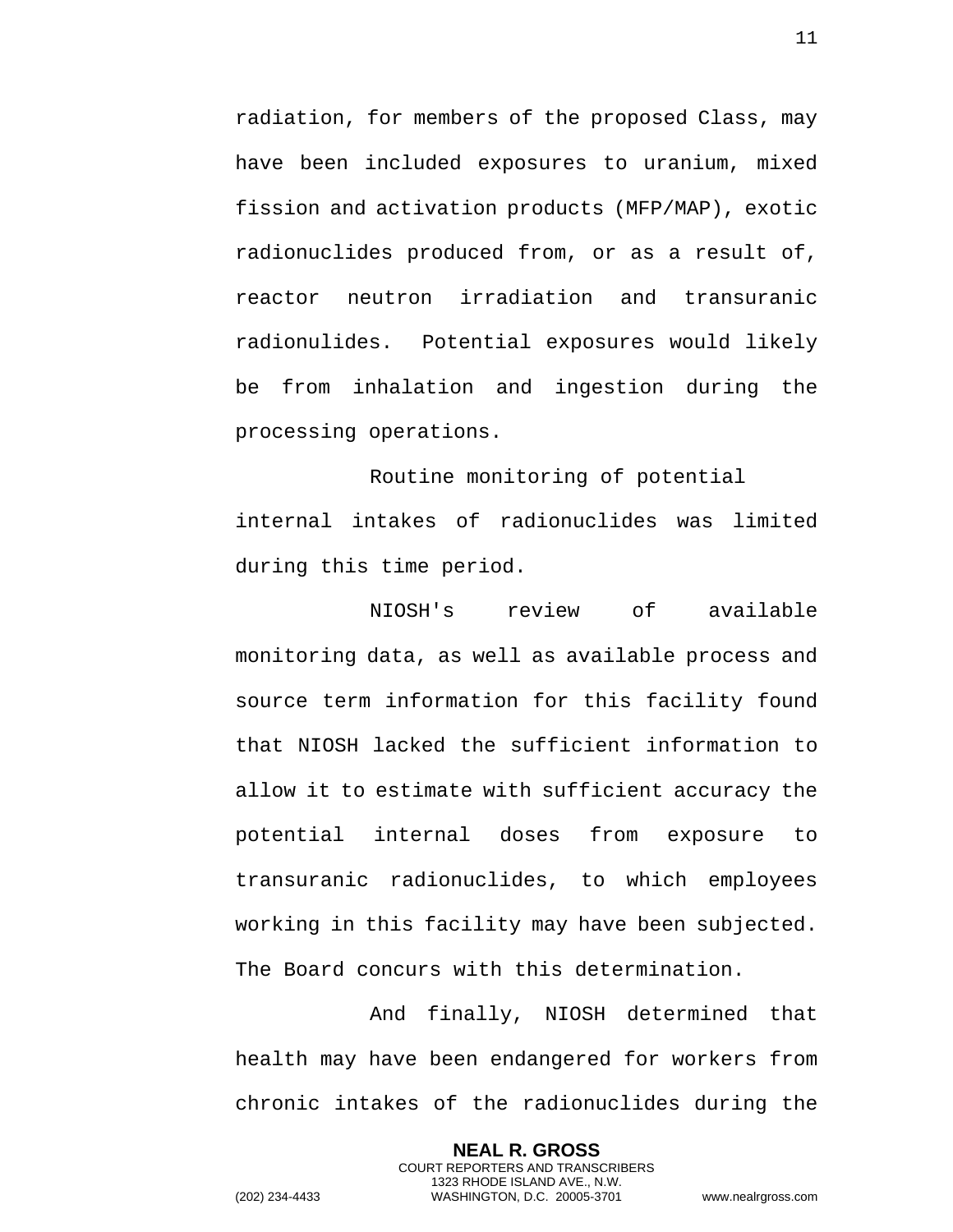radiation, for members of the proposed Class, may have been included exposures to uranium, mixed fission and activation products (MFP/MAP), exotic radionuclides produced from, or as a result of, reactor neutron irradiation and transuranic radionulides. Potential exposures would likely be from inhalation and ingestion during the processing operations.

Routine monitoring of potential internal intakes of radionuclides was limited during this time period.

NIOSH's review of available monitoring data, as well as available process and source term information for this facility found that NIOSH lacked the sufficient information to allow it to estimate with sufficient accuracy the potential internal doses from exposure to transuranic radionuclides, to which employees working in this facility may have been subjected. The Board concurs with this determination.

And finally, NIOSH determined that health may have been endangered for workers from chronic intakes of the radionuclides during the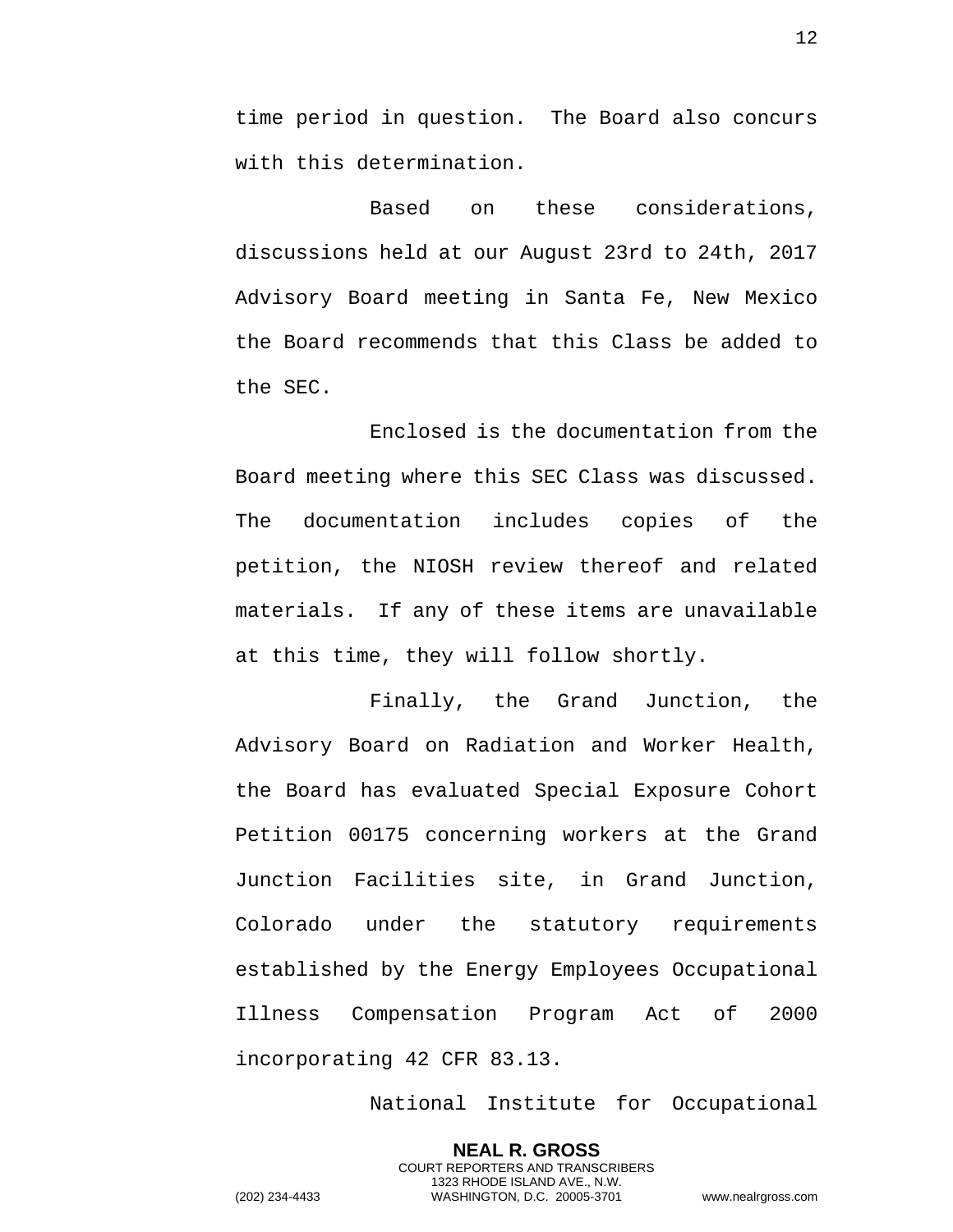time period in question. The Board also concurs with this determination.

Based on these considerations, discussions held at our August 23rd to 24th, 2017 Advisory Board meeting in Santa Fe, New Mexico the Board recommends that this Class be added to the SEC.

Enclosed is the documentation from the Board meeting where this SEC Class was discussed. The documentation includes copies of the petition, the NIOSH review thereof and related materials. If any of these items are unavailable at this time, they will follow shortly.

Finally, the Grand Junction, the Advisory Board on Radiation and Worker Health, the Board has evaluated Special Exposure Cohort Petition 00175 concerning workers at the Grand Junction Facilities site, in Grand Junction, Colorado under the statutory requirements established by the Energy Employees Occupational Illness Compensation Program Act of 2000 incorporating 42 CFR 83.13.

National Institute for Occupational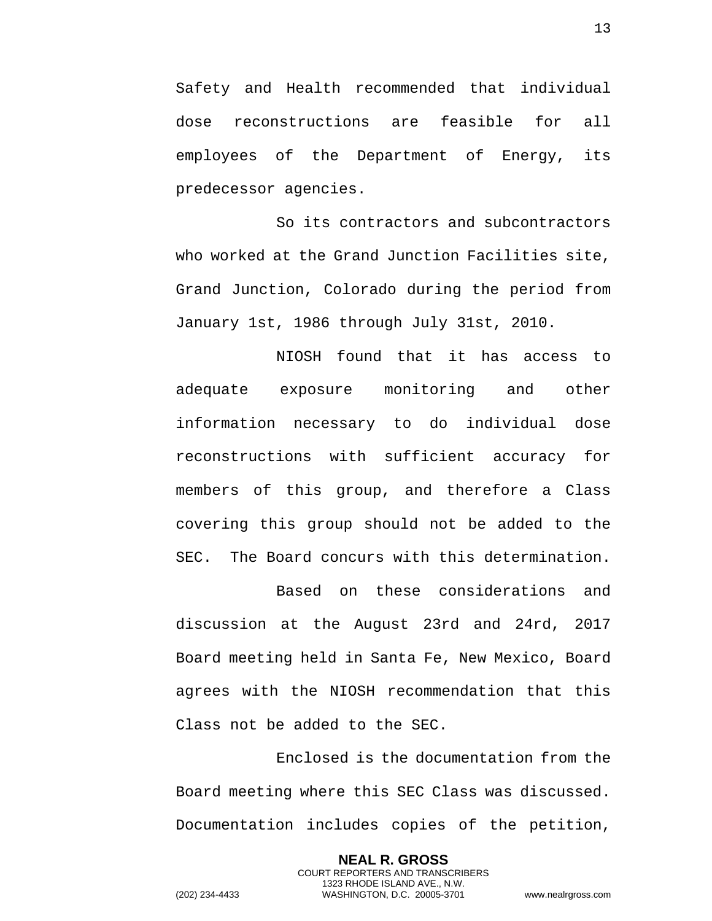Safety and Health recommended that individual dose reconstructions are feasible for all employees of the Department of Energy, its predecessor agencies.

So its contractors and subcontractors who worked at the Grand Junction Facilities site, Grand Junction, Colorado during the period from January 1st, 1986 through July 31st, 2010.

NIOSH found that it has access to adequate exposure monitoring and other information necessary to do individual dose reconstructions with sufficient accuracy for members of this group, and therefore a Class covering this group should not be added to the SEC. The Board concurs with this determination.

Based on these considerations and discussion at the August 23rd and 24rd, 2017 Board meeting held in Santa Fe, New Mexico, Board agrees with the NIOSH recommendation that this Class not be added to the SEC.

Enclosed is the documentation from the Board meeting where this SEC Class was discussed. Documentation includes copies of the petition,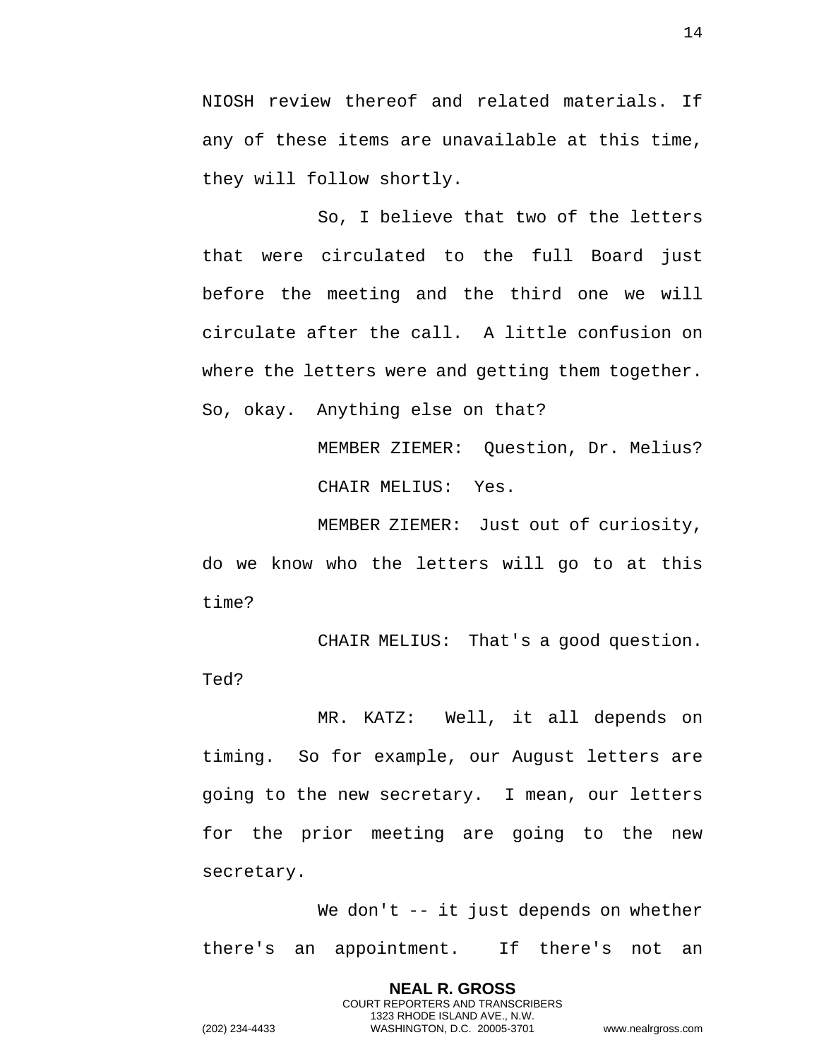NIOSH review thereof and related materials. If any of these items are unavailable at this time, they will follow shortly.

So, I believe that two of the letters that were circulated to the full Board just before the meeting and the third one we will circulate after the call. A little confusion on where the letters were and getting them together. So, okay. Anything else on that?

MEMBER ZIEMER: Question, Dr. Melius?

CHAIR MELIUS: Yes.

MEMBER ZIEMER: Just out of curiosity, do we know who the letters will go to at this time?

CHAIR MELIUS: That's a good question. Ted?

MR. KATZ: Well, it all depends on timing. So for example, our August letters are going to the new secretary. I mean, our letters for the prior meeting are going to the new secretary.

We don't -- it just depends on whether there's an appointment. If there's not an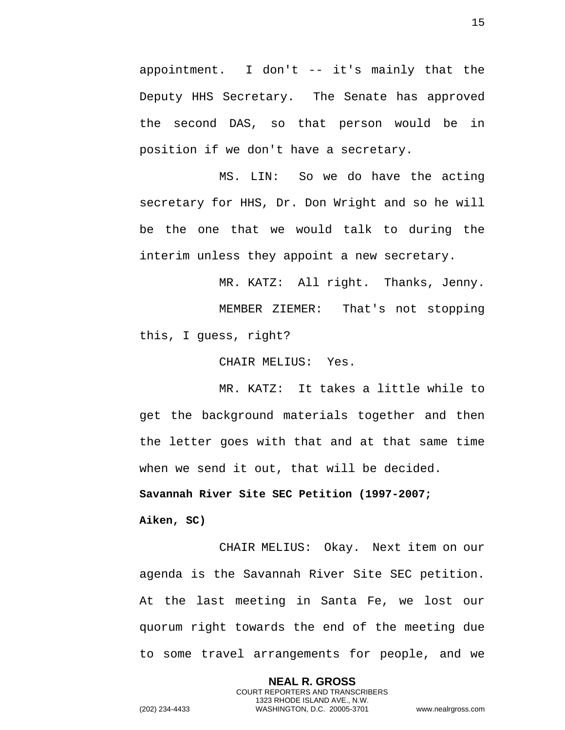appointment. I don't -- it's mainly that the Deputy HHS Secretary. The Senate has approved the second DAS, so that person would be in position if we don't have a secretary.

MS. LIN: So we do have the acting secretary for HHS, Dr. Don Wright and so he will be the one that we would talk to during the interim unless they appoint a new secretary.

MR. KATZ: All right. Thanks, Jenny.

MEMBER ZIEMER: That's not stopping this, I guess, right?

CHAIR MELIUS: Yes.

MR. KATZ: It takes a little while to get the background materials together and then the letter goes with that and at that same time when we send it out, that will be decided.

**Savannah River Site SEC Petition (1997-2007; Aiken, SC)**

CHAIR MELIUS: Okay. Next item on our agenda is the Savannah River Site SEC petition. At the last meeting in Santa Fe, we lost our quorum right towards the end of the meeting due to some travel arrangements for people, and we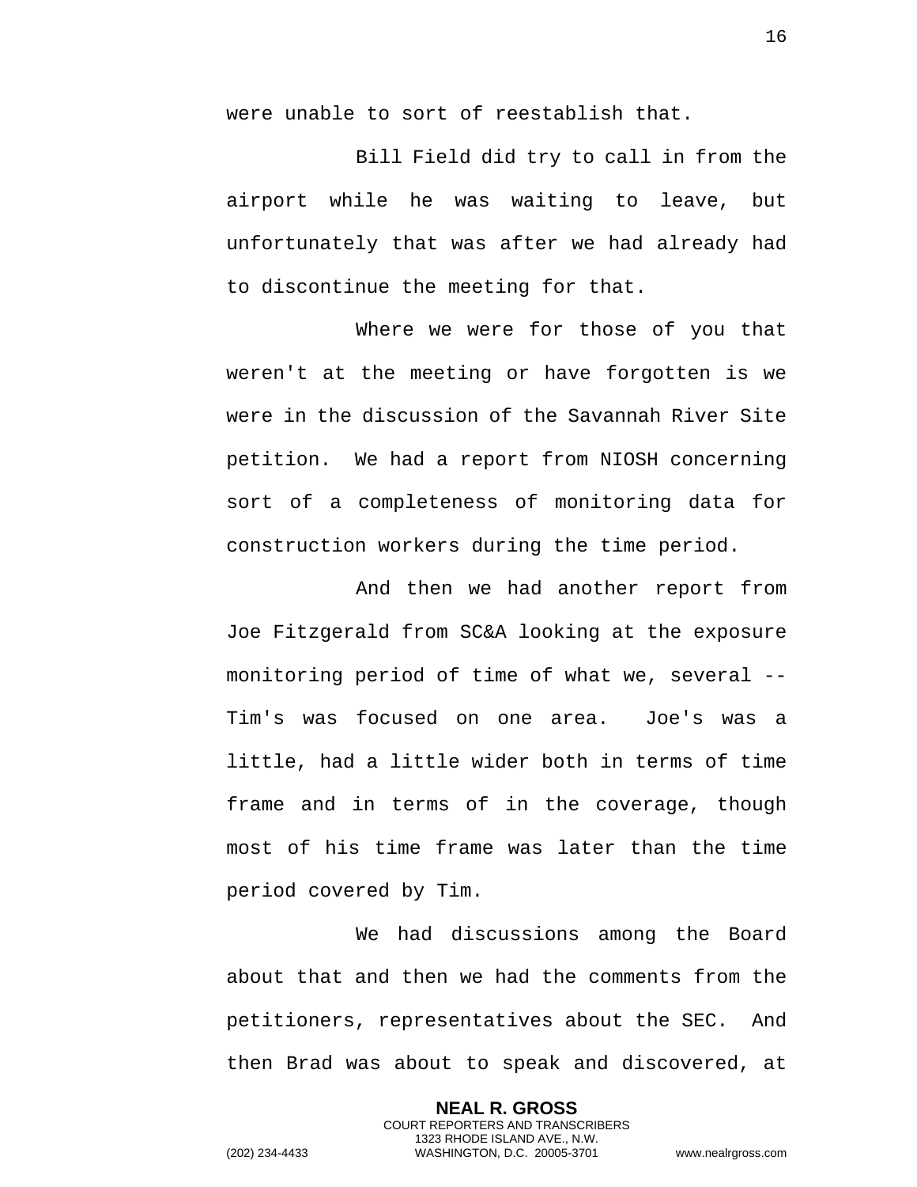were unable to sort of reestablish that.

Bill Field did try to call in from the airport while he was waiting to leave, but unfortunately that was after we had already had to discontinue the meeting for that.

Where we were for those of you that weren't at the meeting or have forgotten is we were in the discussion of the Savannah River Site petition. We had a report from NIOSH concerning sort of a completeness of monitoring data for construction workers during the time period.

And then we had another report from Joe Fitzgerald from SC&A looking at the exposure monitoring period of time of what we, several -- Tim's was focused on one area. Joe's was a little, had a little wider both in terms of time frame and in terms of in the coverage, though most of his time frame was later than the time period covered by Tim.

We had discussions among the Board about that and then we had the comments from the petitioners, representatives about the SEC. And then Brad was about to speak and discovered, at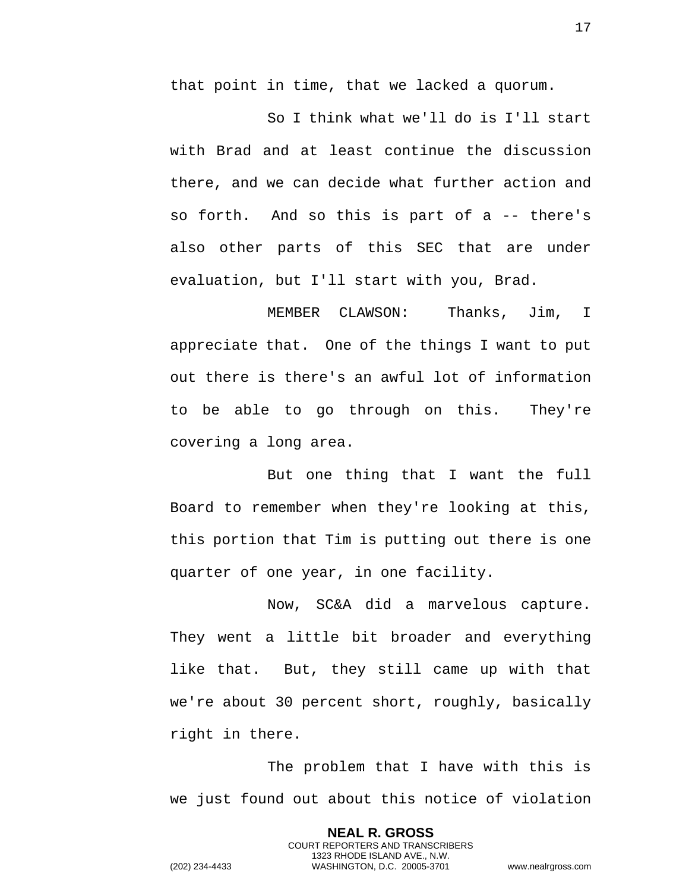that point in time, that we lacked a quorum.

So I think what we'll do is I'll start with Brad and at least continue the discussion there, and we can decide what further action and so forth. And so this is part of a -- there's also other parts of this SEC that are under evaluation, but I'll start with you, Brad.

MEMBER CLAWSON: Thanks, Jim, I appreciate that. One of the things I want to put out there is there's an awful lot of information to be able to go through on this. They're covering a long area.

But one thing that I want the full Board to remember when they're looking at this, this portion that Tim is putting out there is one quarter of one year, in one facility.

Now, SC&A did a marvelous capture. They went a little bit broader and everything like that. But, they still came up with that we're about 30 percent short, roughly, basically right in there.

The problem that I have with this is we just found out about this notice of violation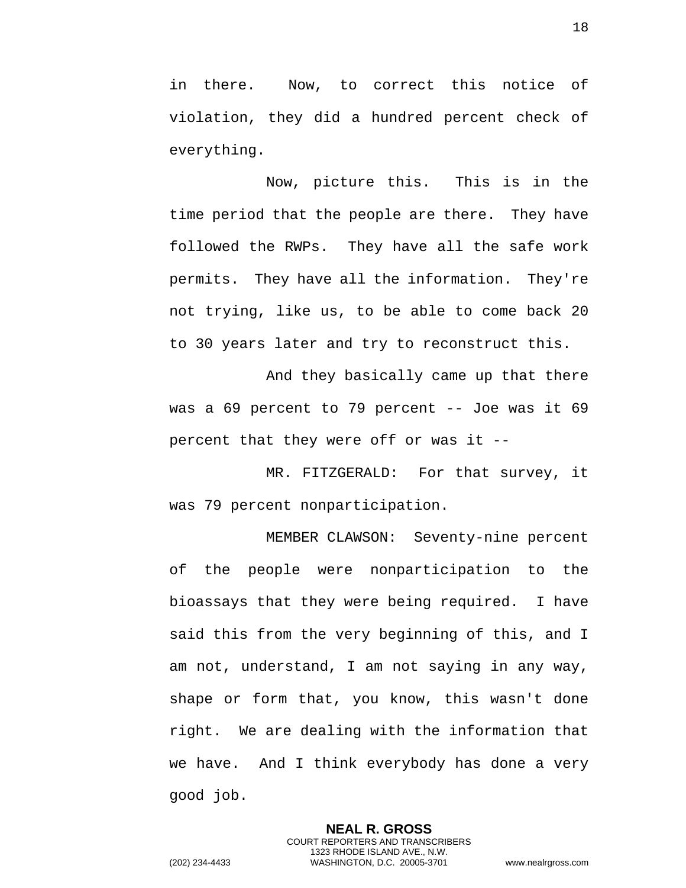in there. Now, to correct this notice of violation, they did a hundred percent check of everything.

Now, picture this. This is in the time period that the people are there. They have followed the RWPs. They have all the safe work permits. They have all the information. They're not trying, like us, to be able to come back 20 to 30 years later and try to reconstruct this.

And they basically came up that there was a 69 percent to 79 percent -- Joe was it 69 percent that they were off or was it --

MR. FITZGERALD: For that survey, it was 79 percent nonparticipation.

MEMBER CLAWSON: Seventy-nine percent of the people were nonparticipation to the bioassays that they were being required. I have said this from the very beginning of this, and I am not, understand, I am not saying in any way, shape or form that, you know, this wasn't done right. We are dealing with the information that we have. And I think everybody has done a very good job.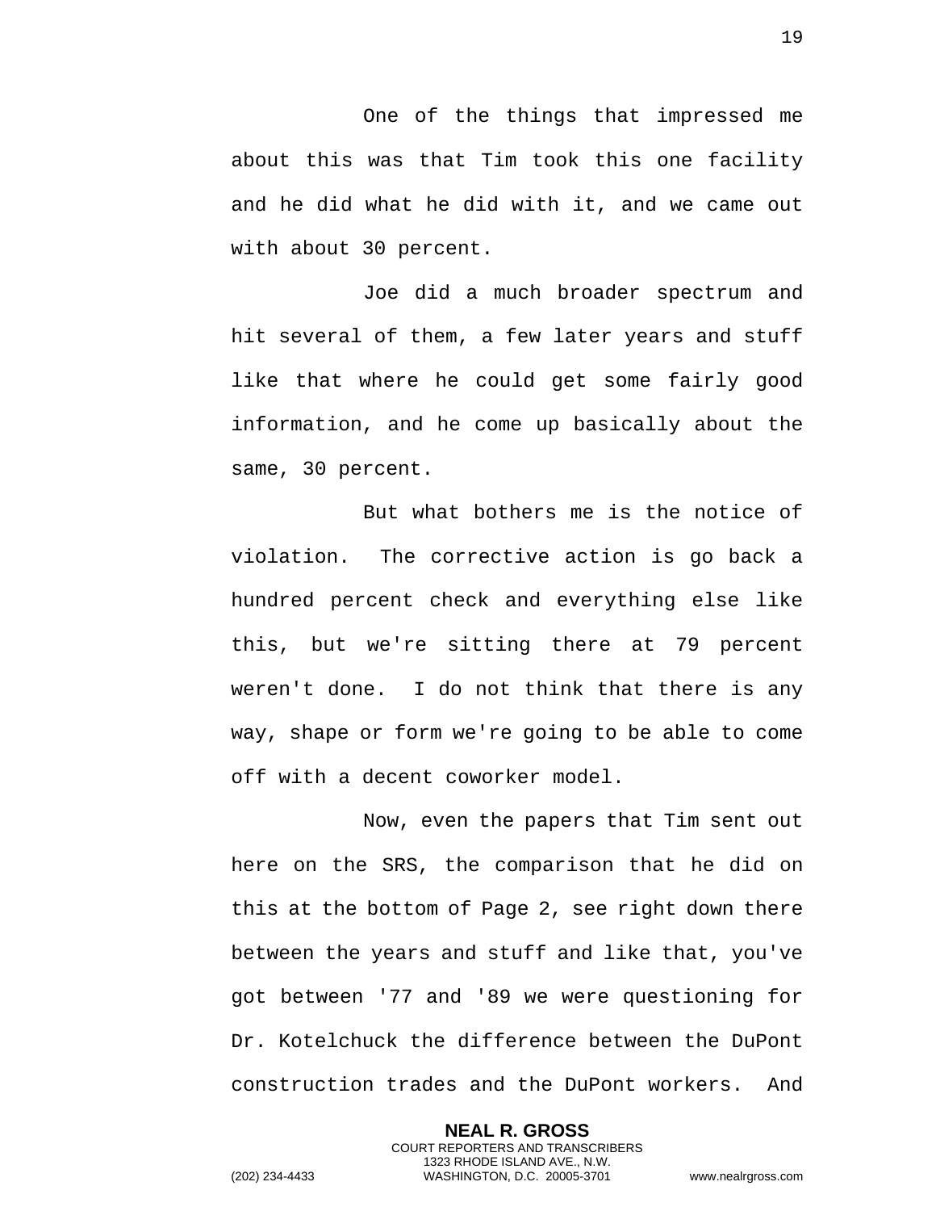One of the things that impressed me about this was that Tim took this one facility and he did what he did with it, and we came out with about 30 percent.

Joe did a much broader spectrum and hit several of them, a few later years and stuff like that where he could get some fairly good information, and he come up basically about the same, 30 percent.

But what bothers me is the notice of violation. The corrective action is go back a hundred percent check and everything else like this, but we're sitting there at 79 percent weren't done. I do not think that there is any way, shape or form we're going to be able to come off with a decent coworker model.

Now, even the papers that Tim sent out here on the SRS, the comparison that he did on this at the bottom of Page 2, see right down there between the years and stuff and like that, you've got between '77 and '89 we were questioning for Dr. Kotelchuck the difference between the DuPont construction trades and the DuPont workers. And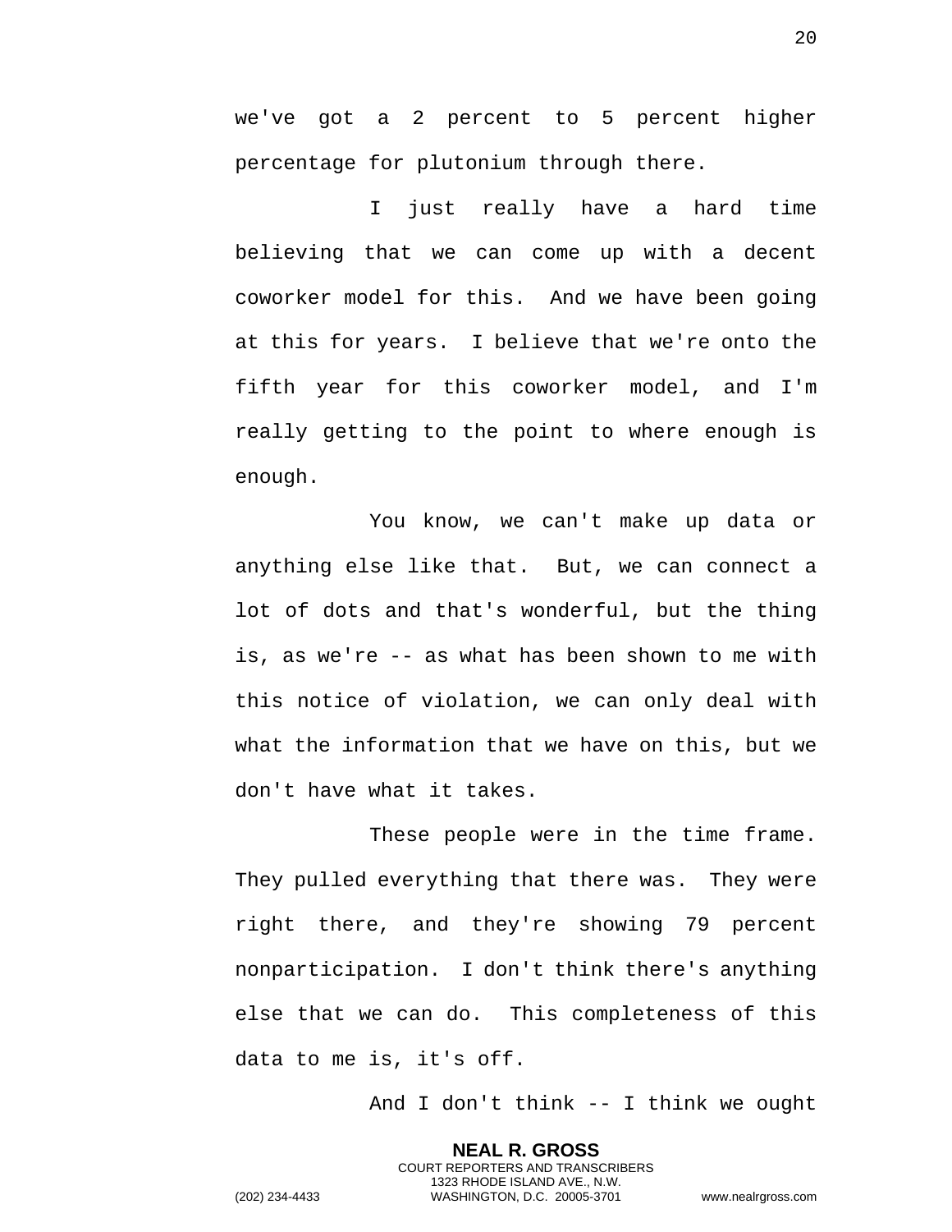we've got a 2 percent to 5 percent higher percentage for plutonium through there.

I just really have a hard time believing that we can come up with a decent coworker model for this. And we have been going at this for years. I believe that we're onto the fifth year for this coworker model, and I'm really getting to the point to where enough is enough.

You know, we can't make up data or anything else like that. But, we can connect a lot of dots and that's wonderful, but the thing is, as we're -- as what has been shown to me with this notice of violation, we can only deal with what the information that we have on this, but we don't have what it takes.

These people were in the time frame. They pulled everything that there was. They were right there, and they're showing 79 percent nonparticipation. I don't think there's anything else that we can do. This completeness of this data to me is, it's off.

And I don't think -- I think we ought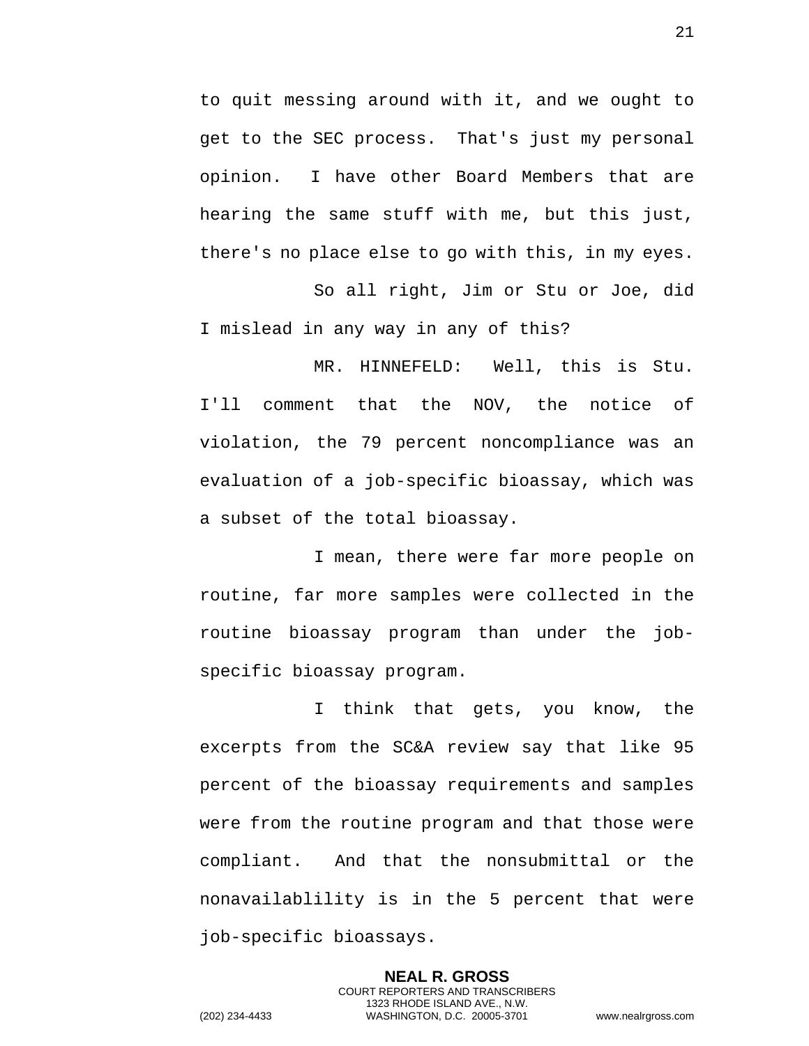to quit messing around with it, and we ought to get to the SEC process. That's just my personal opinion. I have other Board Members that are hearing the same stuff with me, but this just, there's no place else to go with this, in my eyes.

So all right, Jim or Stu or Joe, did I mislead in any way in any of this?

MR. HINNEFELD: Well, this is Stu. I'll comment that the NOV, the notice of violation, the 79 percent noncompliance was an evaluation of a job-specific bioassay, which was a subset of the total bioassay.

I mean, there were far more people on routine, far more samples were collected in the routine bioassay program than under the job-specific bioassay program.

I think that gets, you know, the excerpts from the SC&A review say that like 95 percent of the bioassay requirements and samples were from the routine program and that those were compliant. And that the nonsubmittal or the nonavailablility is in the 5 percent that were job-specific bioassays.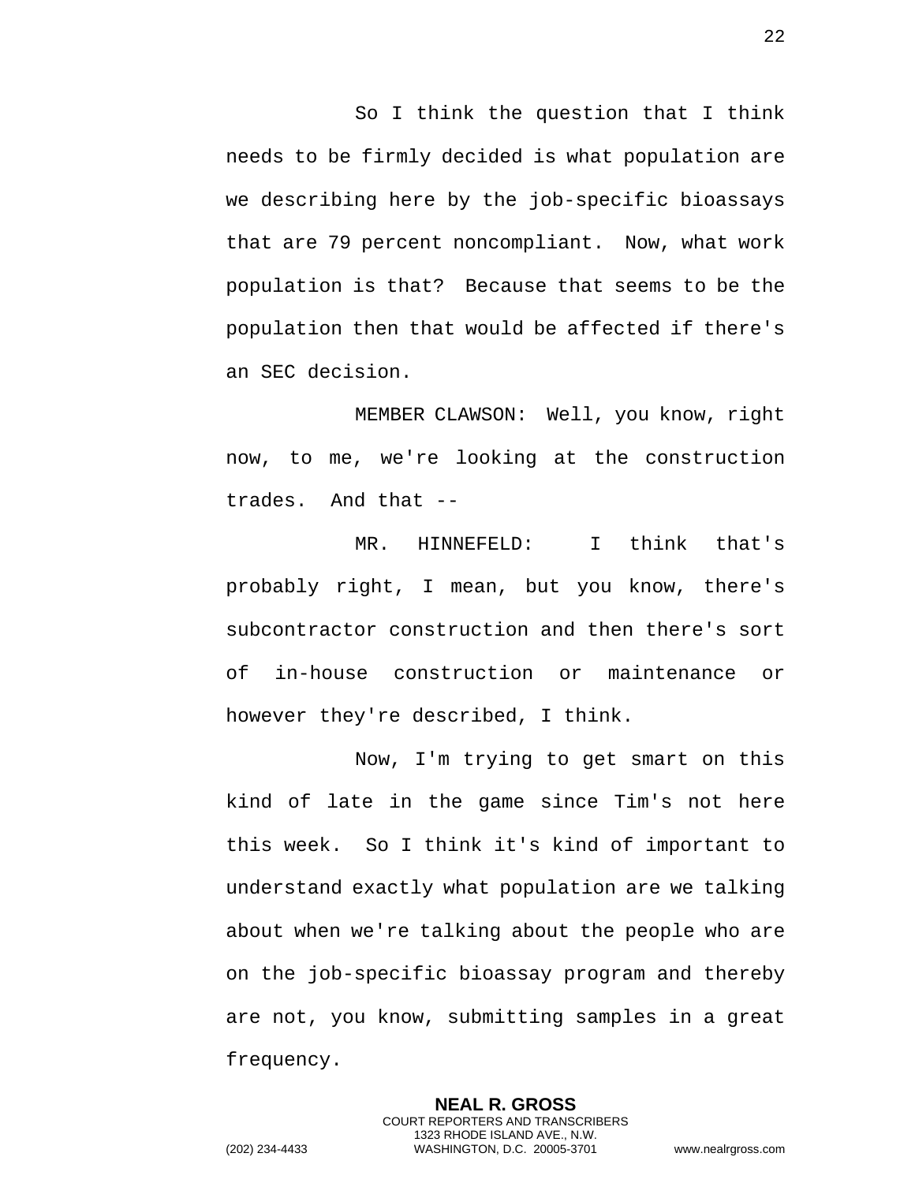So I think the question that I think needs to be firmly decided is what population are we describing here by the job-specific bioassays that are 79 percent noncompliant. Now, what work population is that? Because that seems to be the population then that would be affected if there's an SEC decision.

MEMBER CLAWSON: Well, you know, right now, to me, we're looking at the construction trades. And that --

MR. HINNEFELD: I think that's probably right, I mean, but you know, there's subcontractor construction and then there's sort of in-house construction or maintenance or however they're described, I think.

Now, I'm trying to get smart on this kind of late in the game since Tim's not here this week. So I think it's kind of important to understand exactly what population are we talking about when we're talking about the people who are on the job-specific bioassay program and thereby are not, you know, submitting samples in a great frequency.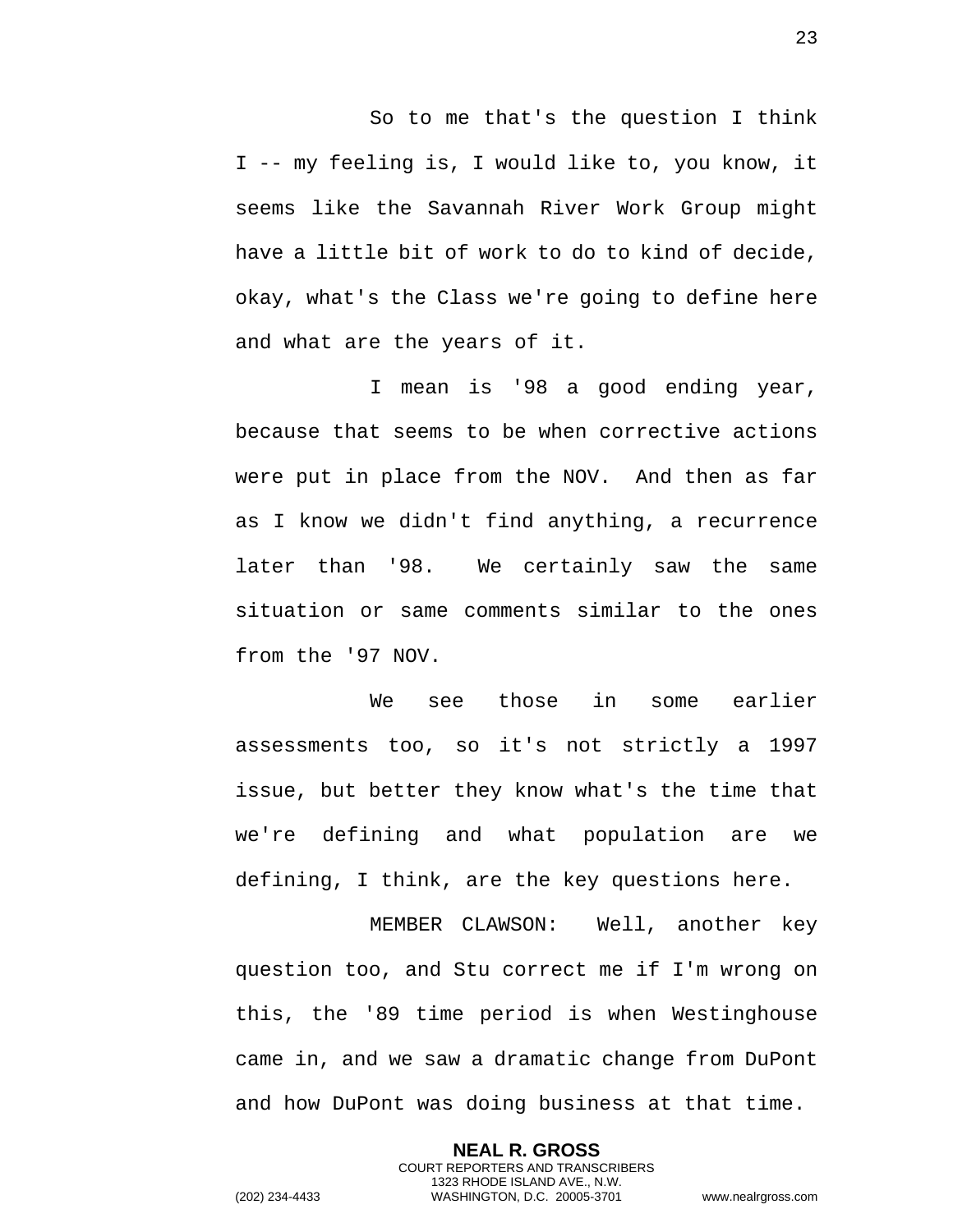So to me that's the question I think I -- my feeling is, I would like to, you know, it seems like the Savannah River Work Group might have a little bit of work to do to kind of decide, okay, what's the Class we're going to define here and what are the years of it.

I mean is '98 a good ending year, because that seems to be when corrective actions were put in place from the NOV. And then as far as I know we didn't find anything, a recurrence later than '98. We certainly saw the same situation or same comments similar to the ones from the '97 NOV.

We see those in some earlier assessments too, so it's not strictly a 1997 issue, but better they know what's the time that we're defining and what population are we defining, I think, are the key questions here.

MEMBER CLAWSON: Well, another key question too, and Stu correct me if I'm wrong on this, the '89 time period is when Westinghouse came in, and we saw a dramatic change from DuPont and how DuPont was doing business at that time.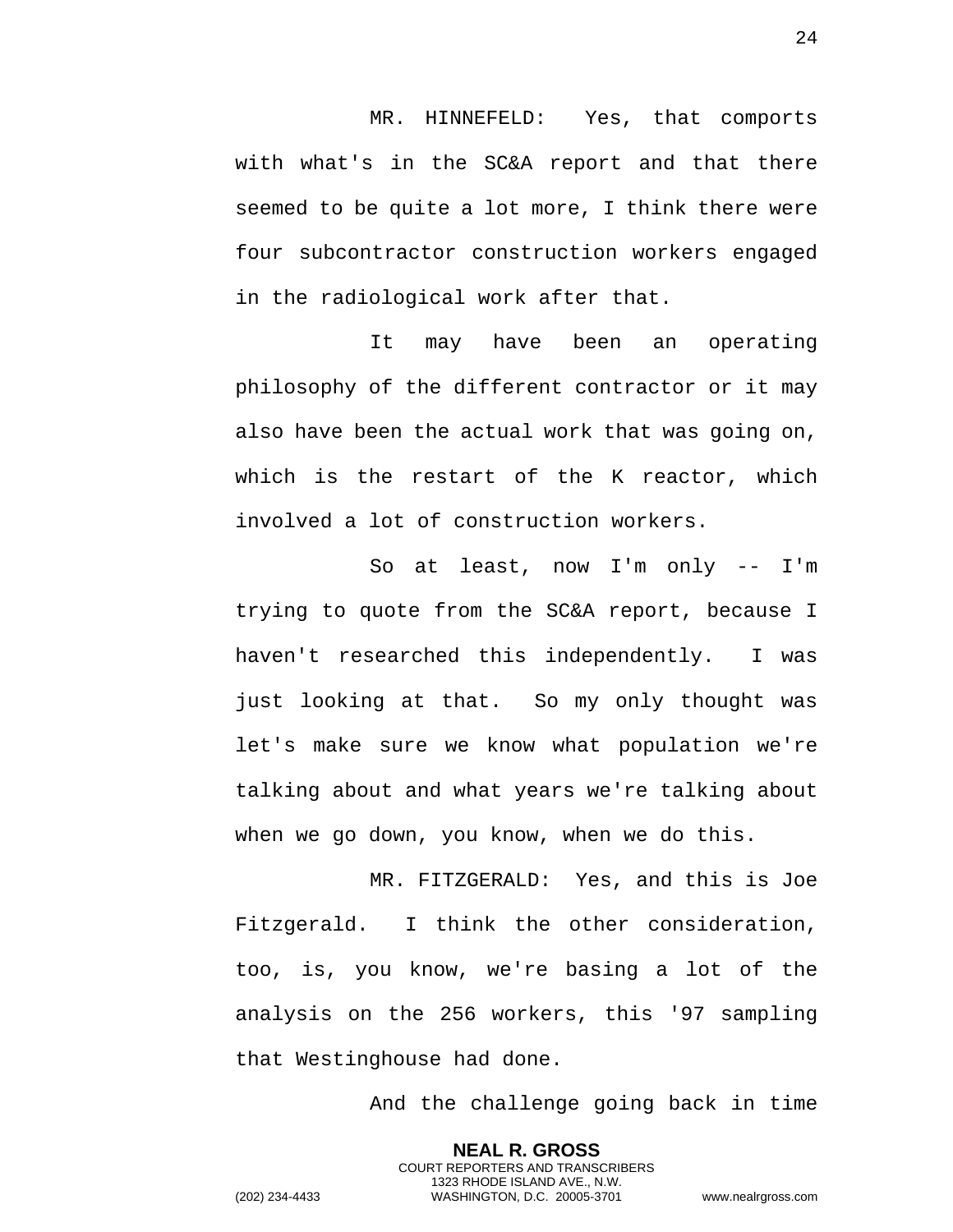MR. HINNEFELD: Yes, that comports with what's in the SC&A report and that there seemed to be quite a lot more, I think there were four subcontractor construction workers engaged in the radiological work after that.

It may have been an operating philosophy of the different contractor or it may also have been the actual work that was going on, which is the restart of the K reactor, which involved a lot of construction workers.

So at least, now I'm only -- I'm trying to quote from the SC&A report, because I haven't researched this independently. I was just looking at that. So my only thought was let's make sure we know what population we're talking about and what years we're talking about when we go down, you know, when we do this.

MR. FITZGERALD: Yes, and this is Joe Fitzgerald. I think the other consideration, too, is, you know, we're basing a lot of the analysis on the 256 workers, this '97 sampling that Westinghouse had done.

And the challenge going back in time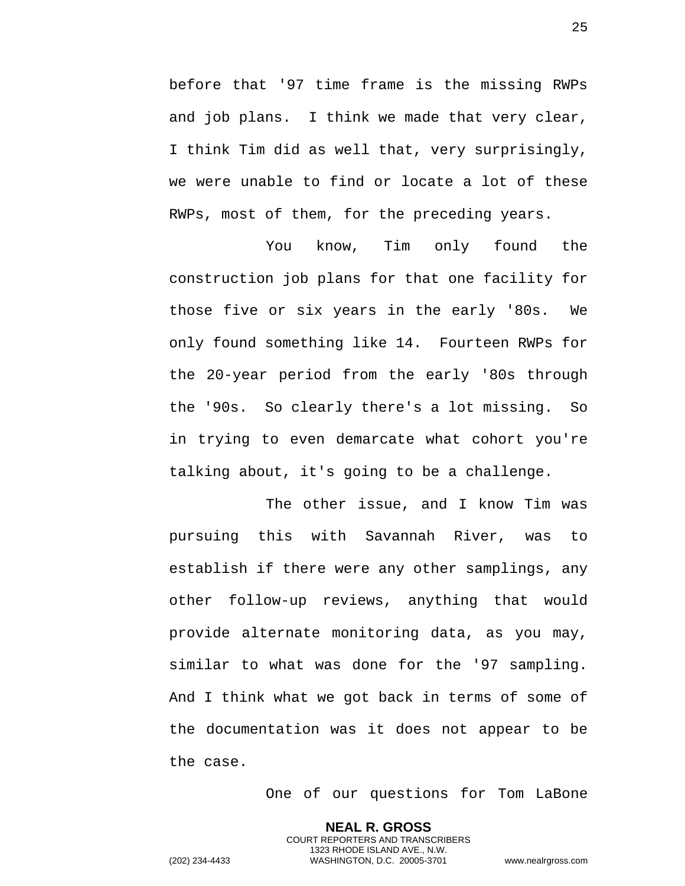before that '97 time frame is the missing RWPs and job plans. I think we made that very clear, I think Tim did as well that, very surprisingly, we were unable to find or locate a lot of these RWPs, most of them, for the preceding years.

You know, Tim only found the construction job plans for that one facility for those five or six years in the early '80s. We only found something like 14. Fourteen RWPs for the 20-year period from the early '80s through the '90s. So clearly there's a lot missing. So in trying to even demarcate what cohort you're talking about, it's going to be a challenge.

The other issue, and I know Tim was pursuing this with Savannah River, was to establish if there were any other samplings, any other follow-up reviews, anything that would provide alternate monitoring data, as you may, similar to what was done for the '97 sampling. And I think what we got back in terms of some of the documentation was it does not appear to be the case.

One of our questions for Tom LaBone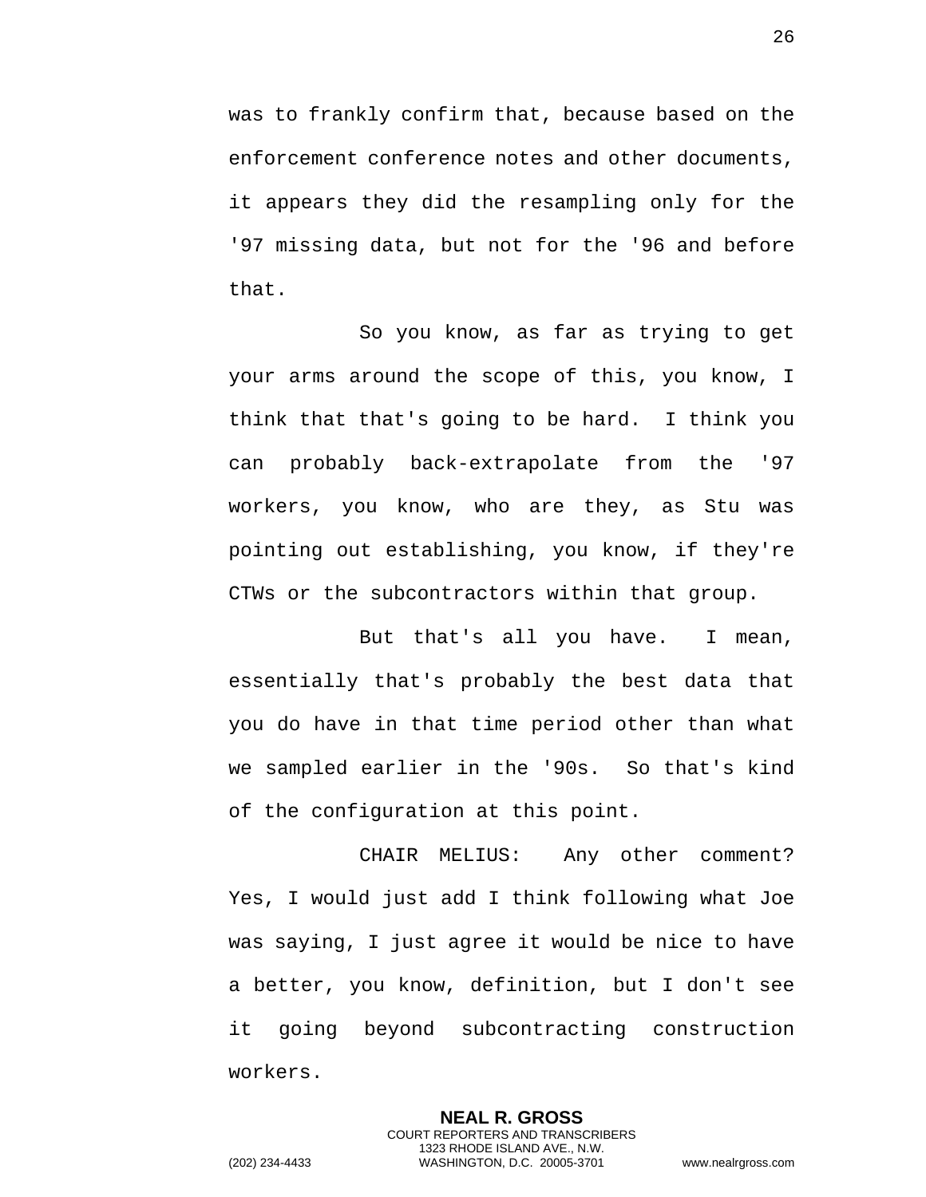was to frankly confirm that, because based on the enforcement conference notes and other documents, it appears they did the resampling only for the '97 missing data, but not for the '96 and before that.

So you know, as far as trying to get your arms around the scope of this, you know, I think that that's going to be hard. I think you can probably back-extrapolate from the '97 workers, you know, who are they, as Stu was pointing out establishing, you know, if they're CTWs or the subcontractors within that group.

But that's all you have. I mean, essentially that's probably the best data that you do have in that time period other than what we sampled earlier in the '90s. So that's kind of the configuration at this point.

CHAIR MELIUS: Any other comment? Yes, I would just add I think following what Joe was saying, I just agree it would be nice to have a better, you know, definition, but I don't see it going beyond subcontracting construction workers.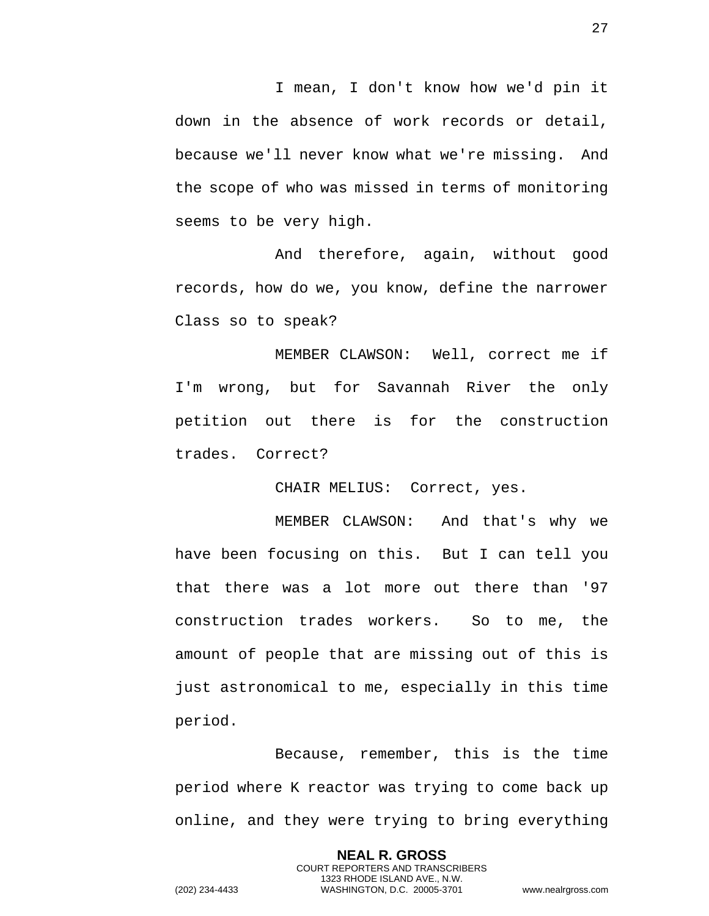I mean, I don't know how we'd pin it down in the absence of work records or detail, because we'll never know what we're missing. And the scope of who was missed in terms of monitoring seems to be very high.

And therefore, again, without good records, how do we, you know, define the narrower Class so to speak?

MEMBER CLAWSON: Well, correct me if I'm wrong, but for Savannah River the only petition out there is for the construction trades. Correct?

CHAIR MELIUS: Correct, yes.

MEMBER CLAWSON: And that's why we have been focusing on this. But I can tell you that there was a lot more out there than '97 construction trades workers. So to me, the amount of people that are missing out of this is just astronomical to me, especially in this time period.

Because, remember, this is the time period where K reactor was trying to come back up online, and they were trying to bring everything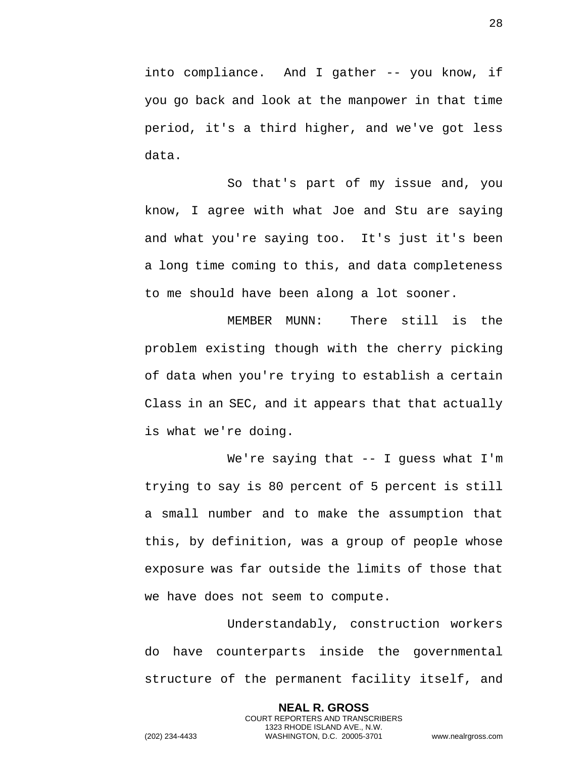into compliance. And I gather -- you know, if you go back and look at the manpower in that time period, it's a third higher, and we've got less data.

So that's part of my issue and, you know, I agree with what Joe and Stu are saying and what you're saying too. It's just it's been a long time coming to this, and data completeness to me should have been along a lot sooner.

MEMBER MUNN: There still is the problem existing though with the cherry picking of data when you're trying to establish a certain Class in an SEC, and it appears that that actually is what we're doing.

We're saying that -- I guess what I'm trying to say is 80 percent of 5 percent is still a small number and to make the assumption that this, by definition, was a group of people whose exposure was far outside the limits of those that we have does not seem to compute.

Understandably, construction workers do have counterparts inside the governmental structure of the permanent facility itself, and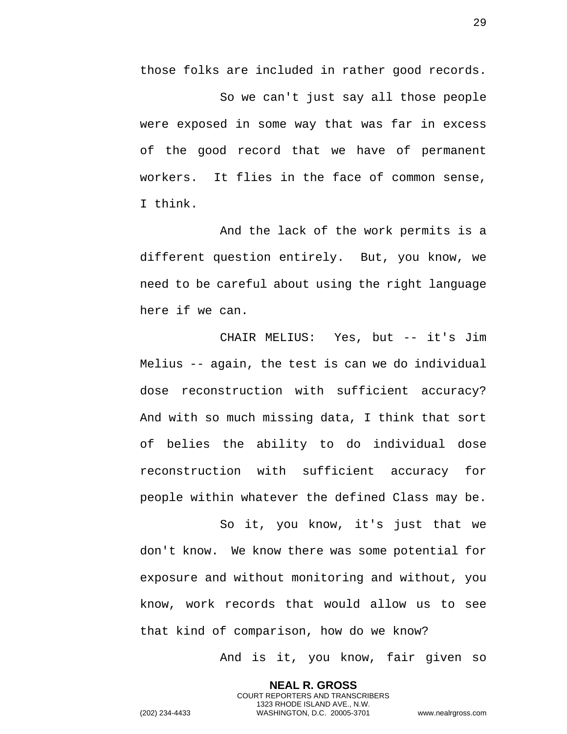those folks are included in rather good records.

So we can't just say all those people were exposed in some way that was far in excess of the good record that we have of permanent workers. It flies in the face of common sense, I think.

And the lack of the work permits is a different question entirely. But, you know, we need to be careful about using the right language here if we can.

CHAIR MELIUS: Yes, but -- it's Jim Melius -- again, the test is can we do individual dose reconstruction with sufficient accuracy? And with so much missing data, I think that sort of belies the ability to do individual dose reconstruction with sufficient accuracy for people within whatever the defined Class may be.

So it, you know, it's just that we don't know. We know there was some potential for exposure and without monitoring and without, you know, work records that would allow us to see that kind of comparison, how do we know?

And is it, you know, fair given so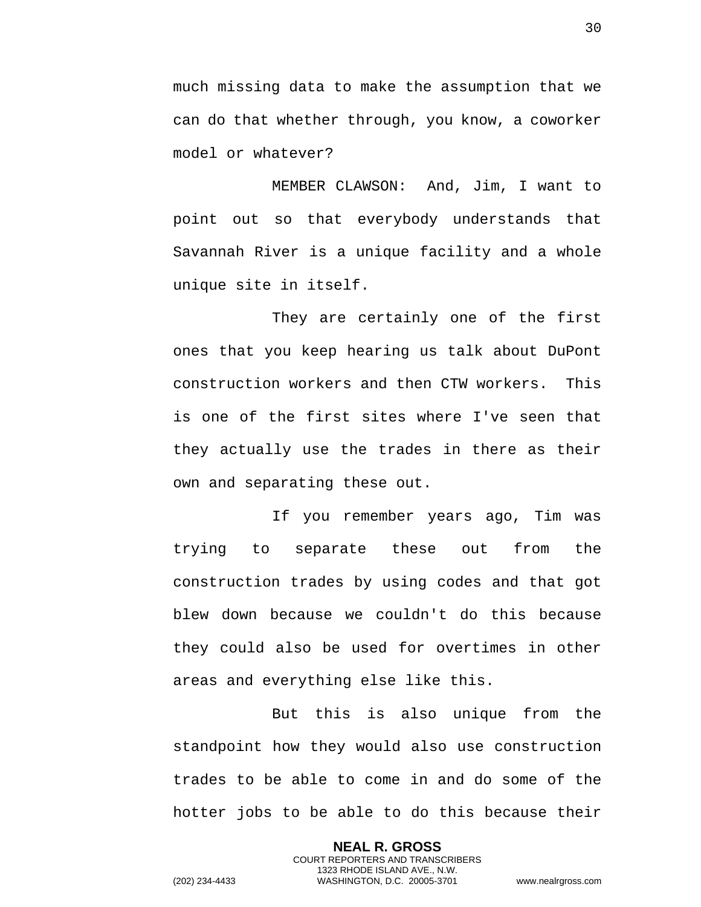much missing data to make the assumption that we can do that whether through, you know, a coworker model or whatever?

MEMBER CLAWSON: And, Jim, I want to point out so that everybody understands that Savannah River is a unique facility and a whole unique site in itself.

They are certainly one of the first ones that you keep hearing us talk about DuPont construction workers and then CTW workers. This is one of the first sites where I've seen that they actually use the trades in there as their own and separating these out.

If you remember years ago, Tim was trying to separate these out from the construction trades by using codes and that got blew down because we couldn't do this because they could also be used for overtimes in other areas and everything else like this.

But this is also unique from the standpoint how they would also use construction trades to be able to come in and do some of the hotter jobs to be able to do this because their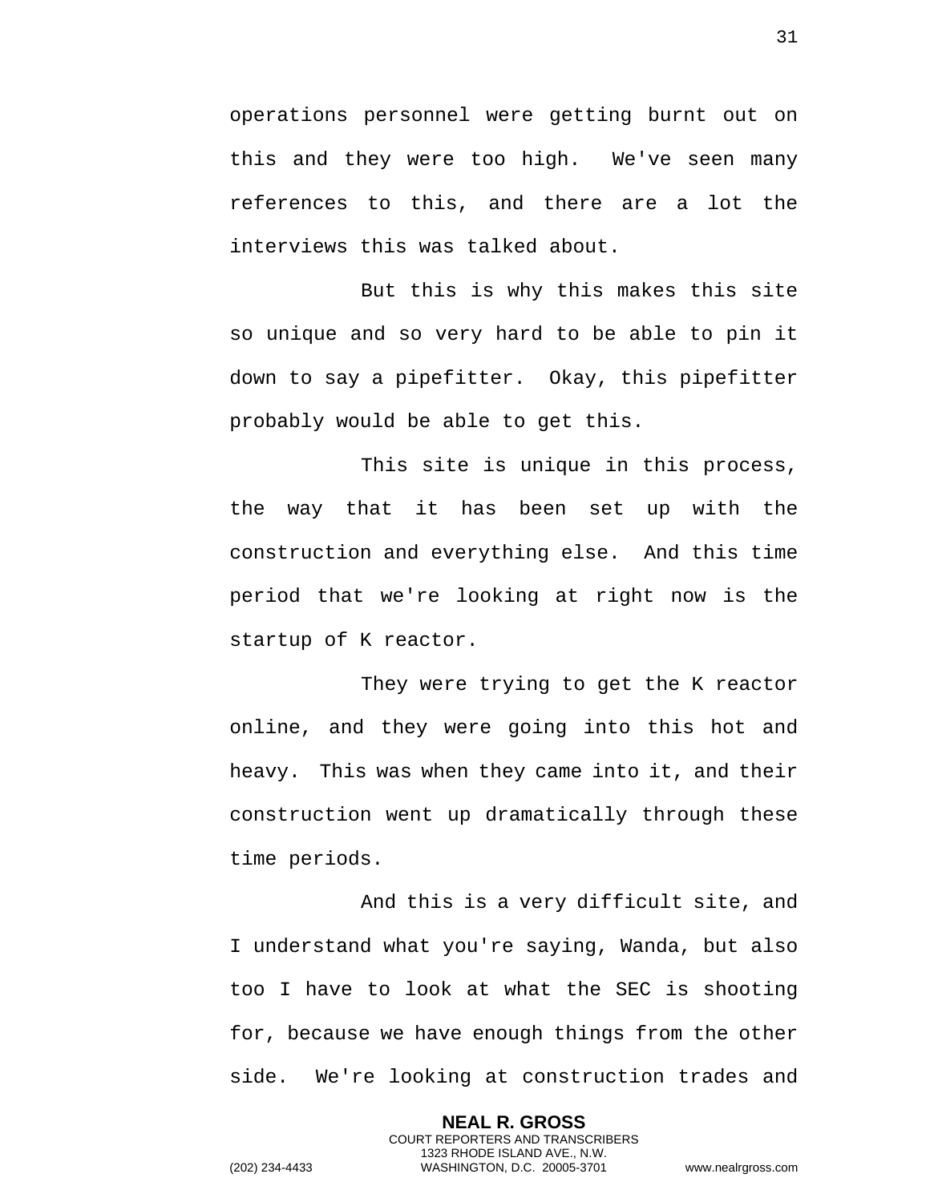operations personnel were getting burnt out on this and they were too high. We've seen many references to this, and there are a lot the interviews this was talked about.

But this is why this makes this site so unique and so very hard to be able to pin it down to say a pipefitter. Okay, this pipefitter probably would be able to get this.

This site is unique in this process, the way that it has been set up with the construction and everything else. And this time period that we're looking at right now is the startup of K reactor.

They were trying to get the K reactor online, and they were going into this hot and heavy. This was when they came into it, and their construction went up dramatically through these time periods.

And this is a very difficult site, and I understand what you're saying, Wanda, but also too I have to look at what the SEC is shooting for, because we have enough things from the other side. We're looking at construction trades and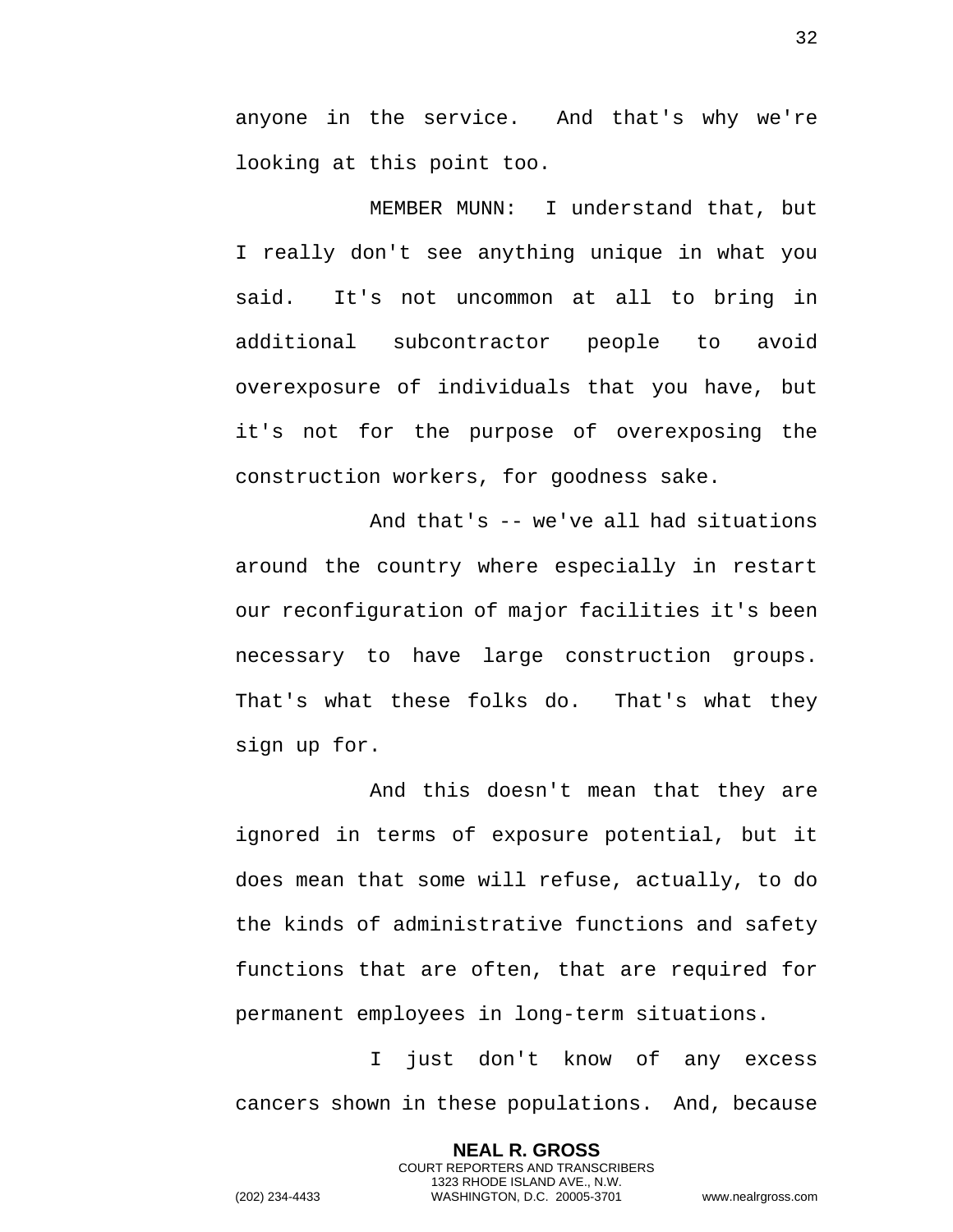anyone in the service. And that's why we're looking at this point too.

MEMBER MUNN: I understand that, but I really don't see anything unique in what you said. It's not uncommon at all to bring in additional subcontractor people to avoid overexposure of individuals that you have, but it's not for the purpose of overexposing the construction workers, for goodness sake.

And that's -- we've all had situations around the country where especially in restart our reconfiguration of major facilities it's been necessary to have large construction groups. That's what these folks do. That's what they sign up for.

And this doesn't mean that they are ignored in terms of exposure potential, but it does mean that some will refuse, actually, to do the kinds of administrative functions and safety functions that are often, that are required for permanent employees in long-term situations.

I just don't know of any excess cancers shown in these populations. And, because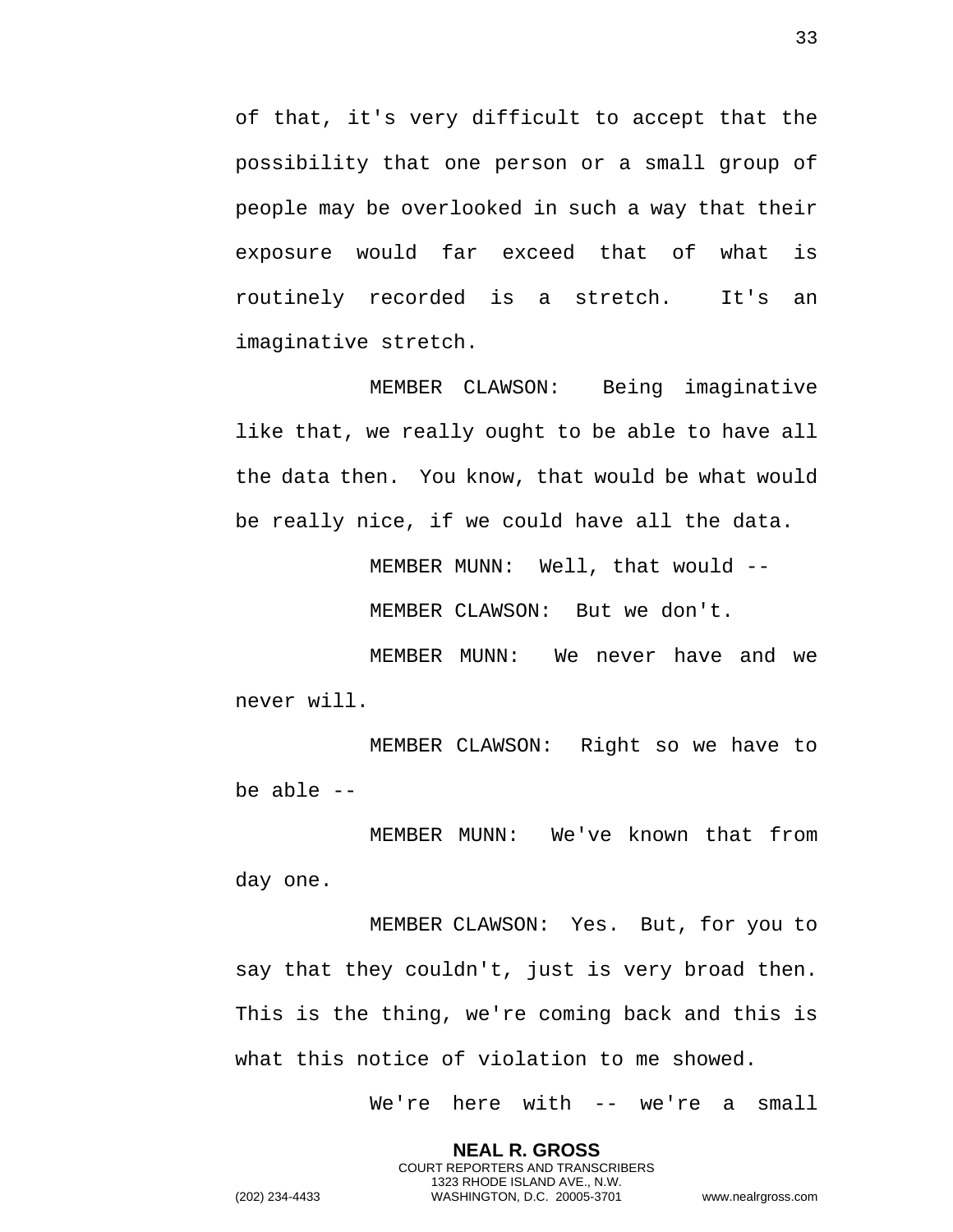of that, it's very difficult to accept that the possibility that one person or a small group of people may be overlooked in such a way that their exposure would far exceed that of what is routinely recorded is a stretch. It's an imaginative stretch.

MEMBER CLAWSON: Being imaginative like that, we really ought to be able to have all the data then. You know, that would be what would be really nice, if we could have all the data.

MEMBER MUNN: Well, that would --

MEMBER CLAWSON: But we don't.

MEMBER MUNN: We never have and we never will.

MEMBER CLAWSON: Right so we have to be able --

MEMBER MUNN: We've known that from day one.

MEMBER CLAWSON: Yes. But, for you to say that they couldn't, just is very broad then. This is the thing, we're coming back and this is what this notice of violation to me showed.

We're here with -- we're a small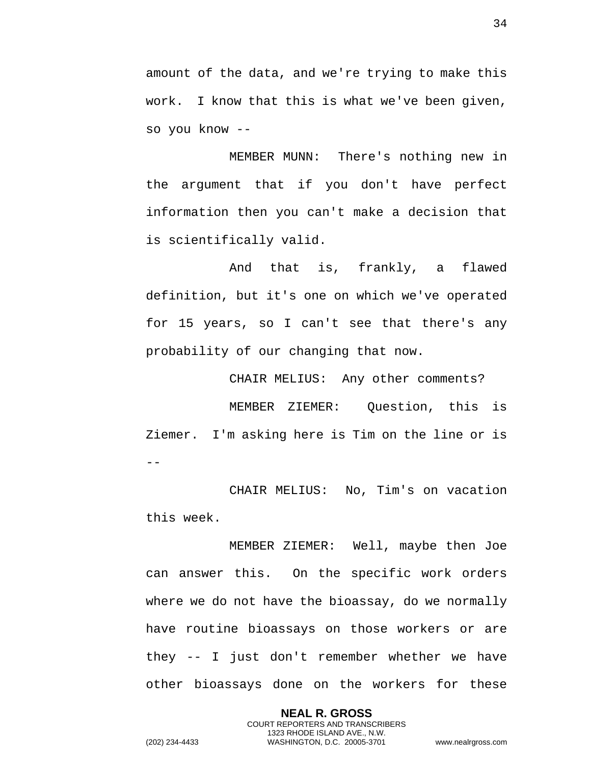amount of the data, and we're trying to make this work. I know that this is what we've been given, so you know --

MEMBER MUNN: There's nothing new in the argument that if you don't have perfect information then you can't make a decision that is scientifically valid.

And that is, frankly, a flawed definition, but it's one on which we've operated for 15 years, so I can't see that there's any probability of our changing that now.

CHAIR MELIUS: Any other comments?

MEMBER ZIEMER: Question, this is Ziemer. I'm asking here is Tim on the line or is --

CHAIR MELIUS: No, Tim's on vacation this week.

MEMBER ZIEMER: Well, maybe then Joe can answer this. On the specific work orders where we do not have the bioassay, do we normally have routine bioassays on those workers or are they -- I just don't remember whether we have other bioassays done on the workers for these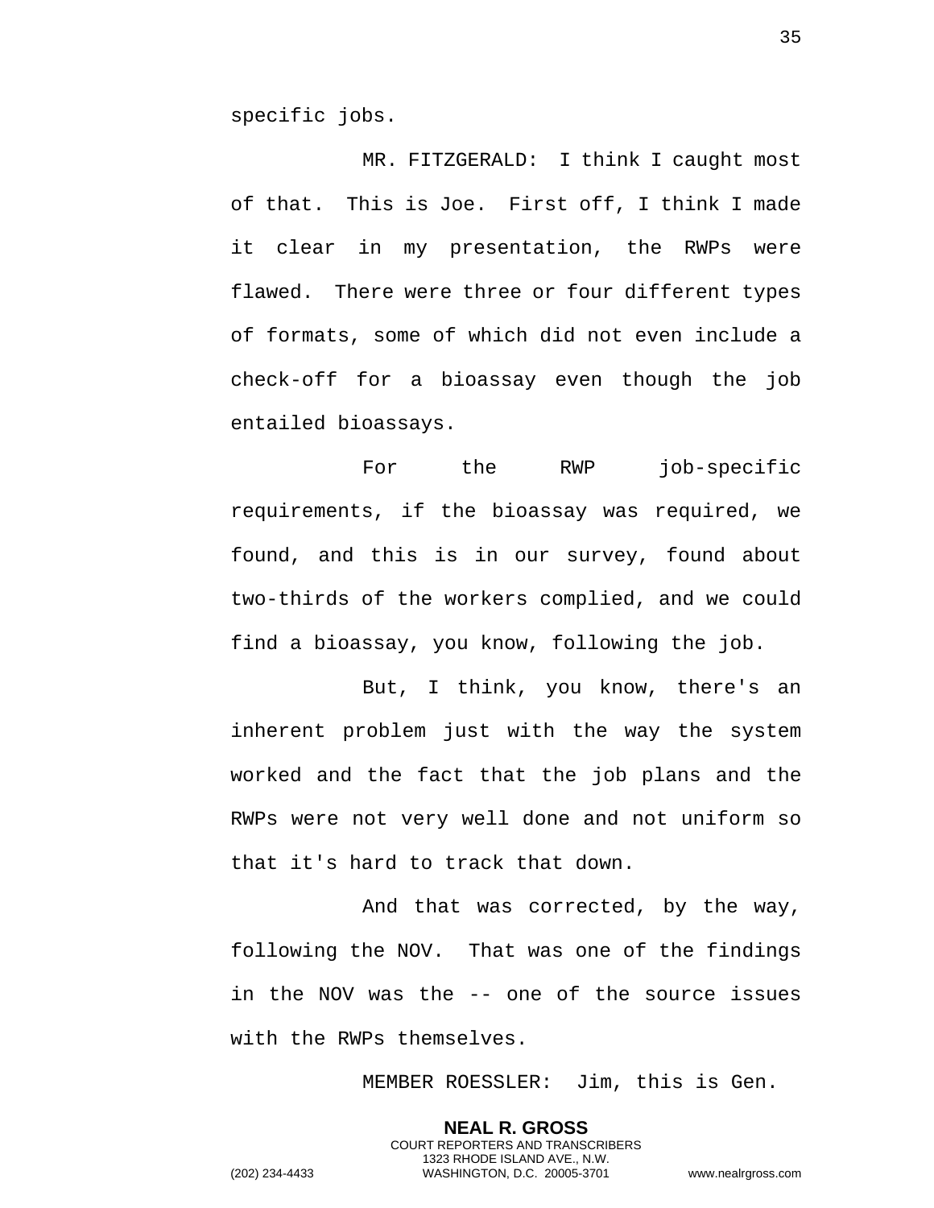specific jobs.

MR. FITZGERALD: I think I caught most of that. This is Joe. First off, I think I made it clear in my presentation, the RWPs were flawed. There were three or four different types of formats, some of which did not even include a check-off for a bioassay even though the job entailed bioassays.

For the RWP job-specific requirements, if the bioassay was required, we found, and this is in our survey, found about two-thirds of the workers complied, and we could find a bioassay, you know, following the job.

But, I think, you know, there's an inherent problem just with the way the system worked and the fact that the job plans and the RWPs were not very well done and not uniform so that it's hard to track that down.

And that was corrected, by the way, following the NOV. That was one of the findings in the NOV was the -- one of the source issues with the RWPs themselves.

MEMBER ROESSLER: Jim, this is Gen.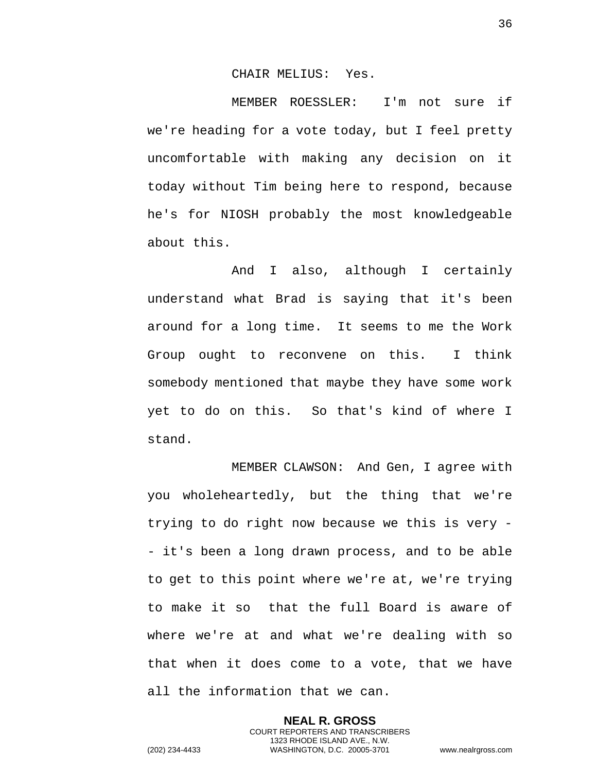CHAIR MELIUS: Yes.

MEMBER ROESSLER: I'm not sure if we're heading for a vote today, but I feel pretty uncomfortable with making any decision on it today without Tim being here to respond, because he's for NIOSH probably the most knowledgeable about this.

And I also, although I certainly understand what Brad is saying that it's been around for a long time. It seems to me the Work Group ought to reconvene on this. I think somebody mentioned that maybe they have some work yet to do on this. So that's kind of where I stand.

MEMBER CLAWSON: And Gen, I agree with you wholeheartedly, but the thing that we're trying to do right now because we this is very -- it's been a long drawn process, and to be able to get to this point where we're at, we're trying to make it so that the full Board is aware of where we're at and what we're dealing with so that when it does come to a vote, that we have all the information that we can.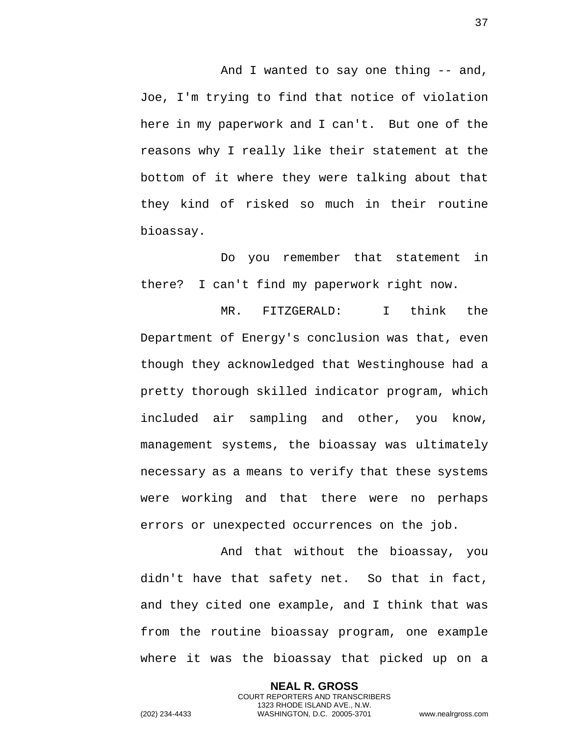And I wanted to say one thing -- and, Joe, I'm trying to find that notice of violation here in my paperwork and I can't. But one of the reasons why I really like their statement at the bottom of it where they were talking about that they kind of risked so much in their routine bioassay.

Do you remember that statement in there? I can't find my paperwork right now.

MR. FITZGERALD: I think the Department of Energy's conclusion was that, even though they acknowledged that Westinghouse had a pretty thorough skilled indicator program, which included air sampling and other, you know, management systems, the bioassay was ultimately necessary as a means to verify that these systems were working and that there were no perhaps errors or unexpected occurrences on the job.

And that without the bioassay, you didn't have that safety net. So that in fact, and they cited one example, and I think that was from the routine bioassay program, one example where it was the bioassay that picked up on a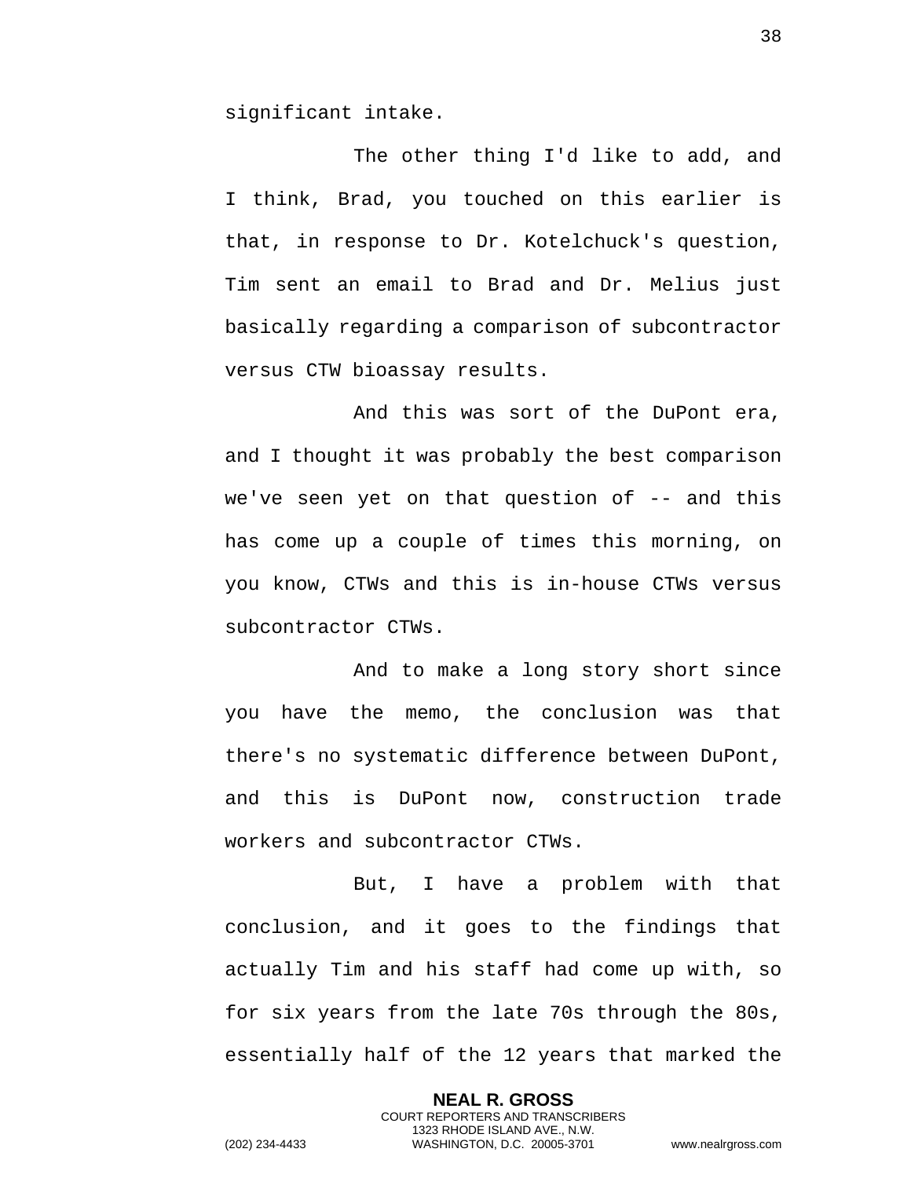significant intake.

The other thing I'd like to add, and I think, Brad, you touched on this earlier is that, in response to Dr. Kotelchuck's question, Tim sent an email to Brad and Dr. Melius just basically regarding a comparison of subcontractor versus CTW bioassay results.

And this was sort of the DuPont era, and I thought it was probably the best comparison we've seen yet on that question of -- and this has come up a couple of times this morning, on you know, CTWs and this is in-house CTWs versus subcontractor CTWs.

And to make a long story short since you have the memo, the conclusion was that there's no systematic difference between DuPont, and this is DuPont now, construction trade workers and subcontractor CTWs.

But, I have a problem with that conclusion, and it goes to the findings that actually Tim and his staff had come up with, so for six years from the late 70s through the 80s, essentially half of the 12 years that marked the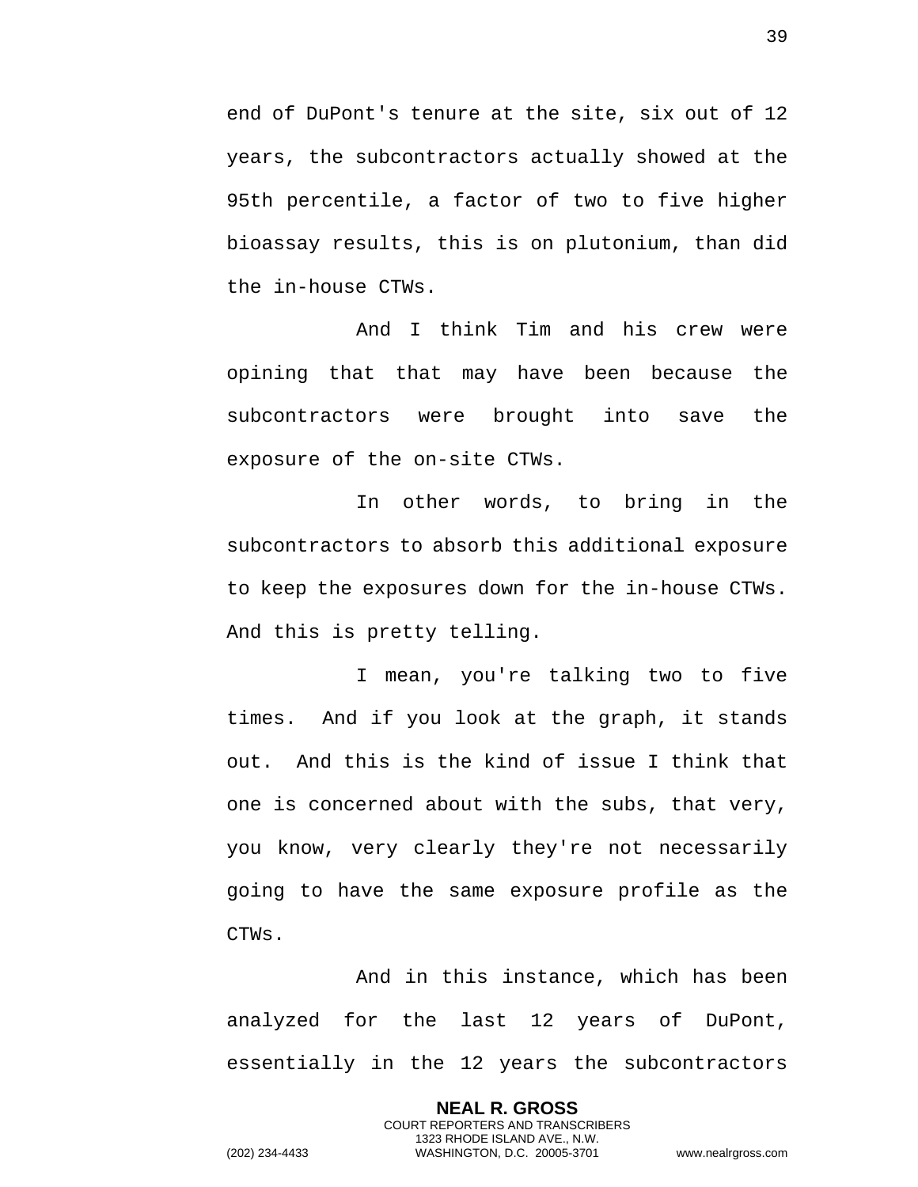end of DuPont's tenure at the site, six out of 12 years, the subcontractors actually showed at the 95th percentile, a factor of two to five higher bioassay results, this is on plutonium, than did the in-house CTWs.

And I think Tim and his crew were opining that that may have been because the subcontractors were brought into save the exposure of the on-site CTWs.

In other words, to bring in the subcontractors to absorb this additional exposure to keep the exposures down for the in-house CTWs. And this is pretty telling.

I mean, you're talking two to five times. And if you look at the graph, it stands out. And this is the kind of issue I think that one is concerned about with the subs, that very, you know, very clearly they're not necessarily going to have the same exposure profile as the CTWs.

And in this instance, which has been analyzed for the last 12 years of DuPont, essentially in the 12 years the subcontractors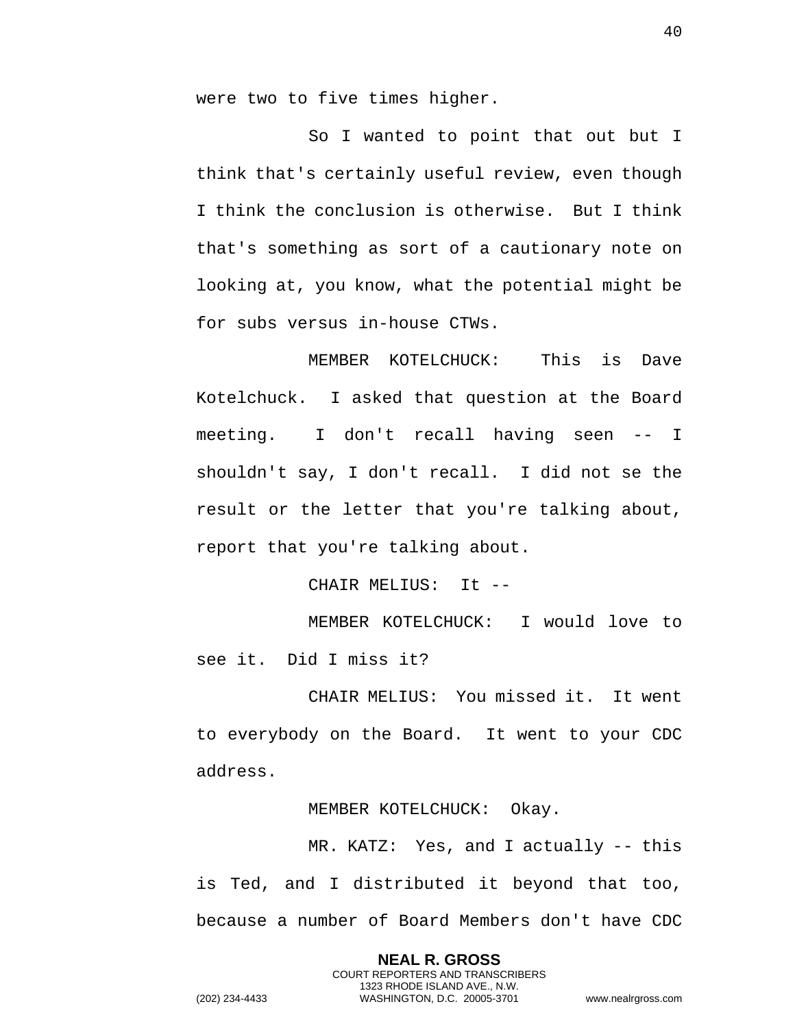were two to five times higher.

So I wanted to point that out but I think that's certainly useful review, even though I think the conclusion is otherwise. But I think that's something as sort of a cautionary note on looking at, you know, what the potential might be for subs versus in-house CTWs.

MEMBER KOTELCHUCK: This is Dave Kotelchuck. I asked that question at the Board meeting. I don't recall having seen -- I shouldn't say, I don't recall. I did not se the result or the letter that you're talking about, report that you're talking about.

CHAIR MELIUS: It --

MEMBER KOTELCHUCK: I would love to see it. Did I miss it?

CHAIR MELIUS: You missed it. It went to everybody on the Board. It went to your CDC address.

MEMBER KOTELCHUCK: Okay.

MR. KATZ: Yes, and I actually -- this is Ted, and I distributed it beyond that too, because a number of Board Members don't have CDC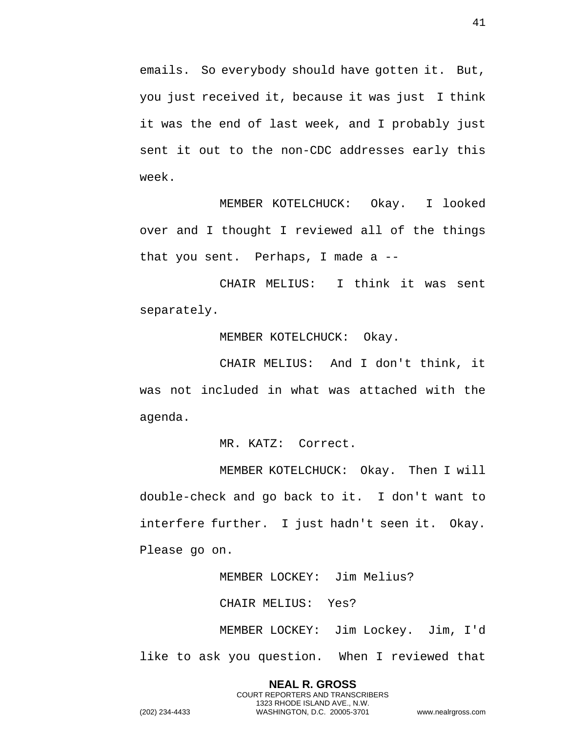emails. So everybody should have gotten it. But, you just received it, because it was just I think it was the end of last week, and I probably just sent it out to the non-CDC addresses early this week.

MEMBER KOTELCHUCK: Okay. I looked over and I thought I reviewed all of the things that you sent. Perhaps, I made a --

CHAIR MELIUS: I think it was sent separately.

MEMBER KOTELCHUCK: Okay.

CHAIR MELIUS: And I don't think, it was not included in what was attached with the agenda.

MR. KATZ: Correct.

MEMBER KOTELCHUCK: Okay. Then I will double-check and go back to it. I don't want to interfere further. I just hadn't seen it. Okay. Please go on.

MEMBER LOCKEY: Jim Melius?

CHAIR MELIUS: Yes?

MEMBER LOCKEY: Jim Lockey. Jim, I'd like to ask you question. When I reviewed that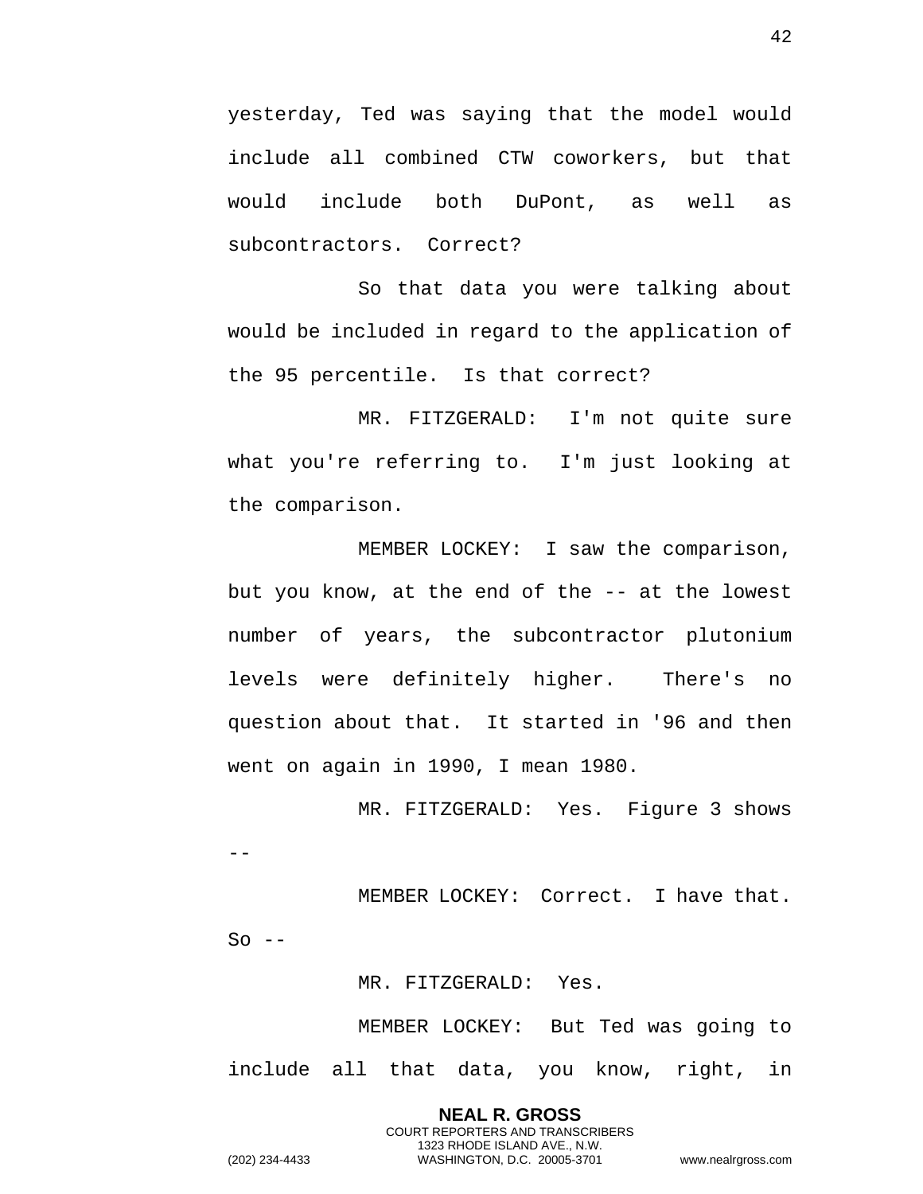yesterday, Ted was saying that the model would include all combined CTW coworkers, but that would include both DuPont, as well as subcontractors. Correct?

So that data you were talking about would be included in regard to the application of the 95 percentile. Is that correct?

MR. FITZGERALD: I'm not quite sure what you're referring to. I'm just looking at the comparison.

MEMBER LOCKEY: I saw the comparison, but you know, at the end of the -- at the lowest number of years, the subcontractor plutonium levels were definitely higher. There's no question about that. It started in '96 and then went on again in 1990, I mean 1980.

MR. FITZGERALD: Yes. Figure 3 shows --

MEMBER LOCKEY: Correct. I have that. So --

MR. FITZGERALD: Yes.

MEMBER LOCKEY: But Ted was going to include all that data, you know, right, in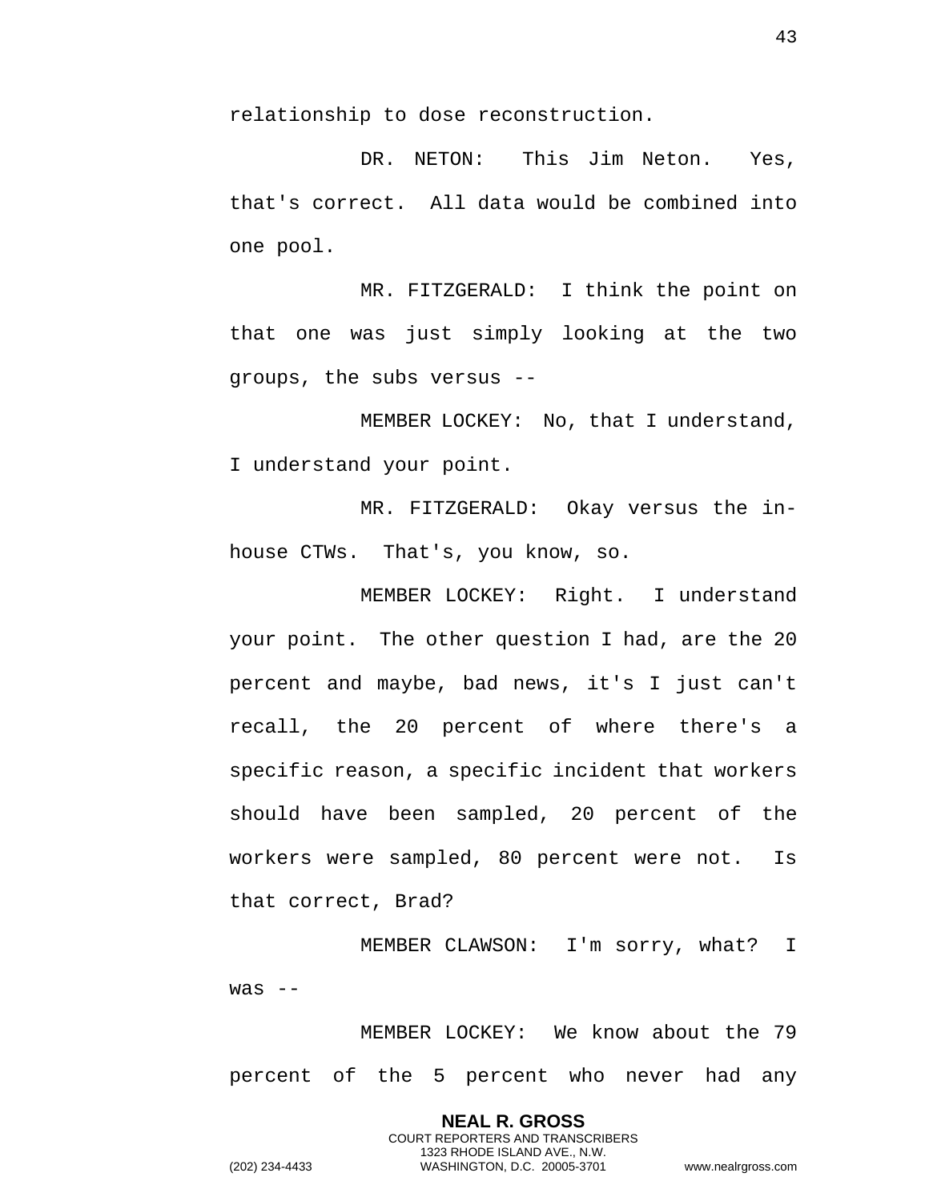relationship to dose reconstruction.

DR. NETON: This Jim Neton. Yes, that's correct. All data would be combined into one pool.

MR. FITZGERALD: I think the point on that one was just simply looking at the two groups, the subs versus --

MEMBER LOCKEY: No, that I understand, I understand your point.

MR. FITZGERALD: Okay versus the in-house CTWs. That's, you know, so.

MEMBER LOCKEY: Right. I understand your point. The other question I had, are the 20 percent and maybe, bad news, it's I just can't recall, the 20 percent of where there's a specific reason, a specific incident that workers should have been sampled, 20 percent of the workers were sampled, 80 percent were not. Is that correct, Brad?

MEMBER CLAWSON: I'm sorry, what? I was --

MEMBER LOCKEY: We know about the 79 percent of the 5 percent who never had any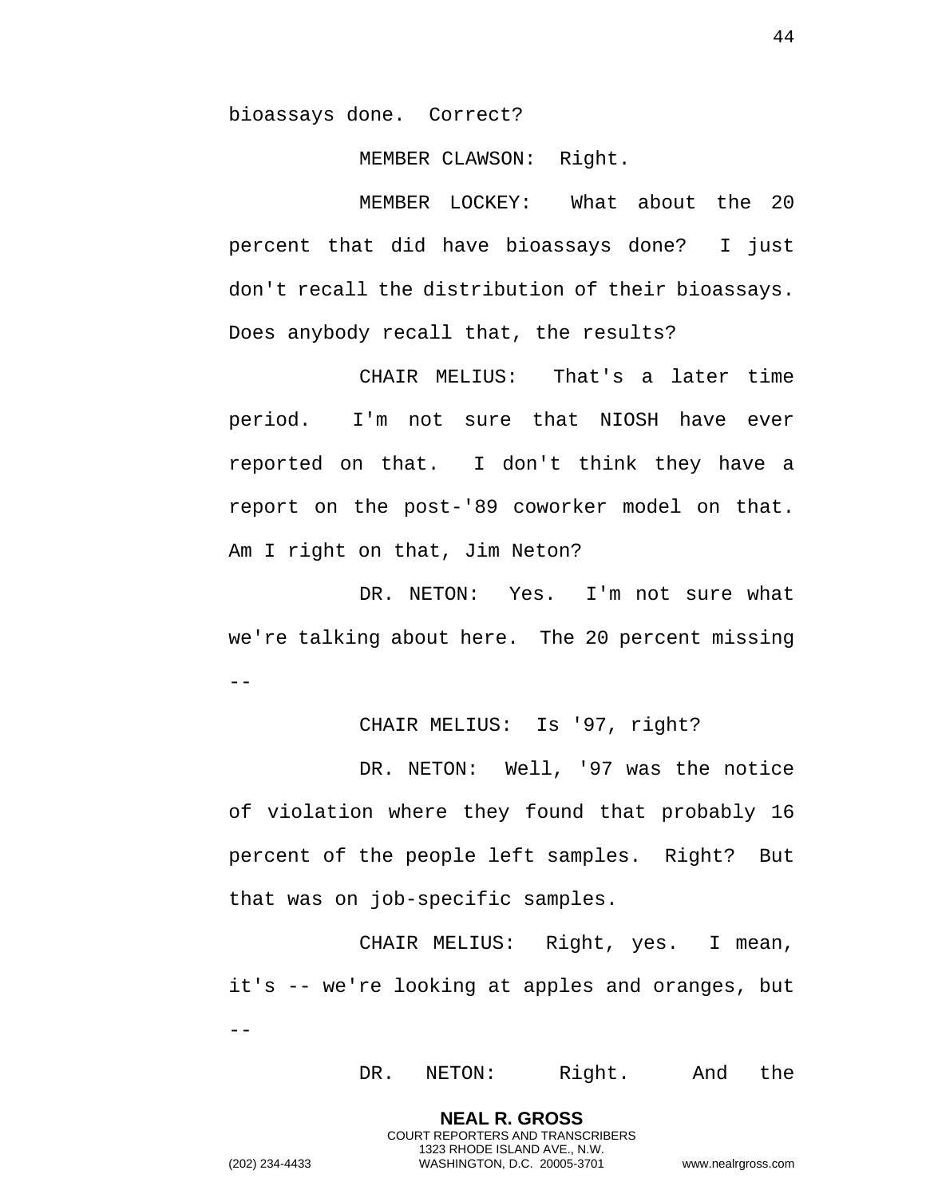bioassays done. Correct?

MEMBER CLAWSON: Right.

MEMBER LOCKEY: What about the 20 percent that did have bioassays done? I just don't recall the distribution of their bioassays. Does anybody recall that, the results?

CHAIR MELIUS: That's a later time period. I'm not sure that NIOSH have ever reported on that. I don't think they have a report on the post-'89 coworker model on that. Am I right on that, Jim Neton?

DR. NETON: Yes. I'm not sure what we're talking about here. The 20 percent missing --

CHAIR MELIUS: Is '97, right?

DR. NETON: Well, '97 was the notice of violation where they found that probably 16 percent of the people left samples. Right? But that was on job-specific samples.

CHAIR MELIUS: Right, yes. I mean, it's -- we're looking at apples and oranges, but --

DR. NETON: Right. And the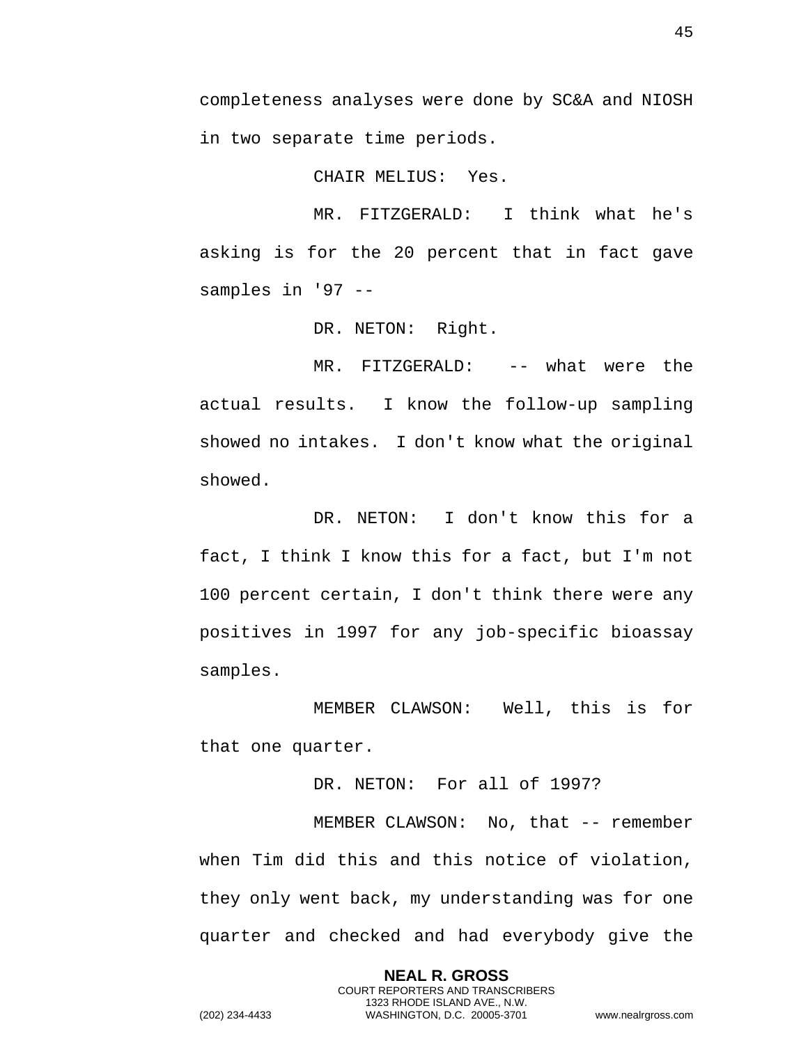completeness analyses were done by SC&A and NIOSH in two separate time periods.

CHAIR MELIUS: Yes.

MR. FITZGERALD: I think what he's asking is for the 20 percent that in fact gave samples in '97 --

DR. NETON: Right.

MR. FITZGERALD: -- what were the actual results. I know the follow-up sampling showed no intakes. I don't know what the original showed.

DR. NETON: I don't know this for a fact, I think I know this for a fact, but I'm not 100 percent certain, I don't think there were any positives in 1997 for any job-specific bioassay samples.

MEMBER CLAWSON: Well, this is for that one quarter.

DR. NETON: For all of 1997?

MEMBER CLAWSON: No, that -- remember when Tim did this and this notice of violation, they only went back, my understanding was for one quarter and checked and had everybody give the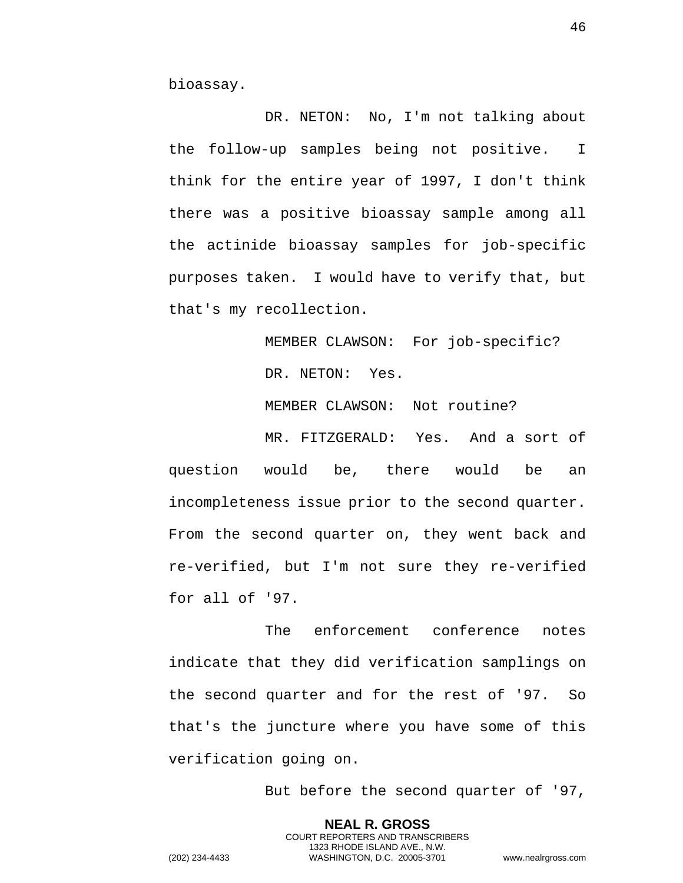bioassay.

DR. NETON: No, I'm not talking about the follow-up samples being not positive. I think for the entire year of 1997, I don't think there was a positive bioassay sample among all the actinide bioassay samples for job-specific purposes taken. I would have to verify that, but that's my recollection.

MEMBER CLAWSON: For job-specific?

DR. NETON: Yes.

MEMBER CLAWSON: Not routine?

MR. FITZGERALD: Yes. And a sort of question would be, there would be an incompleteness issue prior to the second quarter. From the second quarter on, they went back and re-verified, but I'm not sure they re-verified for all of '97.

The enforcement conference notes indicate that they did verification samplings on the second quarter and for the rest of '97. So that's the juncture where you have some of this verification going on.

But before the second quarter of '97,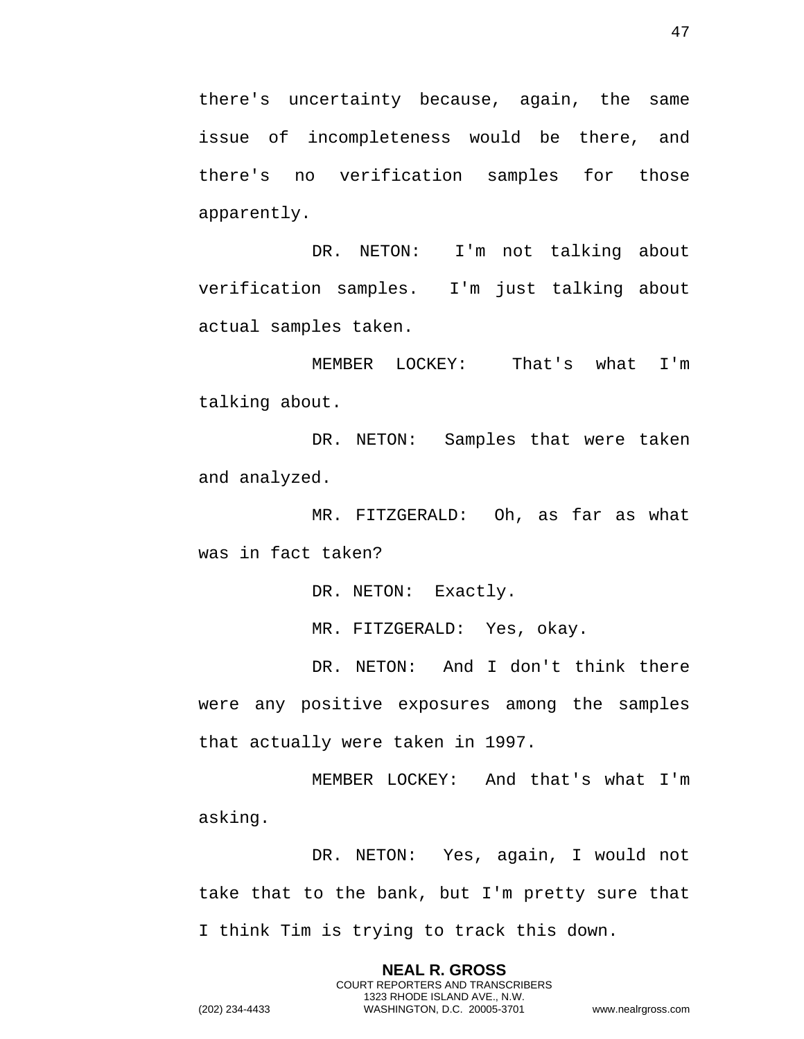there's uncertainty because, again, the same issue of incompleteness would be there, and there's no verification samples for those apparently.

DR. NETON: I'm not talking about verification samples. I'm just talking about actual samples taken.

MEMBER LOCKEY: That's what I'm talking about.

DR. NETON: Samples that were taken and analyzed.

MR. FITZGERALD: Oh, as far as what was in fact taken?

DR. NETON: Exactly.

MR. FITZGERALD: Yes, okay.

DR. NETON: And I don't think there were any positive exposures among the samples that actually were taken in 1997.

MEMBER LOCKEY: And that's what I'm asking.

DR. NETON: Yes, again, I would not take that to the bank, but I'm pretty sure that I think Tim is trying to track this down.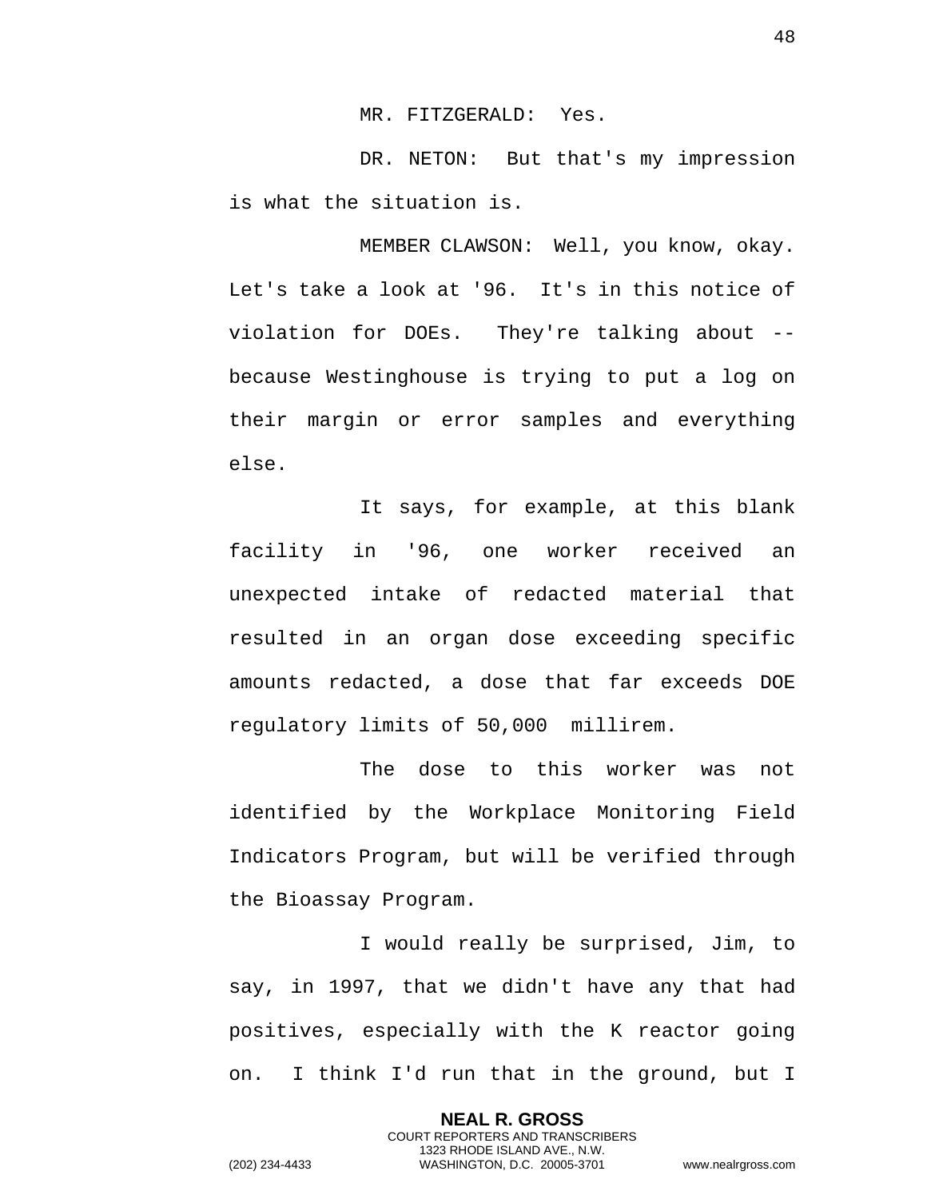MR. FITZGERALD: Yes.

DR. NETON: But that's my impression is what the situation is.

MEMBER CLAWSON: Well, you know, okay. Let's take a look at '96. It's in this notice of violation for DOEs. They're talking about -- because Westinghouse is trying to put a log on their margin or error samples and everything else.

It says, for example, at this blank facility in '96, one worker received an unexpected intake of redacted material that resulted in an organ dose exceeding specific amounts redacted, a dose that far exceeds DOE regulatory limits of 50,000 millirem.

The dose to this worker was not identified by the Workplace Monitoring Field Indicators Program, but will be verified through the Bioassay Program.

I would really be surprised, Jim, to say, in 1997, that we didn't have any that had positives, especially with the K reactor going on. I think I'd run that in the ground, but I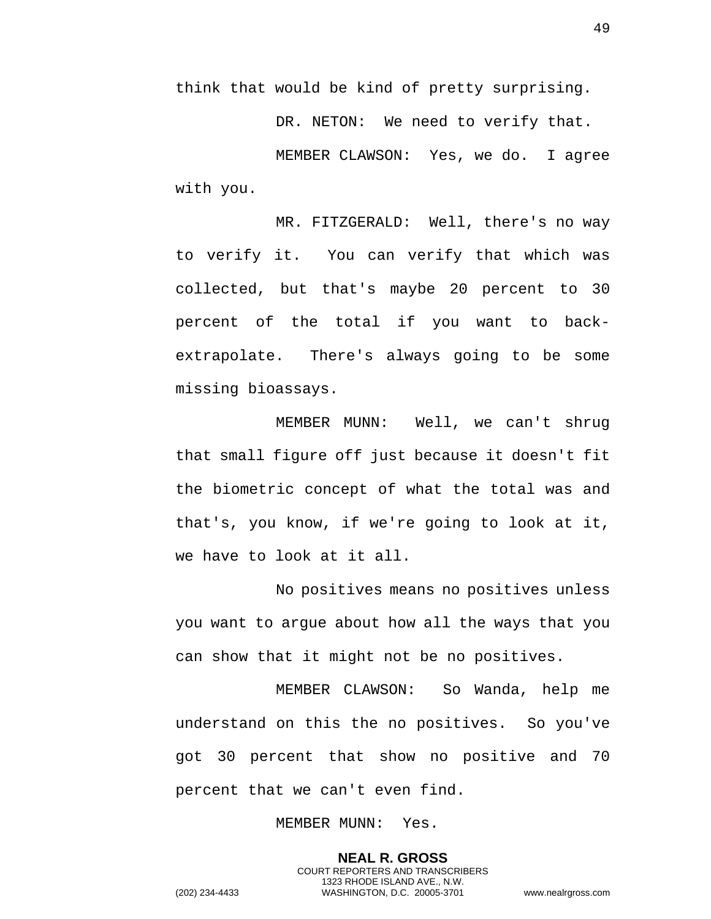think that would be kind of pretty surprising.

DR. NETON: We need to verify that.

MEMBER CLAWSON: Yes, we do. I agree with you.

MR. FITZGERALD: Well, there's no way to verify it. You can verify that which was collected, but that's maybe 20 percent to 30 percent of the total if you want to back-extrapolate. There's always going to be some missing bioassays.

MEMBER MUNN: Well, we can't shrug that small figure off just because it doesn't fit the biometric concept of what the total was and that's, you know, if we're going to look at it, we have to look at it all.

No positives means no positives unless you want to argue about how all the ways that you can show that it might not be no positives.

MEMBER CLAWSON: So Wanda, help me understand on this the no positives. So you've got 30 percent that show no positive and 70 percent that we can't even find.

MEMBER MUNN: Yes.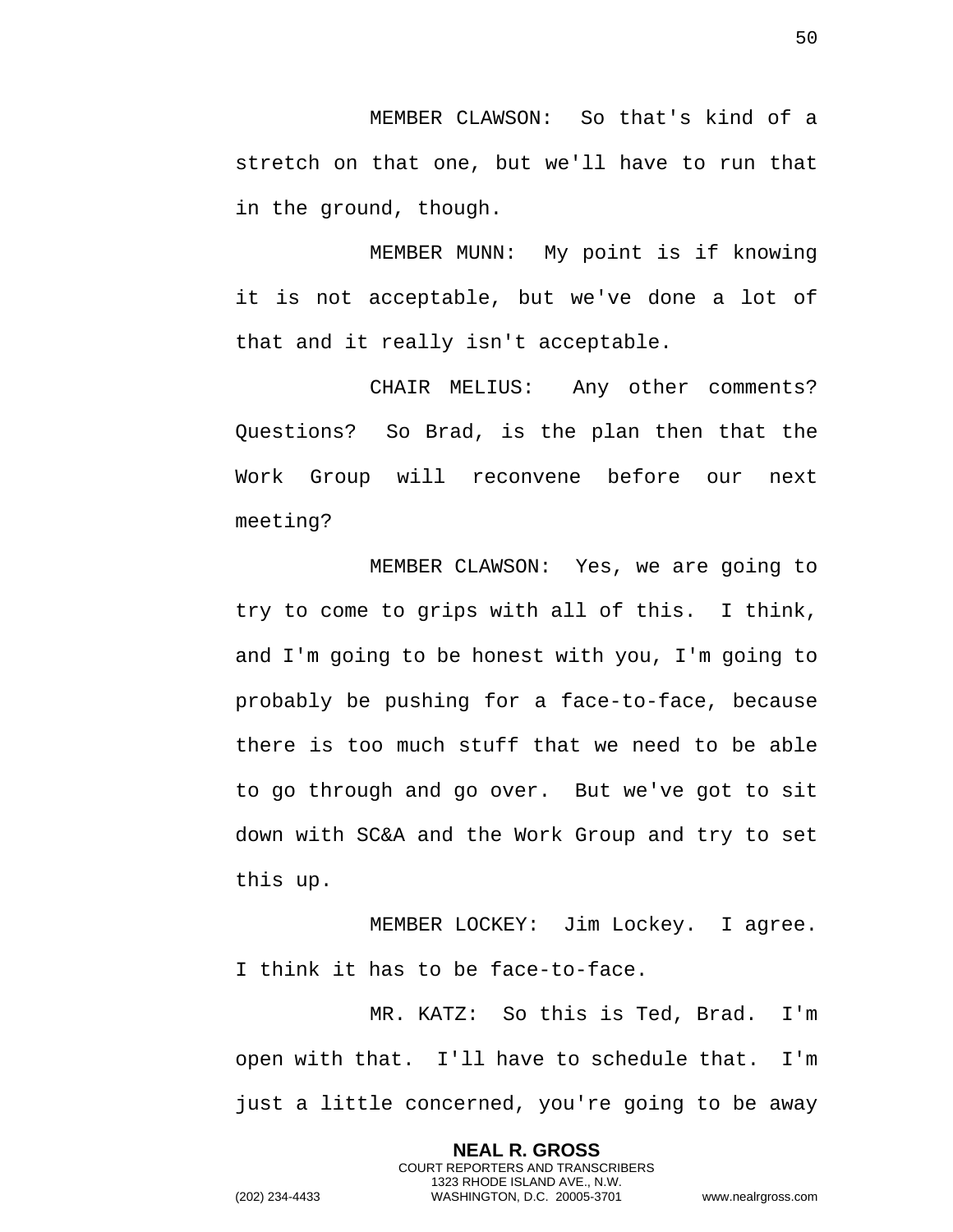MEMBER CLAWSON: So that's kind of a stretch on that one, but we'll have to run that in the ground, though.

MEMBER MUNN: My point is if knowing it is not acceptable, but we've done a lot of that and it really isn't acceptable.

CHAIR MELIUS: Any other comments? Questions? So Brad, is the plan then that the Work Group will reconvene before our next meeting?

MEMBER CLAWSON: Yes, we are going to try to come to grips with all of this. I think, and I'm going to be honest with you, I'm going to probably be pushing for a face-to-face, because there is too much stuff that we need to be able to go through and go over. But we've got to sit down with SC&A and the Work Group and try to set this up.

MEMBER LOCKEY: Jim Lockey. I agree. I think it has to be face-to-face.

MR. KATZ: So this is Ted, Brad. I'm open with that. I'll have to schedule that. I'm just a little concerned, you're going to be away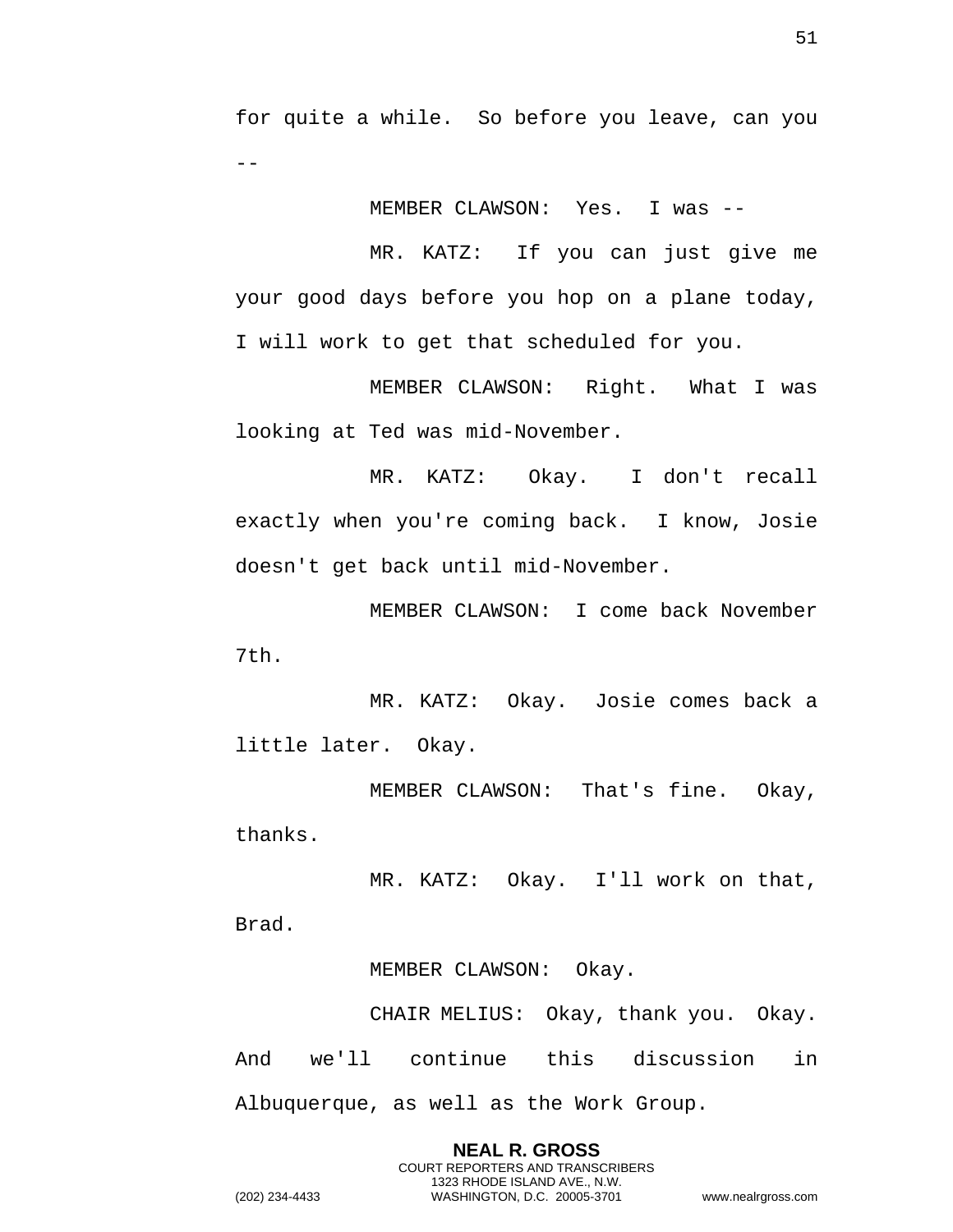for quite a while. So before you leave, can you --

MEMBER CLAWSON: Yes. I was --

MR. KATZ: If you can just give me your good days before you hop on a plane today, I will work to get that scheduled for you.

MEMBER CLAWSON: Right. What I was looking at Ted was mid-November.

MR. KATZ: Okay. I don't recall exactly when you're coming back. I know, Josie doesn't get back until mid-November.

MEMBER CLAWSON: I come back November 7th.

MR. KATZ: Okay. Josie comes back a little later. Okay.

MEMBER CLAWSON: That's fine. Okay, thanks.

MR. KATZ: Okay. I'll work on that, Brad.

MEMBER CLAWSON: Okay.

CHAIR MELIUS: Okay, thank you. Okay. And we'll continue this discussion in Albuquerque, as well as the Work Group.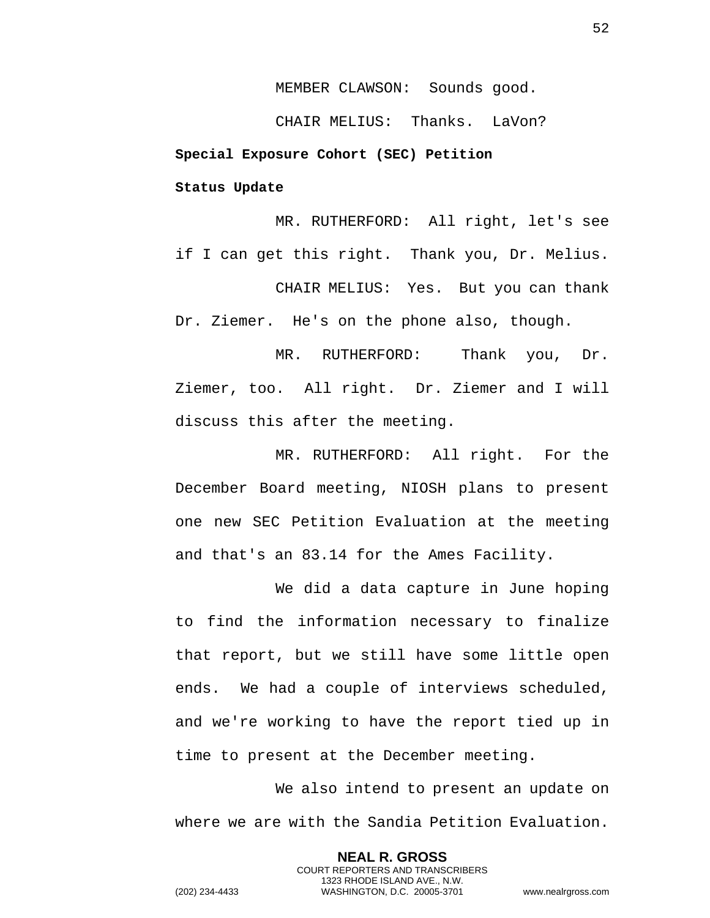MEMBER CLAWSON: Sounds good.

CHAIR MELIUS: Thanks. LaVon?

**Special Exposure Cohort (SEC) Petition Status Update**

MR. RUTHERFORD: All right, let's see if I can get this right. Thank you, Dr. Melius.

CHAIR MELIUS: Yes. But you can thank Dr. Ziemer. He's on the phone also, though.

MR. RUTHERFORD: Thank you, Dr. Ziemer, too. All right. Dr. Ziemer and I will discuss this after the meeting.

MR. RUTHERFORD: All right. For the December Board meeting, NIOSH plans to present one new SEC Petition Evaluation at the meeting and that's an 83.14 for the Ames Facility.

We did a data capture in June hoping to find the information necessary to finalize that report, but we still have some little open ends. We had a couple of interviews scheduled, and we're working to have the report tied up in time to present at the December meeting.

We also intend to present an update on where we are with the Sandia Petition Evaluation.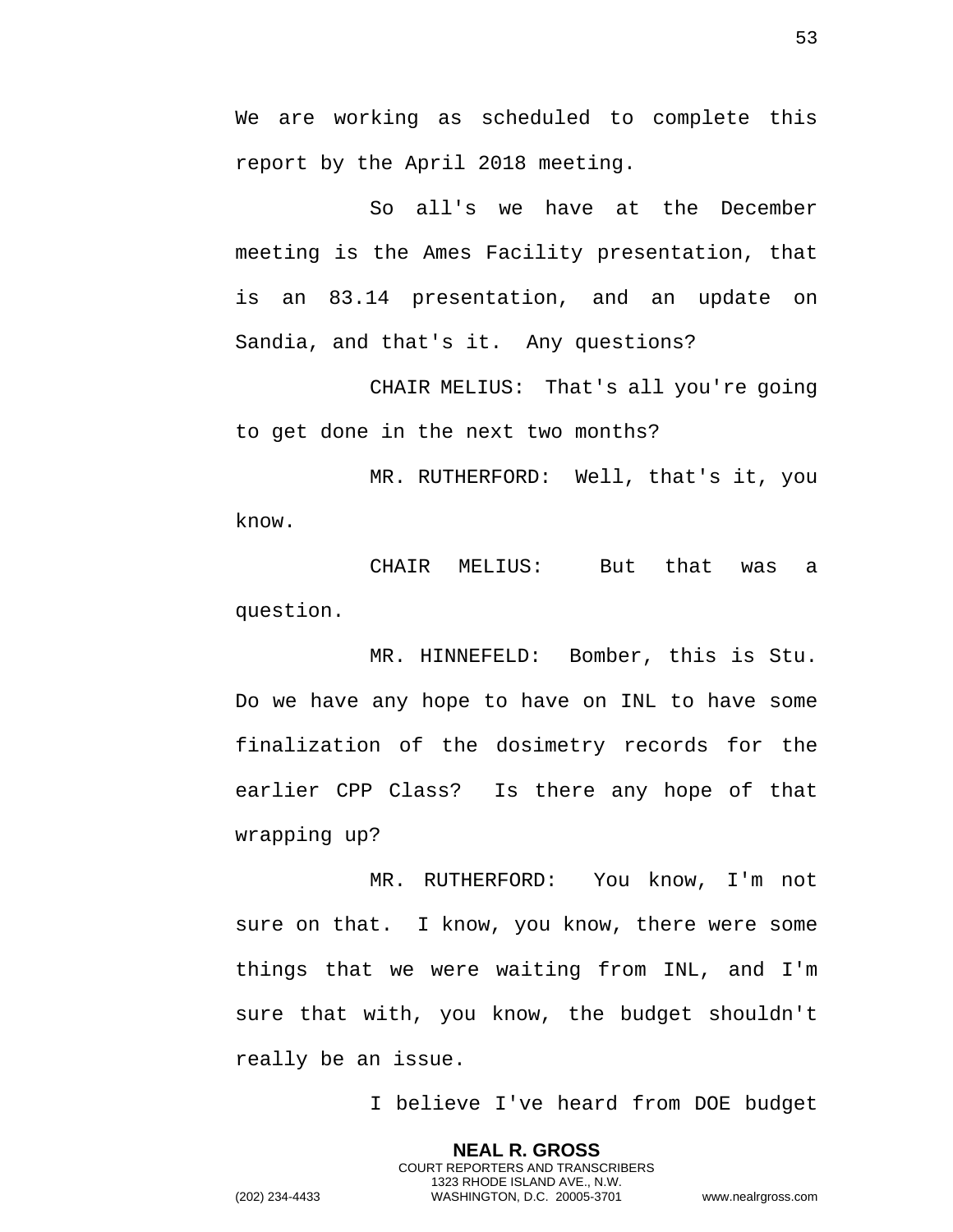We are working as scheduled to complete this report by the April 2018 meeting.

So all's we have at the December meeting is the Ames Facility presentation, that is an 83.14 presentation, and an update on Sandia, and that's it. Any questions?

CHAIR MELIUS: That's all you're going to get done in the next two months?

MR. RUTHERFORD: Well, that's it, you know.

CHAIR MELIUS: But that was a question.

MR. HINNEFELD: Bomber, this is Stu. Do we have any hope to have on INL to have some finalization of the dosimetry records for the earlier CPP Class? Is there any hope of that wrapping up?

MR. RUTHERFORD: You know, I'm not sure on that. I know, you know, there were some things that we were waiting from INL, and I'm sure that with, you know, the budget shouldn't really be an issue.

I believe I've heard from DOE budget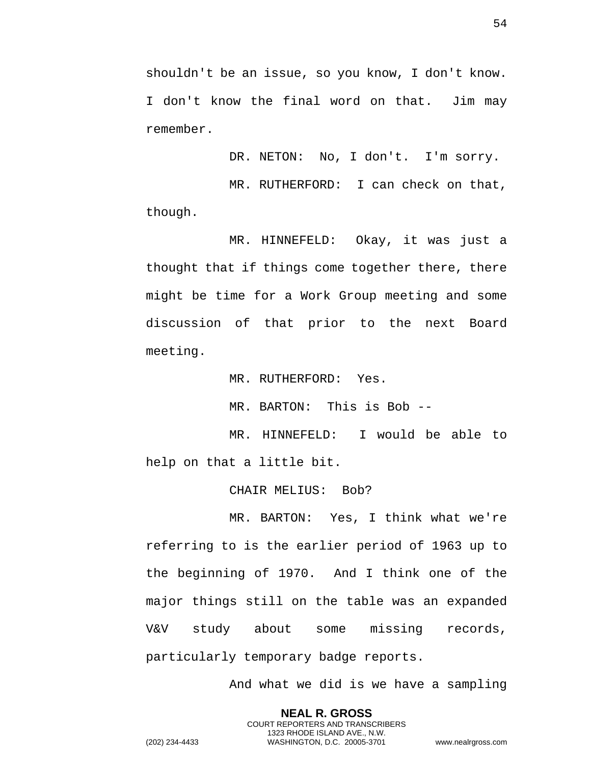shouldn't be an issue, so you know, I don't know. I don't know the final word on that. Jim may remember.

DR. NETON: No, I don't. I'm sorry.

MR. RUTHERFORD: I can check on that, though.

MR. HINNEFELD: Okay, it was just a thought that if things come together there, there might be time for a Work Group meeting and some discussion of that prior to the next Board meeting.

MR. RUTHERFORD: Yes.

MR. BARTON: This is Bob --

MR. HINNEFELD: I would be able to help on that a little bit.

CHAIR MELIUS: Bob?

MR. BARTON: Yes, I think what we're referring to is the earlier period of 1963 up to the beginning of 1970. And I think one of the major things still on the table was an expanded V&V study about some missing records, particularly temporary badge reports.

And what we did is we have a sampling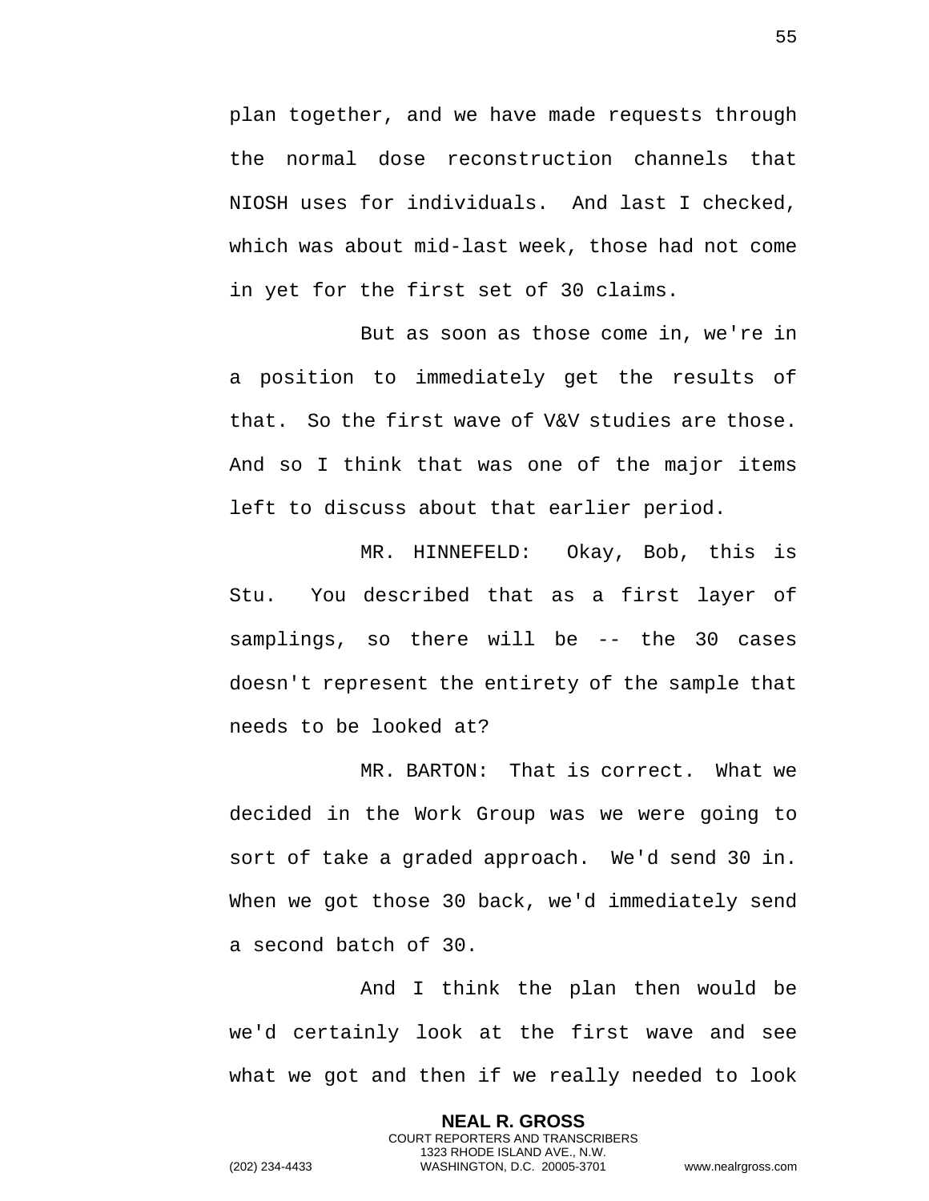plan together, and we have made requests through the normal dose reconstruction channels that NIOSH uses for individuals. And last I checked, which was about mid-last week, those had not come in yet for the first set of 30 claims.

But as soon as those come in, we're in a position to immediately get the results of that. So the first wave of V&V studies are those. And so I think that was one of the major items left to discuss about that earlier period.

MR. HINNEFELD: Okay, Bob, this is Stu. You described that as a first layer of samplings, so there will be -- the 30 cases doesn't represent the entirety of the sample that needs to be looked at?

MR. BARTON: That is correct. What we decided in the Work Group was we were going to sort of take a graded approach. We'd send 30 in. When we got those 30 back, we'd immediately send a second batch of 30.

And I think the plan then would be we'd certainly look at the first wave and see what we got and then if we really needed to look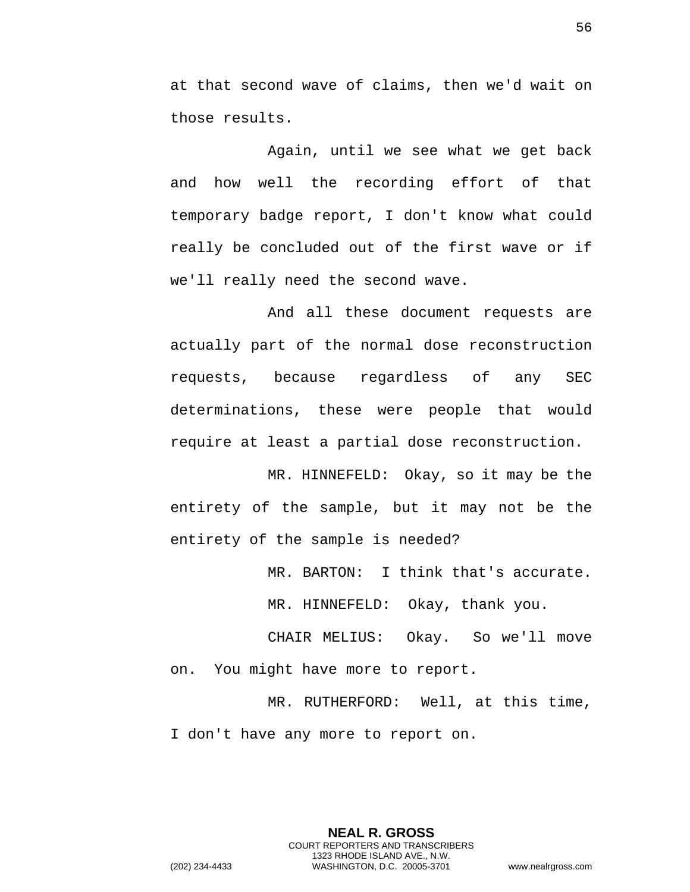at that second wave of claims, then we'd wait on those results.

Again, until we see what we get back and how well the recording effort of that temporary badge report, I don't know what could really be concluded out of the first wave or if we'll really need the second wave.

And all these document requests are actually part of the normal dose reconstruction requests, because regardless of any SEC determinations, these were people that would require at least a partial dose reconstruction.

MR. HINNEFELD: Okay, so it may be the entirety of the sample, but it may not be the entirety of the sample is needed?

MR. BARTON: I think that's accurate.

MR. HINNEFELD: Okay, thank you.

CHAIR MELIUS: Okay. So we'll move on. You might have more to report.

MR. RUTHERFORD: Well, at this time, I don't have any more to report on.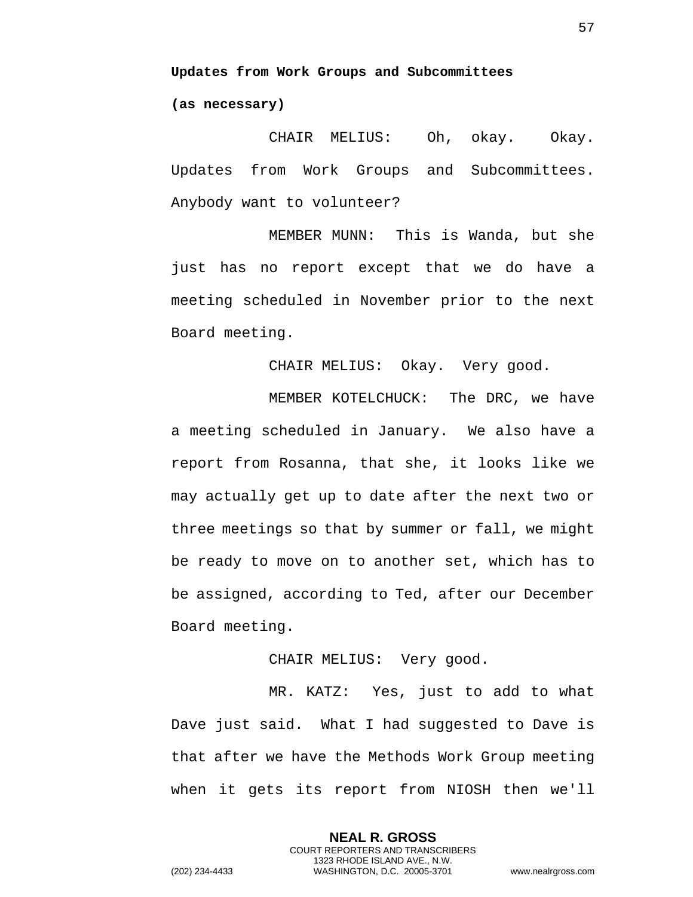**Updates from Work Groups and Subcommittees (as necessary)**

CHAIR MELIUS: Oh, okay. Okay. Updates from Work Groups and Subcommittees. Anybody want to volunteer?

MEMBER MUNN: This is Wanda, but she just has no report except that we do have a meeting scheduled in November prior to the next Board meeting.

CHAIR MELIUS: Okay. Very good.

MEMBER KOTELCHUCK: The DRC, we have a meeting scheduled in January. We also have a report from Rosanna, that she, it looks like we may actually get up to date after the next two or three meetings so that by summer or fall, we might be ready to move on to another set, which has to be assigned, according to Ted, after our December Board meeting.

CHAIR MELIUS: Very good.

MR. KATZ: Yes, just to add to what Dave just said. What I had suggested to Dave is that after we have the Methods Work Group meeting when it gets its report from NIOSH then we'll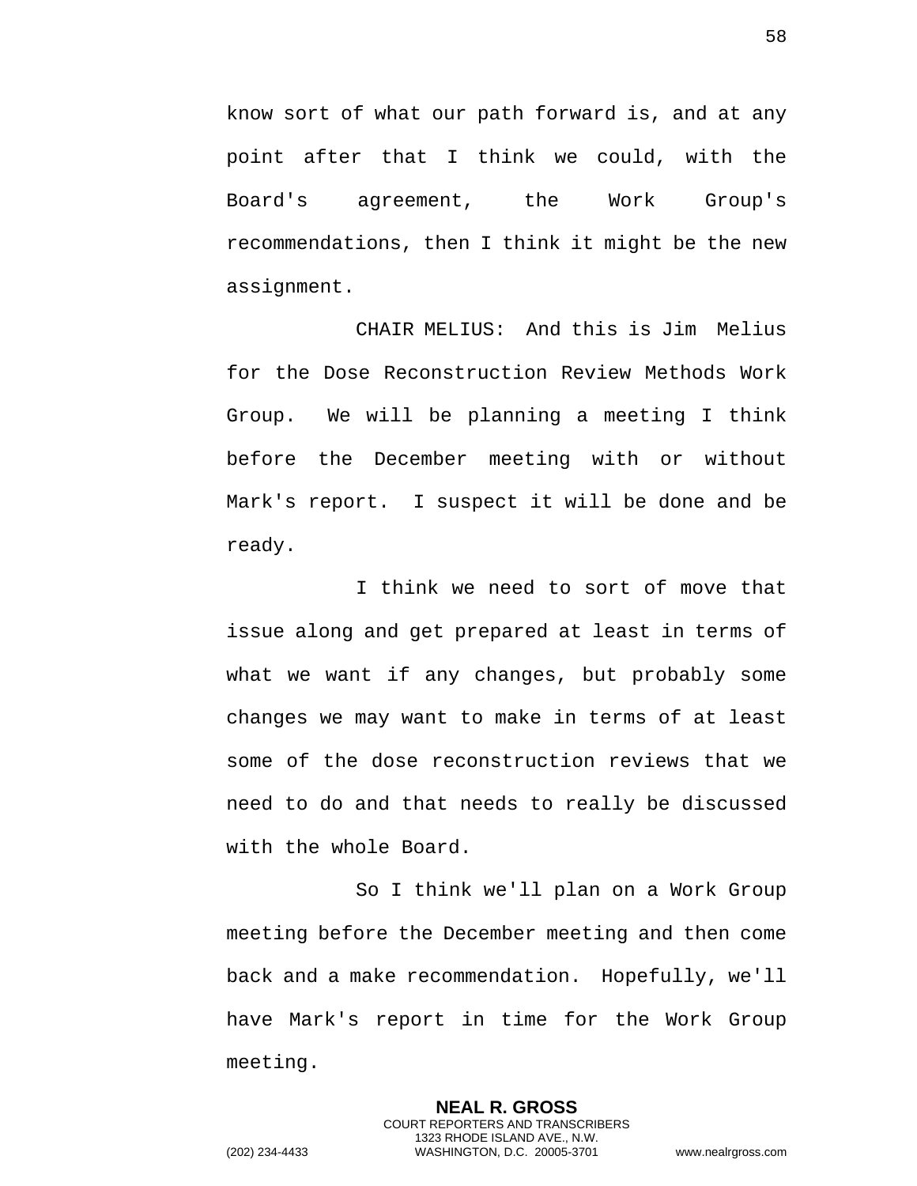know sort of what our path forward is, and at any point after that I think we could, with the Board's agreement, the Work Group's recommendations, then I think it might be the new assignment.

CHAIR MELIUS: And this is Jim Melius for the Dose Reconstruction Review Methods Work Group. We will be planning a meeting I think before the December meeting with or without Mark's report. I suspect it will be done and be ready.

I think we need to sort of move that issue along and get prepared at least in terms of what we want if any changes, but probably some changes we may want to make in terms of at least some of the dose reconstruction reviews that we need to do and that needs to really be discussed with the whole Board.

So I think we'll plan on a Work Group meeting before the December meeting and then come back and a make recommendation. Hopefully, we'll have Mark's report in time for the Work Group meeting.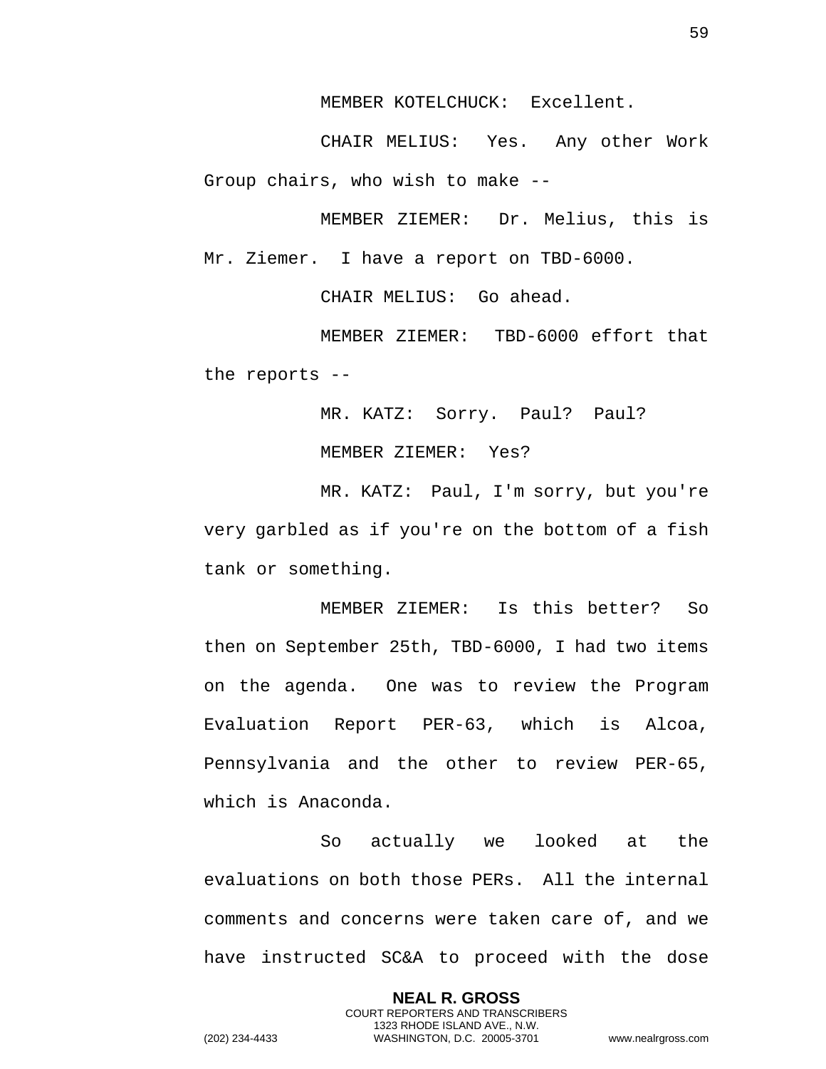MEMBER KOTELCHUCK: Excellent.

CHAIR MELIUS: Yes. Any other Work Group chairs, who wish to make --

MEMBER ZIEMER: Dr. Melius, this is Mr. Ziemer. I have a report on TBD-6000.

CHAIR MELIUS: Go ahead.

MEMBER ZIEMER: TBD-6000 effort that the reports --

MR. KATZ: Sorry. Paul? Paul?

MEMBER ZIEMER: Yes?

MR. KATZ: Paul, I'm sorry, but you're very garbled as if you're on the bottom of a fish tank or something.

MEMBER ZIEMER: Is this better? So then on September 25th, TBD-6000, I had two items on the agenda. One was to review the Program Evaluation Report PER-63, which is Alcoa, Pennsylvania and the other to review PER-65, which is Anaconda.

So actually we looked at the evaluations on both those PERs. All the internal comments and concerns were taken care of, and we have instructed SC&A to proceed with the dose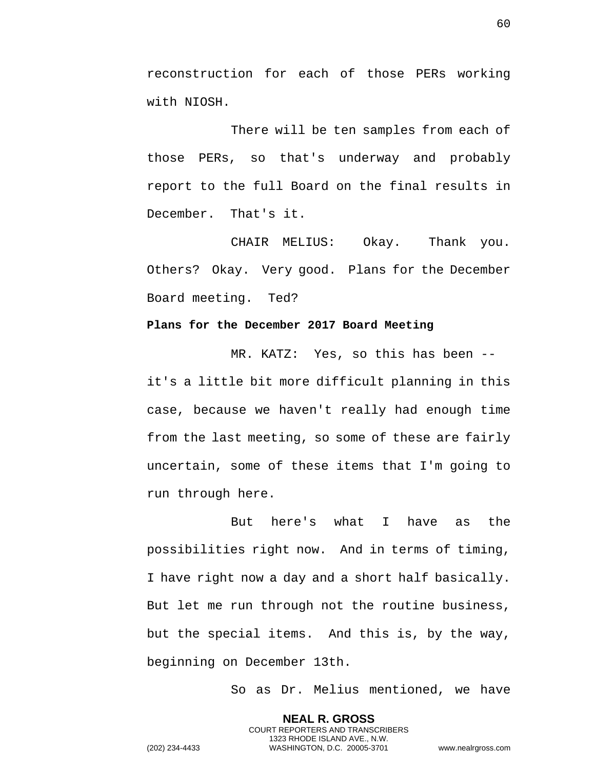reconstruction for each of those PERs working with NIOSH.

There will be ten samples from each of those PERs, so that's underway and probably report to the full Board on the final results in December. That's it.

CHAIR MELIUS: Okay. Thank you. Others? Okay. Very good. Plans for the December Board meeting. Ted?

**Plans for the December 2017 Board Meeting**

MR. KATZ: Yes, so this has been -- it's a little bit more difficult planning in this case, because we haven't really had enough time from the last meeting, so some of these are fairly uncertain, some of these items that I'm going to run through here.

But here's what I have as the possibilities right now. And in terms of timing, I have right now a day and a short half basically. But let me run through not the routine business, but the special items. And this is, by the way, beginning on December 13th.

So as Dr. Melius mentioned, we have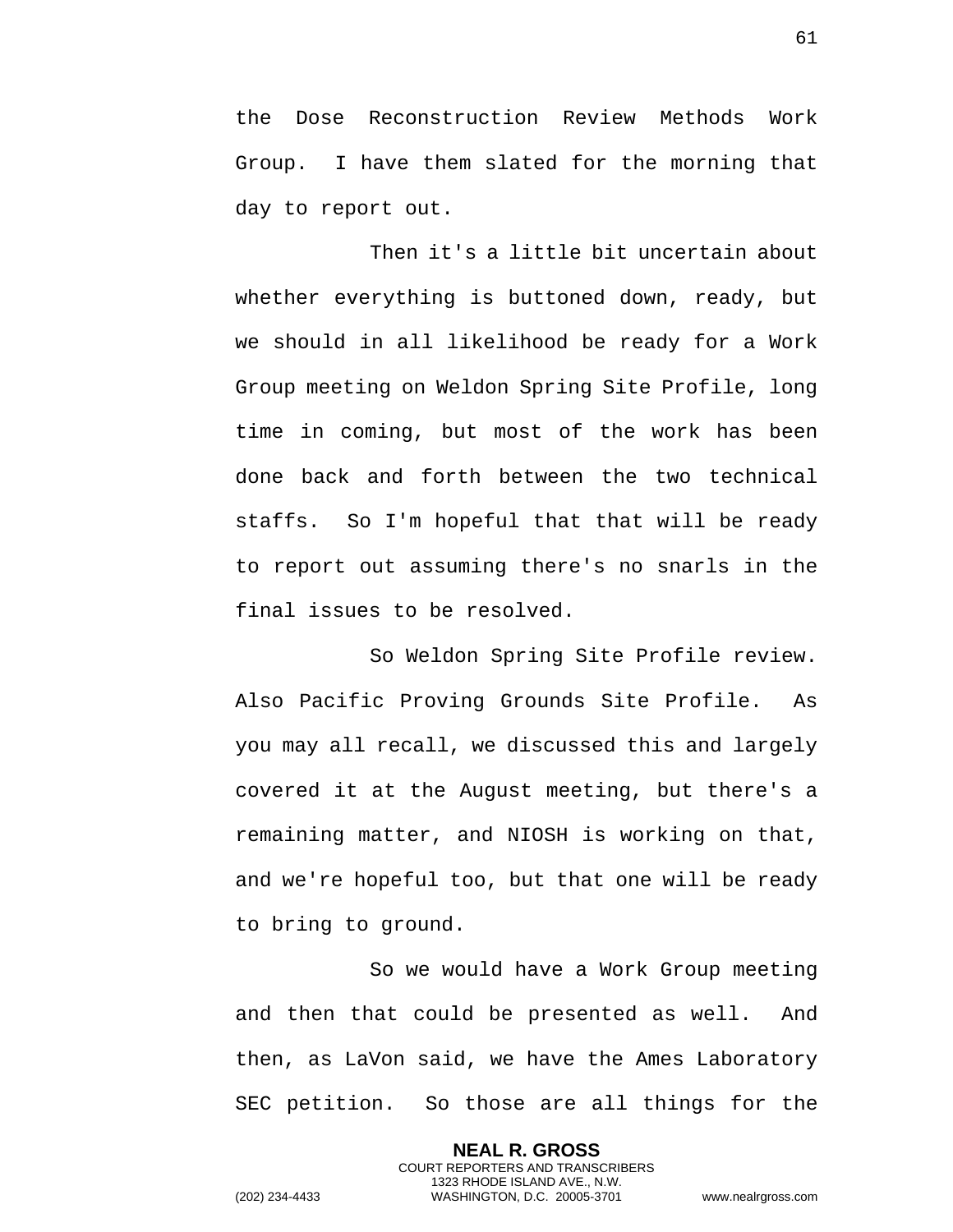the Dose Reconstruction Review Methods Work Group. I have them slated for the morning that day to report out.

Then it's a little bit uncertain about whether everything is buttoned down, ready, but we should in all likelihood be ready for a Work Group meeting on Weldon Spring Site Profile, long time in coming, but most of the work has been done back and forth between the two technical staffs. So I'm hopeful that that will be ready to report out assuming there's no snarls in the final issues to be resolved.

So Weldon Spring Site Profile review. Also Pacific Proving Grounds Site Profile. As you may all recall, we discussed this and largely covered it at the August meeting, but there's a remaining matter, and NIOSH is working on that, and we're hopeful too, but that one will be ready to bring to ground.

So we would have a Work Group meeting and then that could be presented as well. And then, as LaVon said, we have the Ames Laboratory SEC petition. So those are all things for the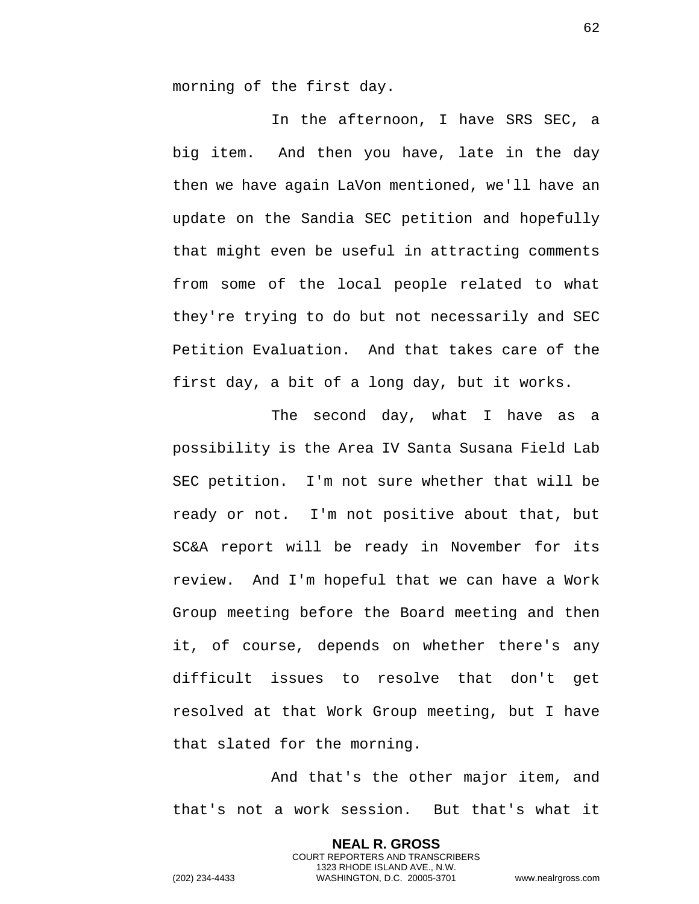morning of the first day.

In the afternoon, I have SRS SEC, a big item. And then you have, late in the day then we have again LaVon mentioned, we'll have an update on the Sandia SEC petition and hopefully that might even be useful in attracting comments from some of the local people related to what they're trying to do but not necessarily and SEC Petition Evaluation. And that takes care of the first day, a bit of a long day, but it works.

The second day, what I have as a possibility is the Area IV Santa Susana Field Lab SEC petition. I'm not sure whether that will be ready or not. I'm not positive about that, but SC&A report will be ready in November for its review. And I'm hopeful that we can have a Work Group meeting before the Board meeting and then it, of course, depends on whether there's any difficult issues to resolve that don't get resolved at that Work Group meeting, but I have that slated for the morning.

And that's the other major item, and that's not a work session. But that's what it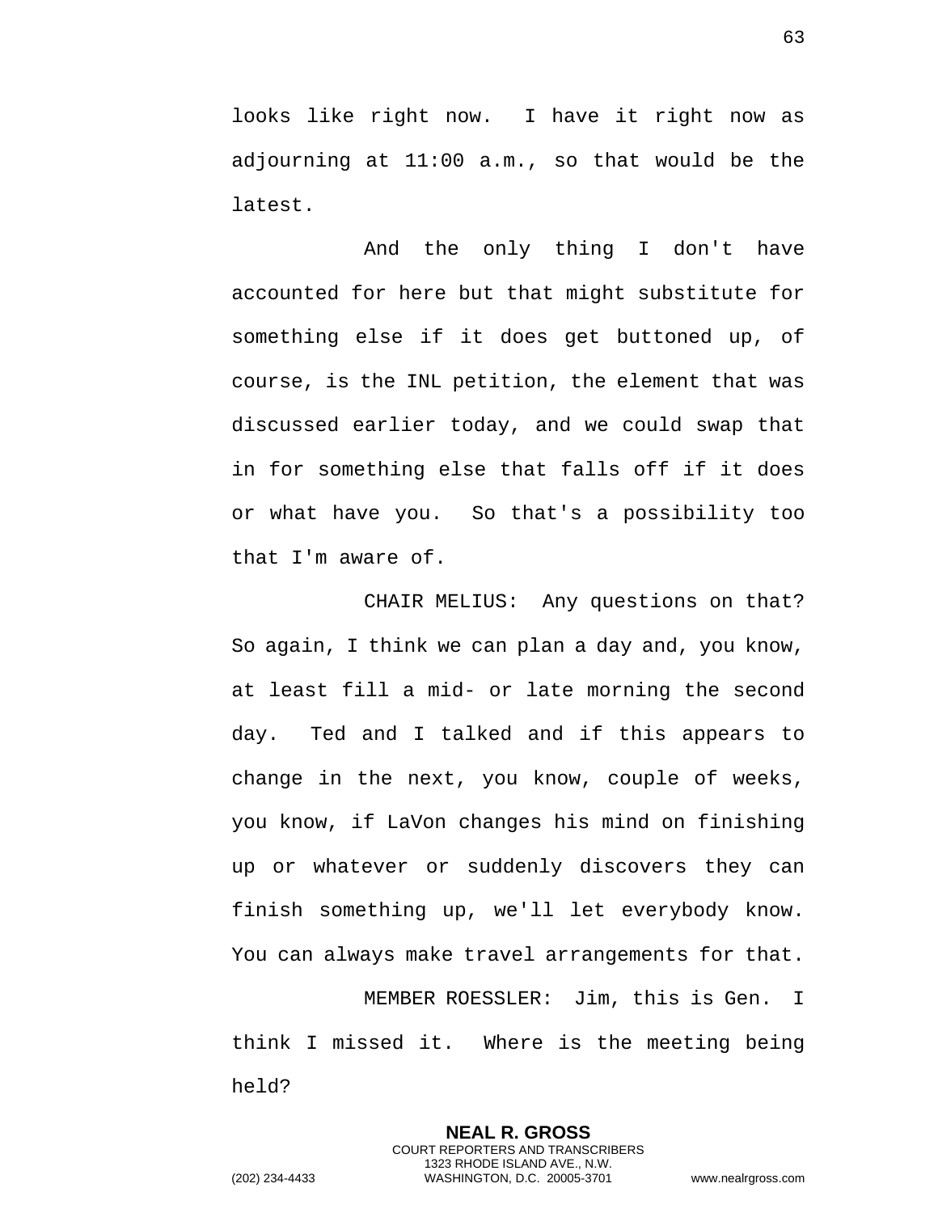looks like right now. I have it right now as adjourning at 11:00 a.m., so that would be the latest.

And the only thing I don't have accounted for here but that might substitute for something else if it does get buttoned up, of course, is the INL petition, the element that was discussed earlier today, and we could swap that in for something else that falls off if it does or what have you. So that's a possibility too that I'm aware of.

CHAIR MELIUS: Any questions on that? So again, I think we can plan a day and, you know, at least fill a mid- or late morning the second day. Ted and I talked and if this appears to change in the next, you know, couple of weeks, you know, if LaVon changes his mind on finishing up or whatever or suddenly discovers they can finish something up, we'll let everybody know. You can always make travel arrangements for that.

MEMBER ROESSLER: Jim, this is Gen. I think I missed it. Where is the meeting being held?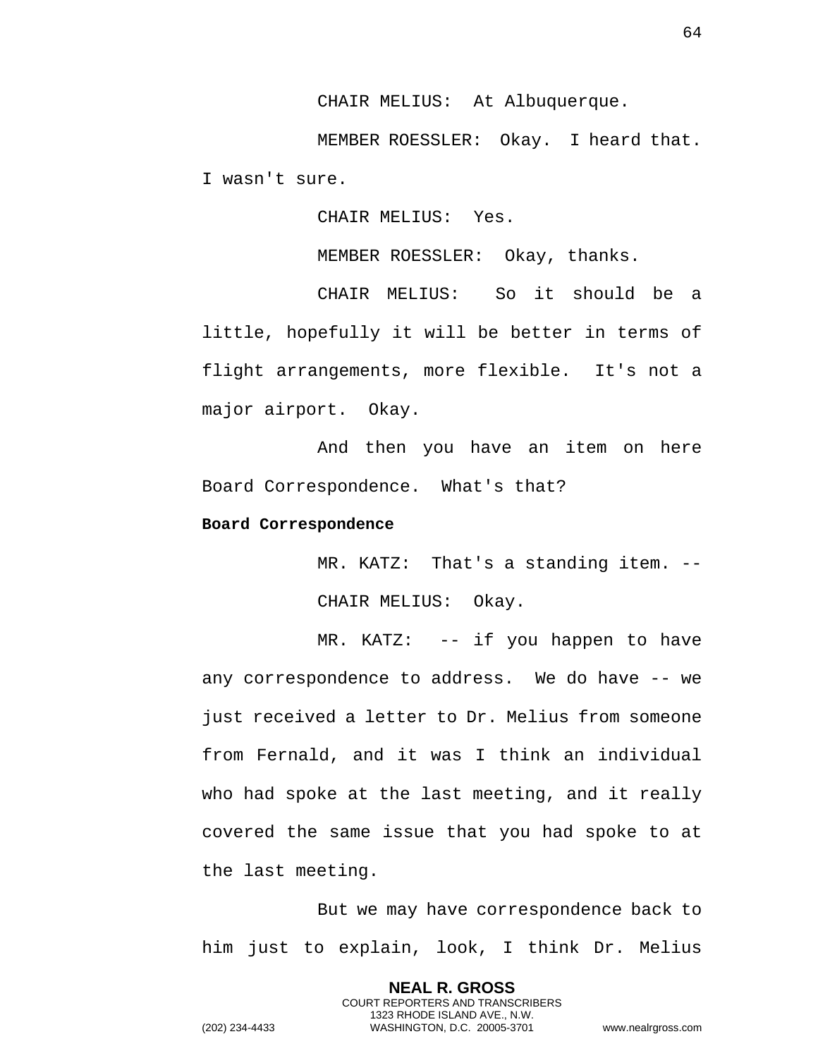CHAIR MELIUS: At Albuquerque.

MEMBER ROESSLER: Okay. I heard that. I wasn't sure.

CHAIR MELIUS: Yes.

MEMBER ROESSLER: Okay, thanks.

CHAIR MELIUS: So it should be a little, hopefully it will be better in terms of flight arrangements, more flexible. It's not a major airport. Okay.

And then you have an item on here Board Correspondence. What's that?

**Board Correspondence**

MR. KATZ: That's a standing item. --

CHAIR MELIUS: Okay.

MR. KATZ: -- if you happen to have any correspondence to address. We do have -- we just received a letter to Dr. Melius from someone from Fernald, and it was I think an individual who had spoke at the last meeting, and it really covered the same issue that you had spoke to at the last meeting.

But we may have correspondence back to him just to explain, look, I think Dr. Melius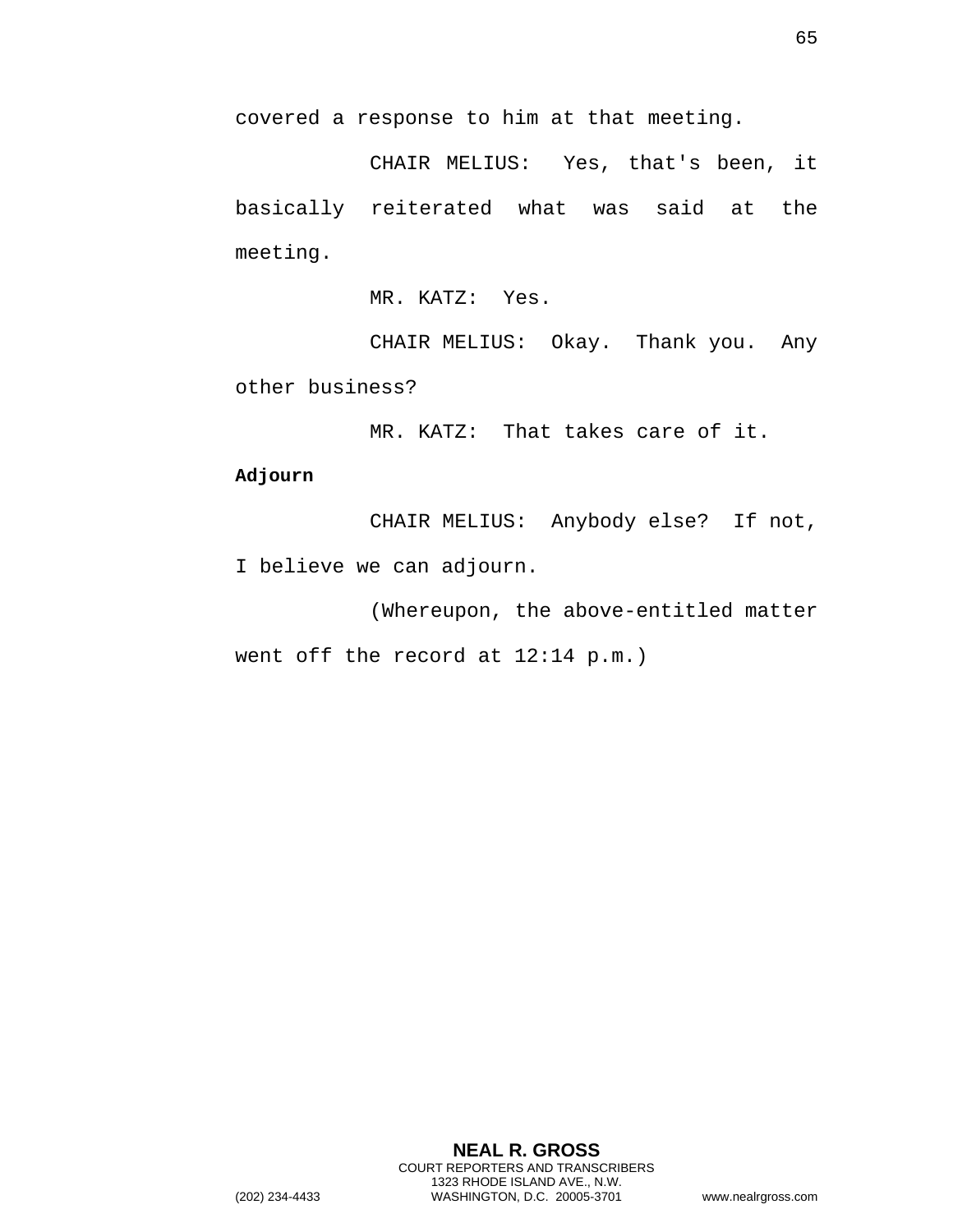covered a response to him at that meeting.

CHAIR MELIUS: Yes, that's been, it basically reiterated what was said at the meeting.

MR. KATZ: Yes.

CHAIR MELIUS: Okay. Thank you. Any other business?

MR. KATZ: That takes care of it.

**Adjourn**

CHAIR MELIUS: Anybody else? If not, I believe we can adjourn.

(Whereupon, the above-entitled matter went off the record at 12:14 p.m.)